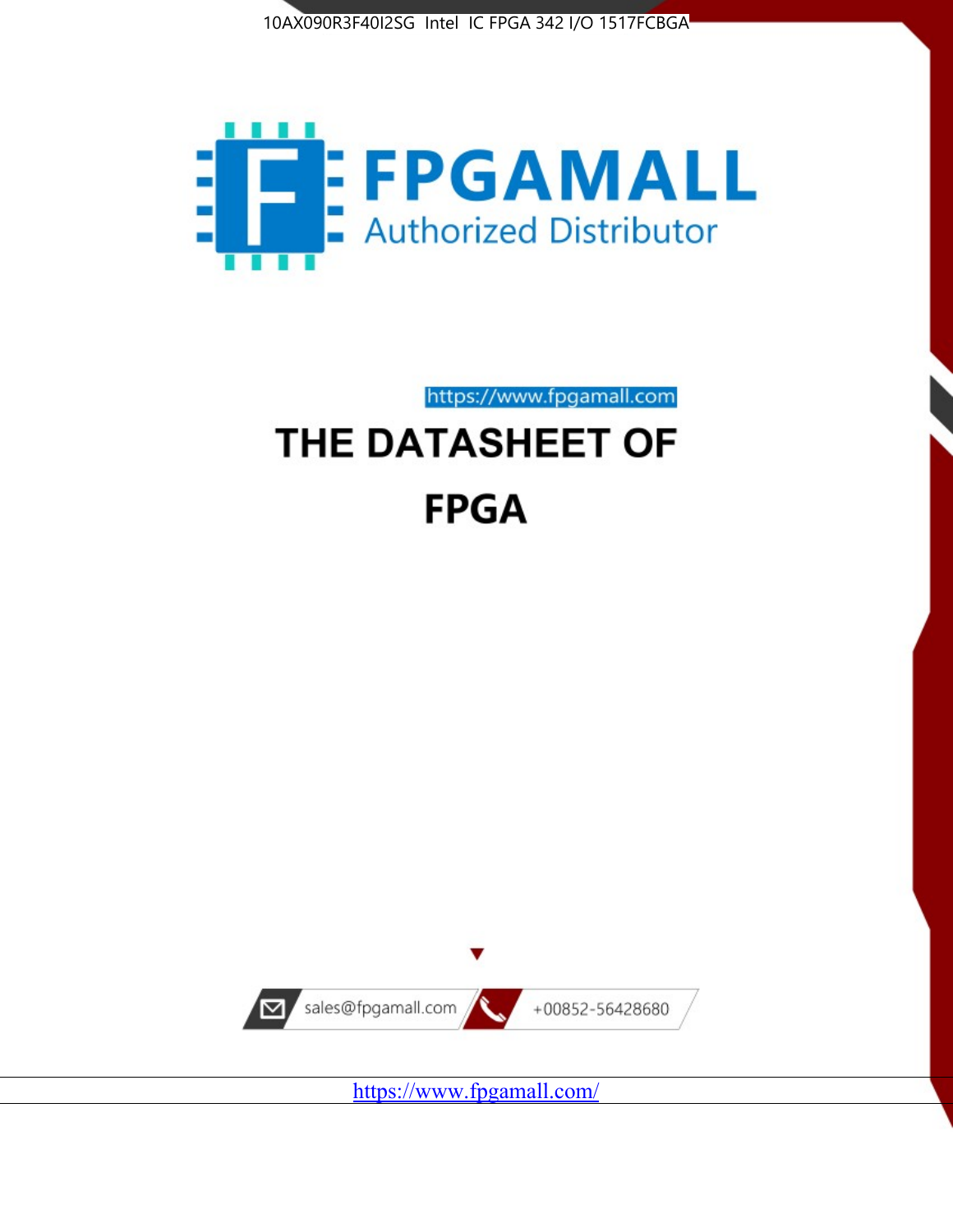10AX090R3F40I2SG Intel IC FPGA 342 I/O 1517FCBGA

FPGAMALL

Authorized Distributor

https://www.fpgamall.com

# THE DATASHEET OF

# FPGA

sales@fpgamall.com

+00852-56428680

https://www.fpgamall.com/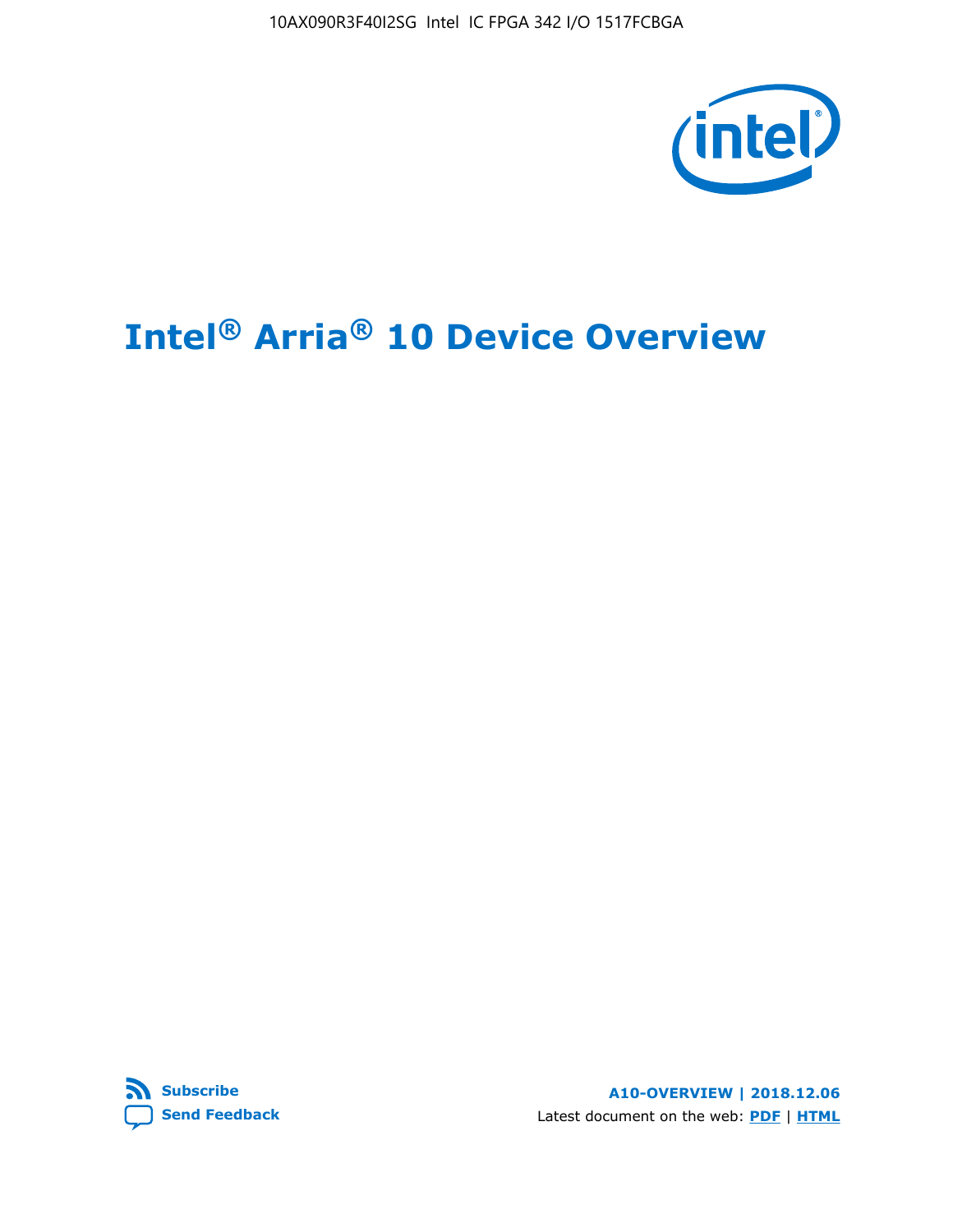# Intel® Arria® 10 Device Overview

**Subscribe**

**Send Feedback**

**A10-OVERVIEW | 2018.12.06**

Latest document on the web: **PDF** | **HTML**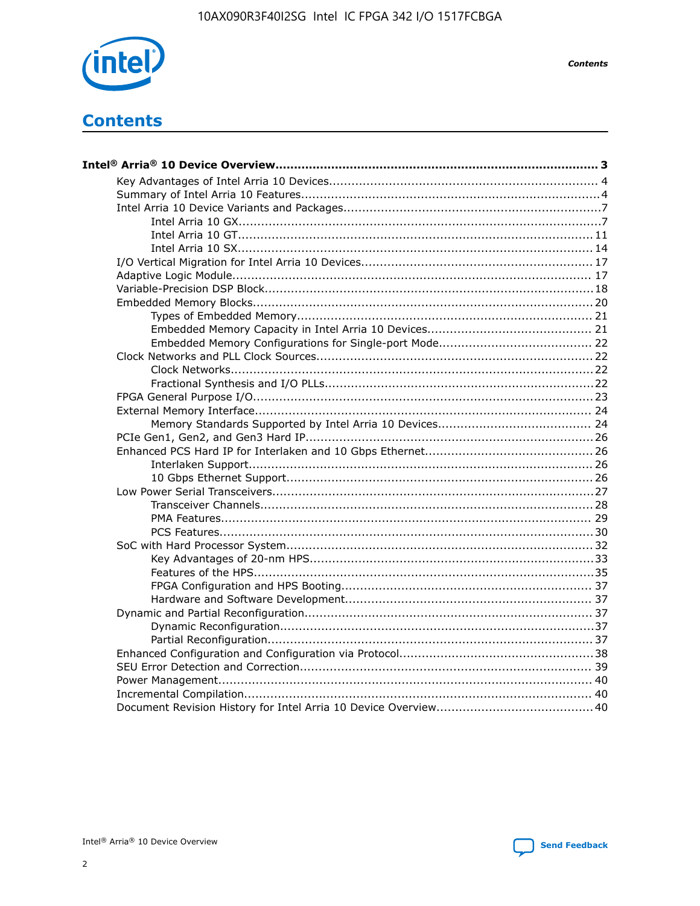# Contents

**Intel® Arria® 10 Device Overview....................................................................................... 3**

- Key Advantages of Intel Arria 10 Devices........................................................................ 4
- Summary of Intel Arria 10 Features................................................................................4
- Intel Arria 10 Device Variants and Packages.....................................................................7
    - Intel Arria 10 GX.................................................................................................7
    - Intel Arria 10 GT............................................................................................... 11
    - Intel Arria 10 SX............................................................................................... 14
- I/O Vertical Migration for Intel Arria 10 Devices.............................................................. 17
- Adaptive Logic Module................................................................................................ 17
- Variable-Precision DSP Block........................................................................................18
- Embedded Memory Blocks...........................................................................................20
    - Types of Embedded Memory............................................................................... 21
    - Embedded Memory Capacity in Intel Arria 10 Devices............................................ 21
    - Embedded Memory Configurations for Single-port Mode......................................... 22
- Clock Networks and PLL Clock Sources.........................................................................22
    - Clock Networks.................................................................................................22
    - Fractional Synthesis and I/O PLLs........................................................................22
- FPGA General Purpose I/O..........................................................................................23
- External Memory Interface.......................................................................................... 24
    - Memory Standards Supported by Intel Arria 10 Devices......................................... 24
- PCIe Gen1, Gen2, and Gen3 Hard IP.............................................................................26
- Enhanced PCS Hard IP for Interlaken and 10 Gbps Ethernet.............................................26
    - Interlaken Support............................................................................................ 26
    - 10 Gbps Ethernet Support.................................................................................. 26
- Low Power Serial Transceivers.....................................................................................27
    - Transceiver Channels.........................................................................................28
    - PMA Features................................................................................................... 29
    - PCS Features....................................................................................................30
- SoC with Hard Processor System..................................................................................32
    - Key Advantages of 20-nm HPS............................................................................33
    - Features of the HPS...........................................................................................35
    - FPGA Configuration and HPS Booting.................................................................. 37
    - Hardware and Software Development.................................................................. 37
- Dynamic and Partial Reconfiguration.............................................................................37
    - Dynamic Reconfiguration....................................................................................37
    - Partial Reconfiguration.......................................................................................37
- Enhanced Configuration and Configuration via Protocol....................................................38
- SEU Error Detection and Correction.............................................................................. 39
- Power Management................................................................................................... 40
- Incremental Compilation............................................................................................. 40
- Document Revision History for Intel Arria 10 Device Overview..........................................40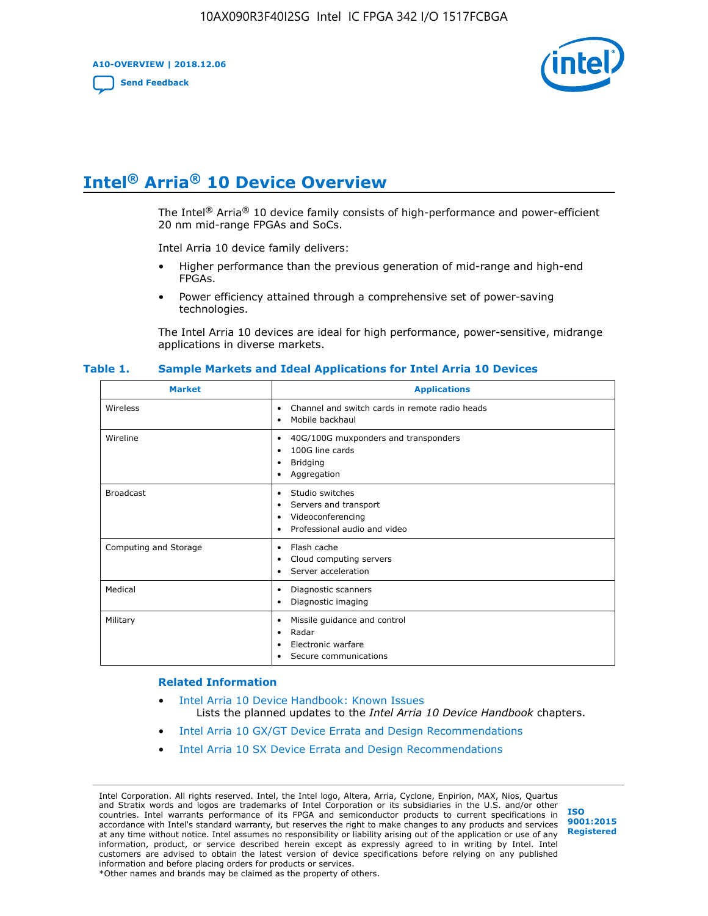# Intel® Arria® 10 Device Overview

The Intel® Arria® 10 device family consists of high-performance and power-efficient 20 nm mid-range FPGAs and SoCs.

Intel Arria 10 device family delivers:

- Higher performance than the previous generation of mid-range and high-end FPGAs.
- Power efficiency attained through a comprehensive set of power-saving technologies.

The Intel Arria 10 devices are ideal for high performance, power-sensitive, midrange applications in diverse markets.

**Table 1. Sample Markets and Ideal Applications for Intel Arria 10 Devices**

| Market | Applications |
|---|---|
| Wireless | • Channel and switch cards in remote radio heads<br>• Mobile backhaul |
| Wireline | • 40G/100G muxponders and transponders<br>• 100G line cards<br>• Bridging<br>• Aggregation |
| Broadcast | • Studio switches<br>• Servers and transport<br>• Videoconferencing<br>• Professional audio and video |
| Computing and Storage | • Flash cache<br>• Cloud computing servers<br>• Server acceleration |
| Medical | • Diagnostic scanners<br>• Diagnostic imaging |
| Military | • Missile guidance and control<br>• Radar<br>• Electronic warfare<br>• Secure communications |

**Related Information**

- Intel Arria 10 Device Handbook: Known Issues
  Lists the planned updates to the *Intel Arria 10 Device Handbook* chapters.
- Intel Arria 10 GX/GT Device Errata and Design Recommendations
- Intel Arria 10 SX Device Errata and Design Recommendations

Intel Corporation. All rights reserved. Intel, the Intel logo, Altera, Arria, Cyclone, Enpirion, MAX, Nios, Quartus and Stratix words and logos are trademarks of Intel Corporation or its subsidiaries in the U.S. and/or other countries. Intel warrants performance of its FPGA and semiconductor products to current specifications in accordance with Intel's standard warranty, but reserves the right to make changes to any products and services at any time without notice. Intel assumes no responsibility or liability arising out of the application or use of any information, product, or service described herein except as expressly agreed to in writing by Intel. Intel customers are advised to obtain the latest version of device specifications before relying on any published information and before placing orders for products or services.
*Other names and brands may be claimed as the property of others.

ISO 9001:2015 Registered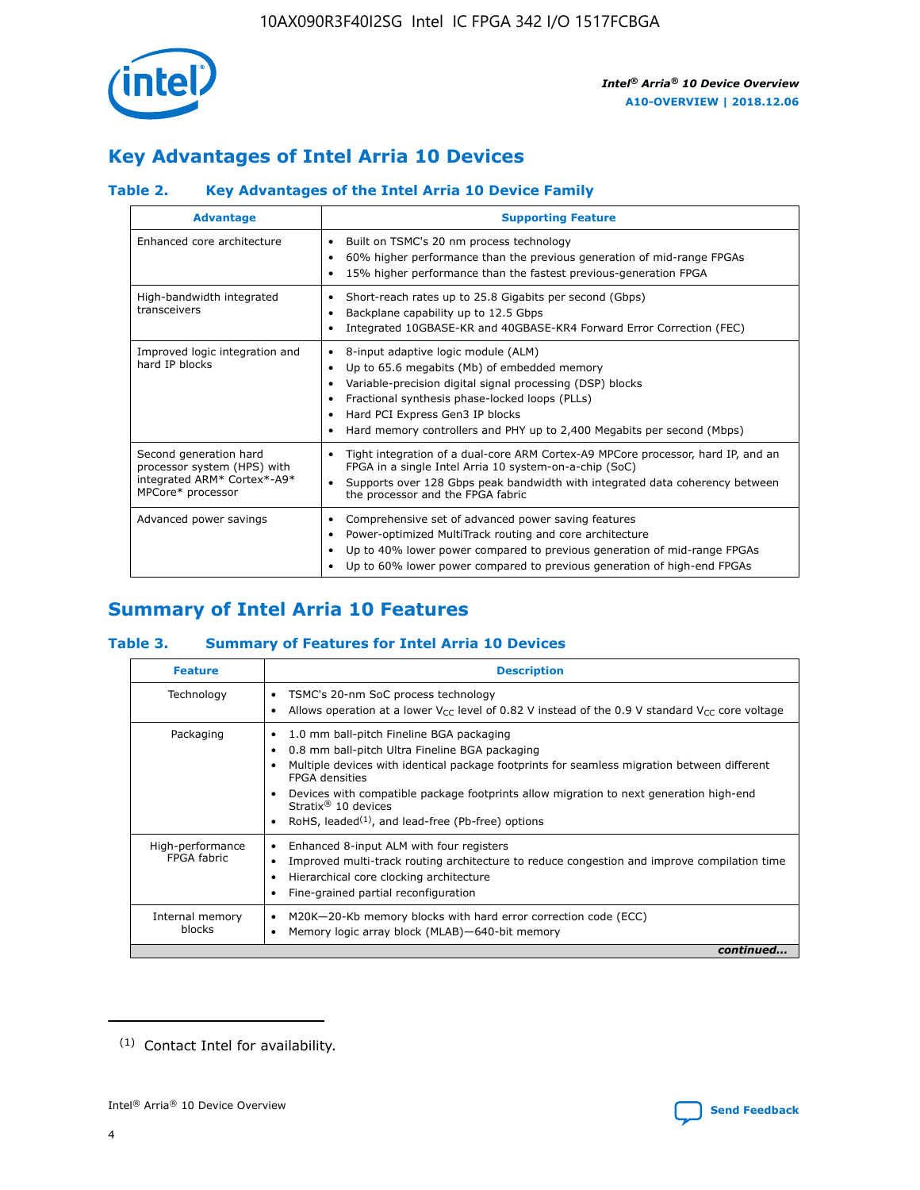## Key Advantages of Intel Arria 10 Devices

### Table 2. Key Advantages of the Intel Arria 10 Device Family

| Advantage | Supporting Feature |
|---|---|
| Enhanced core architecture | • Built on TSMC's 20 nm process technology<br>• 60% higher performance than the previous generation of mid-range FPGAs<br>• 15% higher performance than the fastest previous-generation FPGA |
| High-bandwidth integrated transceivers | • Short-reach rates up to 25.8 Gigabits per second (Gbps)<br>• Backplane capability up to 12.5 Gbps<br>• Integrated 10GBASE-KR and 40GBASE-KR4 Forward Error Correction (FEC) |
| Improved logic integration and hard IP blocks | • 8-input adaptive logic module (ALM)<br>• Up to 65.6 megabits (Mb) of embedded memory<br>• Variable-precision digital signal processing (DSP) blocks<br>• Fractional synthesis phase-locked loops (PLLs)<br>• Hard PCI Express Gen3 IP blocks<br>• Hard memory controllers and PHY up to 2,400 Megabits per second (Mbps) |
| Second generation hard processor system (HPS) with integrated ARM* Cortex*-A9* MPCore* processor | • Tight integration of a dual-core ARM Cortex-A9 MPCore processor, hard IP, and an FPGA in a single Intel Arria 10 system-on-a-chip (SoC)<br>• Supports over 128 Gbps peak bandwidth with integrated data coherency between the processor and the FPGA fabric |
| Advanced power savings | • Comprehensive set of advanced power saving features<br>• Power-optimized MultiTrack routing and core architecture<br>• Up to 40% lower power compared to previous generation of mid-range FPGAs<br>• Up to 60% lower power compared to previous generation of high-end FPGAs |

## Summary of Intel Arria 10 Features

### Table 3. Summary of Features for Intel Arria 10 Devices

| Feature | Description |
|---|---|
| Technology | • TSMC's 20-nm SoC process technology<br>• Allows operation at a lower $V_{CC}$ level of 0.82 V instead of the 0.9 V standard $V_{CC}$ core voltage |
| Packaging | • 1.0 mm ball-pitch Fineline BGA packaging<br>• 0.8 mm ball-pitch Ultra Fineline BGA packaging<br>• Multiple devices with identical package footprints for seamless migration between different FPGA densities<br>• Devices with compatible package footprints allow migration to next generation high-end Stratix® 10 devices<br>• RoHS, leaded[(1)], and lead-free (Pb-free) options |
| High-performance FPGA fabric | • Enhanced 8-input ALM with four registers<br>• Improved multi-track routing architecture to reduce congestion and improve compilation time<br>• Hierarchical core clocking architecture<br>• Fine-grained partial reconfiguration |
| Internal memory blocks | • M20K—20-Kb memory blocks with hard error correction code (ECC)<br>• Memory logic array block (MLAB)—640-bit memory |

*continued...*

(1) Contact Intel for availability.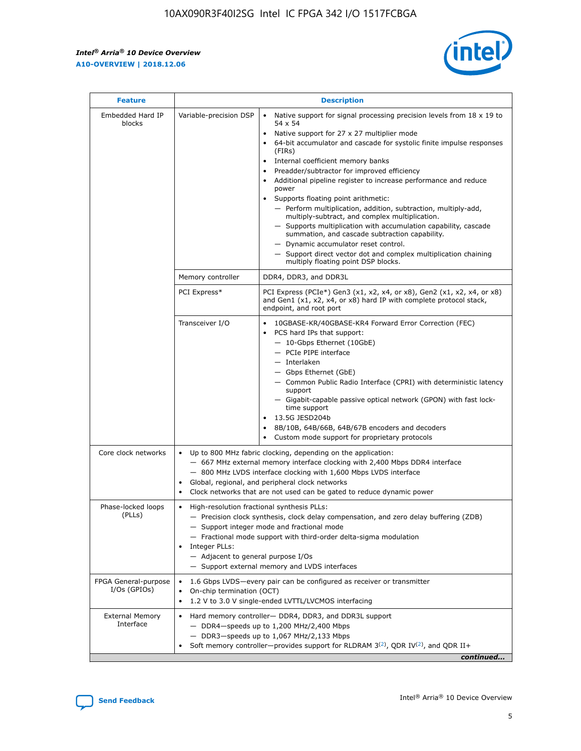| Feature | Description | |
|---|---|---|
| Embedded Hard IP blocks | Variable-precision DSP | • Native support for signal processing precision levels from 18 x 19 to 54 x 54<br>• Native support for 27 x 27 multiplier mode<br>• 64-bit accumulator and cascade for systolic finite impulse responses (FIRs)<br>• Internal coefficient memory banks<br>• Preadder/subtractor for improved efficiency<br>• Additional pipeline register to increase performance and reduce power<br>• Supports floating point arithmetic:<br>— Perform multiplication, addition, subtraction, multiply-add, multiply-subtract, and complex multiplication.<br>— Supports multiplication with accumulation capability, cascade summation, and cascade subtraction capability.<br>— Dynamic accumulator reset control.<br>— Support direct vector dot and complex multiplication chaining multiply floating point DSP blocks. |
| | Memory controller | DDR4, DDR3, and DDR3L |
| | PCI Express* | PCI Express (PCIe*) Gen3 (x1, x2, x4, or x8), Gen2 (x1, x2, x4, or x8) and Gen1 (x1, x2, x4, or x8) hard IP with complete protocol stack, endpoint, and root port |
| | Transceiver I/O | • 10GBASE-KR/40GBASE-KR4 Forward Error Correction (FEC)<br>• PCS hard IPs that support:<br>— 10-Gbps Ethernet (10GbE)<br>— PCIe PIPE interface<br>— Interlaken<br>— Gbps Ethernet (GbE)<br>— Common Public Radio Interface (CPRI) with deterministic latency support<br>— Gigabit-capable passive optical network (GPON) with fast lock-time support<br>• 13.5G JESD204b<br>• 8B/10B, 64B/66B, 64B/67B encoders and decoders<br>• Custom mode support for proprietary protocols |
| Core clock networks | • Up to 800 MHz fabric clocking, depending on the application:<br>— 667 MHz external memory interface clocking with 2,400 Mbps DDR4 interface<br>— 800 MHz LVDS interface clocking with 1,600 Mbps LVDS interface<br>• Global, regional, and peripheral clock networks<br>• Clock networks that are not used can be gated to reduce dynamic power | |
| Phase-locked loops (PLLs) | • High-resolution fractional synthesis PLLs:<br>— Precision clock synthesis, clock delay compensation, and zero delay buffering (ZDB)<br>— Support integer mode and fractional mode<br>— Fractional mode support with third-order delta-sigma modulation<br>• Integer PLLs:<br>— Adjacent to general purpose I/Os<br>— Support external memory and LVDS interfaces | |
| FPGA General-purpose I/Os (GPIOs) | • 1.6 Gbps LVDS—every pair can be configured as receiver or transmitter<br>• On-chip termination (OCT)<br>• 1.2 V to 3.0 V single-ended LVTTL/LVCMOS interfacing | |
| External Memory Interface | • Hard memory controller— DDR4, DDR3, and DDR3L support<br>— DDR4—speeds up to 1,200 MHz/2,400 Mbps<br>— DDR3—speeds up to 1,067 MHz/2,133 Mbps<br>• Soft memory controller—provides support for RLDRAM 3[(2)], QDR IV[(2)], and QDR II+ | |

*continued...*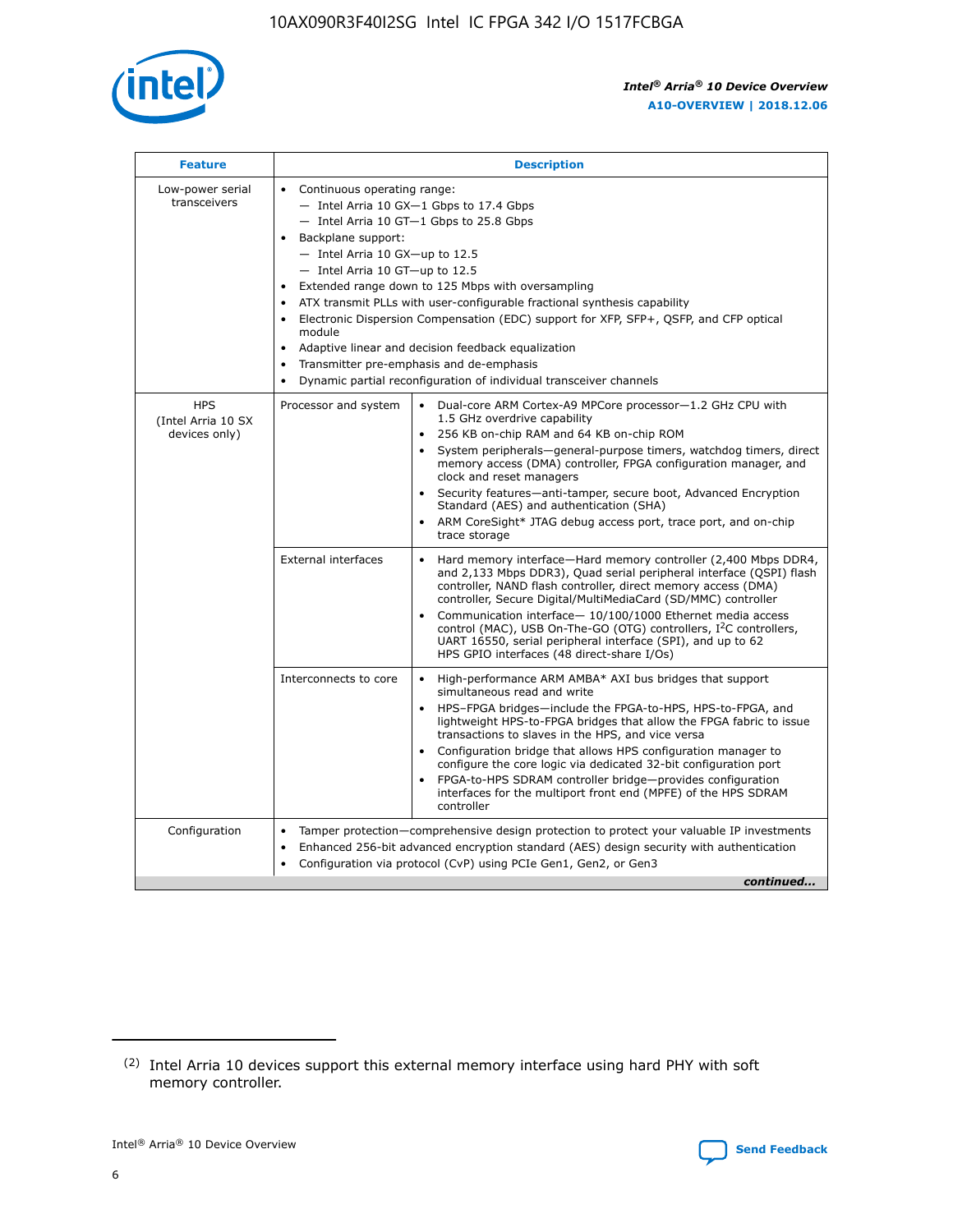| Feature | Description | |
|---|---|---|
| Low-power serial transceivers | • Continuous operating range:<br>— Intel Arria 10 GX—1 Gbps to 17.4 Gbps<br>— Intel Arria 10 GT—1 Gbps to 25.8 Gbps<br>• Backplane support:<br>— Intel Arria 10 GX—up to 12.5<br>— Intel Arria 10 GT—up to 12.5<br>• Extended range down to 125 Mbps with oversampling<br>• ATX transmit PLLs with user-configurable fractional synthesis capability<br>• Electronic Dispersion Compensation (EDC) support for XFP, SFP+, QSFP, and CFP optical module<br>• Adaptive linear and decision feedback equalization<br>• Transmitter pre-emphasis and de-emphasis<br>• Dynamic partial reconfiguration of individual transceiver channels | |
| HPS (Intel Arria 10 SX devices only) | Processor and system | • Dual-core ARM Cortex-A9 MPCore processor—1.2 GHz CPU with 1.5 GHz overdrive capability<br>• 256 KB on-chip RAM and 64 KB on-chip ROM<br>• System peripherals—general-purpose timers, watchdog timers, direct memory access (DMA) controller, FPGA configuration manager, and clock and reset managers<br>• Security features—anti-tamper, secure boot, Advanced Encryption Standard (AES) and authentication (SHA)<br>• ARM CoreSight* JTAG debug access port, trace port, and on-chip trace storage |
| | External interfaces | • Hard memory interface—Hard memory controller (2,400 Mbps DDR4, and 2,133 Mbps DDR3), Quad serial peripheral interface (QSPI) flash controller, NAND flash controller, direct memory access (DMA) controller, Secure Digital/MultiMediaCard (SD/MMC) controller<br>• Communication interface— 10/100/1000 Ethernet media access control (MAC), USB On-The-GO (OTG) controllers, I²C controllers, UART 16550, serial peripheral interface (SPI), and up to 62 HPS GPIO interfaces (48 direct-share I/Os) |
| | Interconnects to core | • High-performance ARM AMBA* AXI bus bridges that support simultaneous read and write<br>• HPS–FPGA bridges—include the FPGA-to-HPS, HPS-to-FPGA, and lightweight HPS-to-FPGA bridges that allow the FPGA fabric to issue transactions to slaves in the HPS, and vice versa<br>• Configuration bridge that allows HPS configuration manager to configure the core logic via dedicated 32-bit configuration port<br>• FPGA-to-HPS SDRAM controller bridge—provides configuration interfaces for the multiport front end (MPFE) of the HPS SDRAM controller |
| Configuration | • Tamper protection—comprehensive design protection to protect your valuable IP investments<br>• Enhanced 256-bit advanced encryption standard (AES) design security with authentication<br>• Configuration via protocol (CvP) using PCIe Gen1, Gen2, or Gen3 | |

*continued...*

(2) Intel Arria 10 devices support this external memory interface using hard PHY with soft memory controller.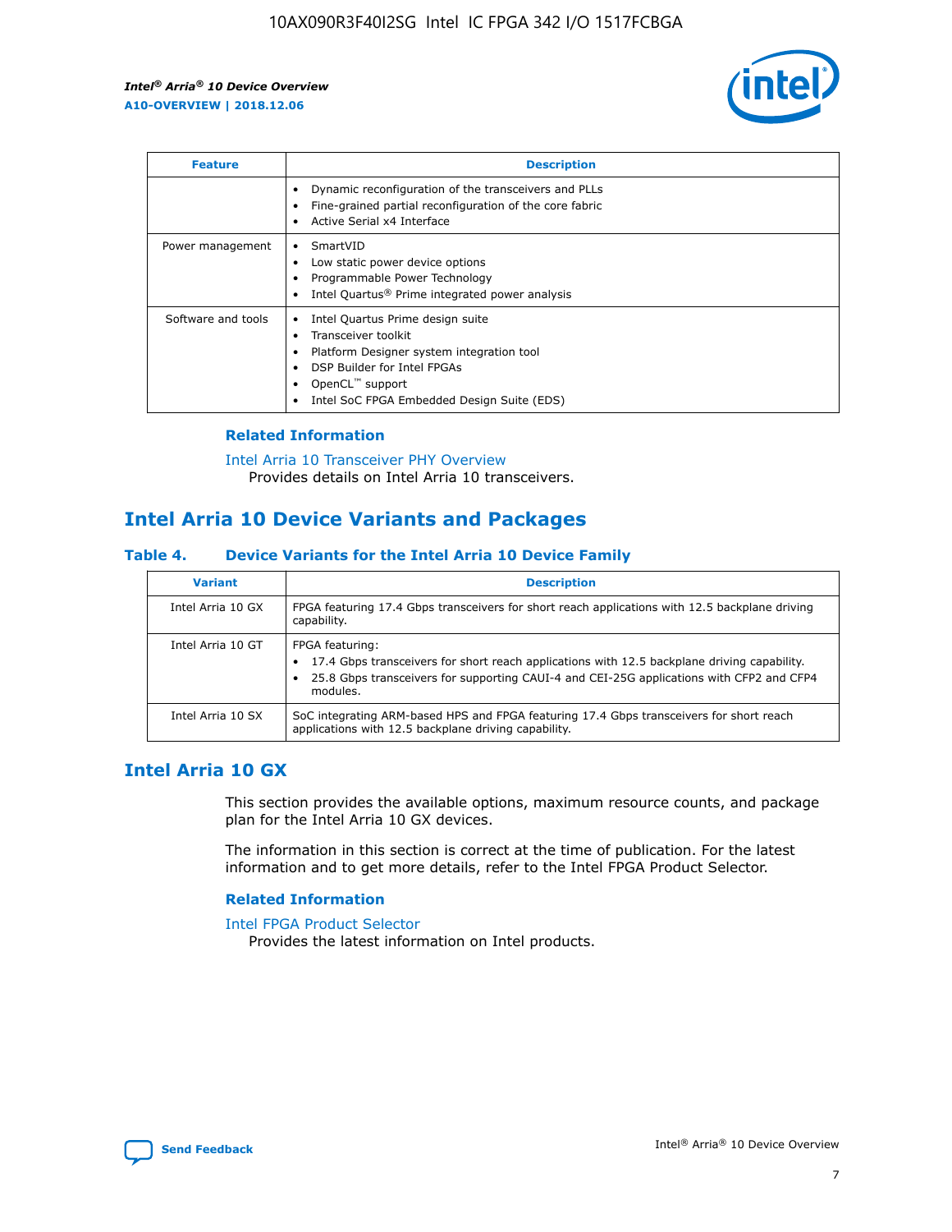| Feature | Description |
| --- | --- |
| | • Dynamic reconfiguration of the transceivers and PLLs<br>• Fine-grained partial reconfiguration of the core fabric<br>• Active Serial x4 Interface |
| Power management | • SmartVID<br>• Low static power device options<br>• Programmable Power Technology<br>• Intel Quartus® Prime integrated power analysis |
| Software and tools | • Intel Quartus Prime design suite<br>• Transceiver toolkit<br>• Platform Designer system integration tool<br>• DSP Builder for Intel FPGAs<br>• OpenCL™ support<br>• Intel SoC FPGA Embedded Design Suite (EDS) |

### Related Information

Intel Arria 10 Transceiver PHY Overview
Provides details on Intel Arria 10 transceivers.

## Intel Arria 10 Device Variants and Packages

### Table 4. Device Variants for the Intel Arria 10 Device Family

| Variant | Description |
| --- | --- |
| Intel Arria 10 GX | FPGA featuring 17.4 Gbps transceivers for short reach applications with 12.5 backplane driving capability. |
| Intel Arria 10 GT | FPGA featuring:<br>• 17.4 Gbps transceivers for short reach applications with 12.5 backplane driving capability.<br>• 25.8 Gbps transceivers for supporting CAUI-4 and CEI-25G applications with CFP2 and CFP4 modules. |
| Intel Arria 10 SX | SoC integrating ARM-based HPS and FPGA featuring 17.4 Gbps transceivers for short reach applications with 12.5 backplane driving capability. |

## Intel Arria 10 GX

This section provides the available options, maximum resource counts, and package plan for the Intel Arria 10 GX devices.

The information in this section is correct at the time of publication. For the latest information and to get more details, refer to the Intel FPGA Product Selector.

### Related Information

Intel FPGA Product Selector
Provides the latest information on Intel products.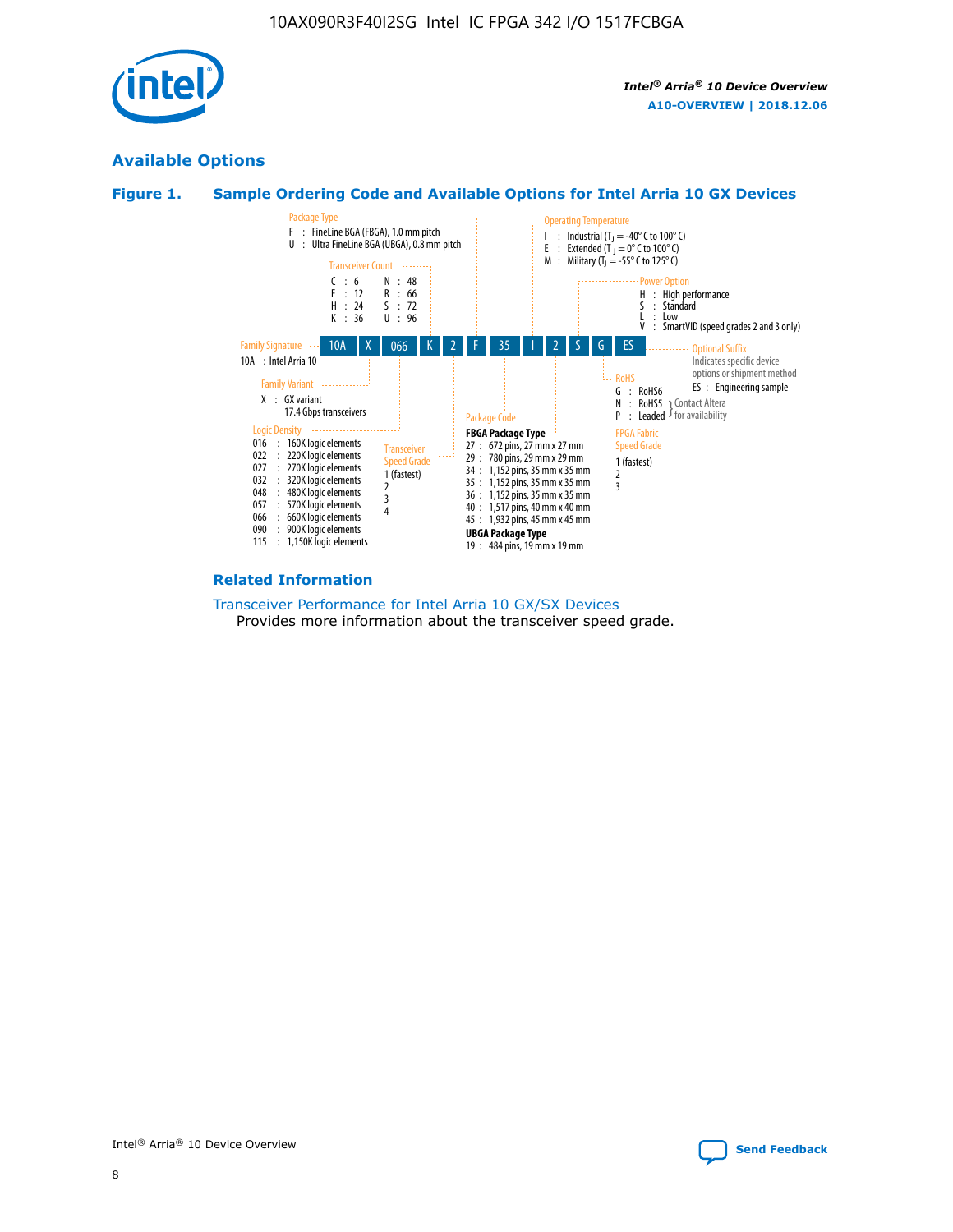## Available Options

### Figure 1. Sample Ordering Code and Available Options for Intel Arria 10 GX Devices

| 10A | X | 066 | K | 2 | F | 35 | I | 2 | S | G | ES |
|---|---|---|---|---|---|---|---|---|---|---|---|

**Family Signature**
- 10A : Intel Arria 10

**Family Variant**
- X : GX variant 17.4 Gbps transceivers

**Logic Density**
- 016 : 160K logic elements
- 022 : 220K logic elements
- 027 : 270K logic elements
- 032 : 320K logic elements
- 048 : 480K logic elements
- 057 : 570K logic elements
- 066 : 660K logic elements
- 090 : 900K logic elements
- 115 : 1,150K logic elements

**Transceiver Count**
- C : 6
- E : 12
- H : 24
- K : 36
- N : 48
- R : 66
- S : 72
- U : 96

**Transceiver Speed Grade**
- 1 (fastest)
- 2
- 3
- 4

**Package Type**
- F : FineLine BGA (FBGA), 1.0 mm pitch
- U : Ultra FineLine BGA (UBGA), 0.8 mm pitch

**Package Code**

FBGA Package Type
- 27 : 672 pins, 27 mm x 27 mm
- 29 : 780 pins, 29 mm x 29 mm
- 34 : 1,152 pins, 35 mm x 35 mm
- 35 : 1,152 pins, 35 mm x 35 mm
- 36 : 1,152 pins, 35 mm x 35 mm
- 40 : 1,517 pins, 40 mm x 40 mm
- 45 : 1,932 pins, 45 mm x 45 mm

UBGA Package Type
- 19 : 484 pins, 19 mm x 19 mm

**Operating Temperature**
- I : Industrial ($T_J$ = -40° C to 100° C)
- E : Extended ($T_J$ = 0° C to 100° C)
- M : Military ($T_J$ = -55° C to 125° C)

**FPGA Fabric Speed Grade**
- 1 (fastest)
- 2
- 3

**Power Option**
- H : High performance
- S : Standard
- L : Low
- V : SmartVID (speed grades 2 and 3 only)

**RoHS**
- G : RoHS6
- N : RoHS5 (Contact Altera for availability)
- P : Leaded (Contact Altera for availability)

**Optional Suffix**

Indicates specific device options or shipment method
- ES : Engineering sample

### Related Information

Transceiver Performance for Intel Arria 10 GX/SX Devices
Provides more information about the transceiver speed grade.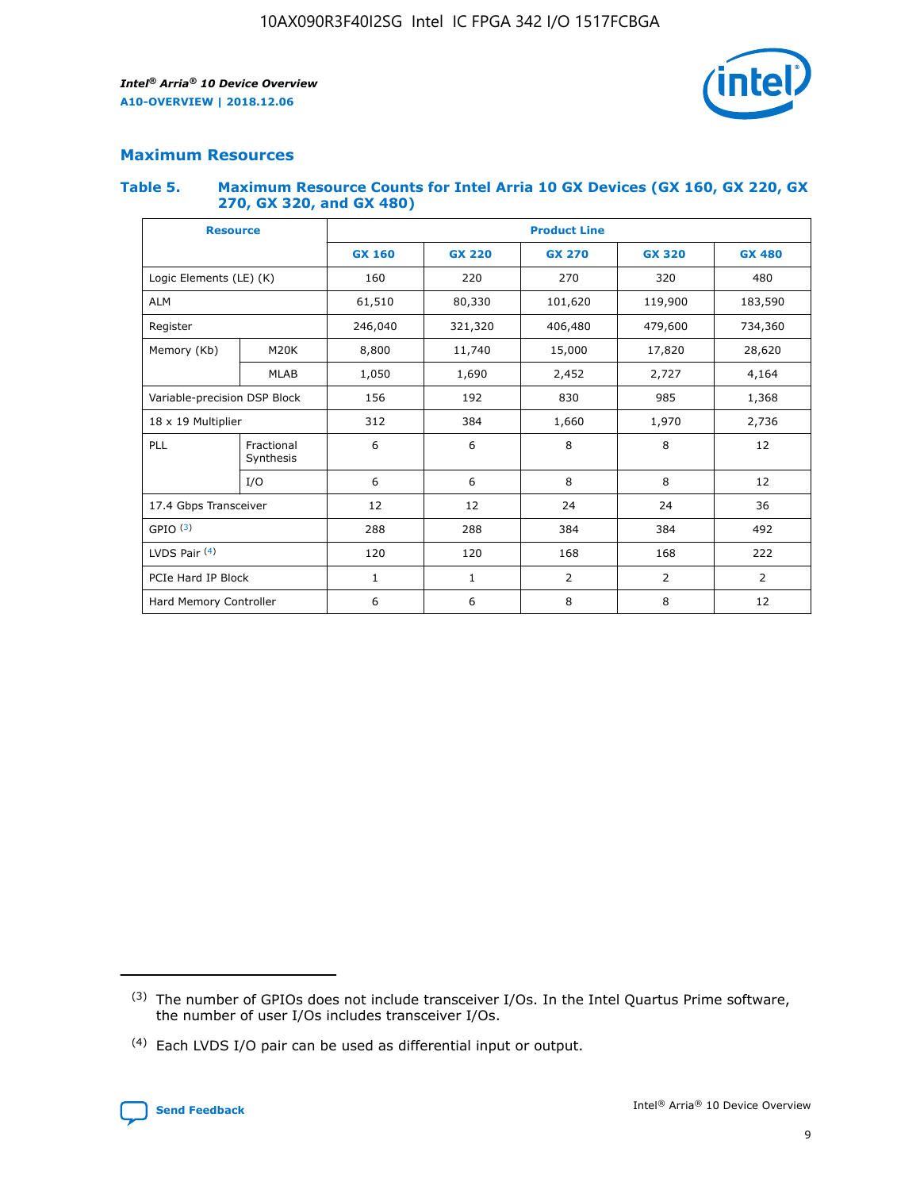## Maximum Resources

### Table 5. Maximum Resource Counts for Intel Arria 10 GX Devices (GX 160, GX 220, GX 270, GX 320, and GX 480)

| Resource | | Product Line | | | | |
|---|---|---|---|---|---|---|
| | | GX 160 | GX 220 | GX 270 | GX 320 | GX 480 |
| Logic Elements (LE) (K) | | 160 | 220 | 270 | 320 | 480 |
| ALM | | 61,510 | 80,330 | 101,620 | 119,900 | 183,590 |
| Register | | 246,040 | 321,320 | 406,480 | 479,600 | 734,360 |
| Memory (Kb) | M20K | 8,800 | 11,740 | 15,000 | 17,820 | 28,620 |
| | MLAB | 1,050 | 1,690 | 2,452 | 2,727 | 4,164 |
| Variable-precision DSP Block | | 156 | 192 | 830 | 985 | 1,368 |
| 18 x 19 Multiplier | | 312 | 384 | 1,660 | 1,970 | 2,736 |
| PLL | Fractional Synthesis | 6 | 6 | 8 | 8 | 12 |
| | I/O | 6 | 6 | 8 | 8 | 12 |
| 17.4 Gbps Transceiver | | 12 | 12 | 24 | 24 | 36 |
| GPIO [(3)] | | 288 | 288 | 384 | 384 | 492 |
| LVDS Pair [(4)] | | 120 | 120 | 168 | 168 | 222 |
| PCIe Hard IP Block | | 1 | 1 | 2 | 2 | 2 |
| Hard Memory Controller | | 6 | 6 | 8 | 8 | 12 |

(3) The number of GPIOs does not include transceiver I/Os. In the Intel Quartus Prime software, the number of user I/Os includes transceiver I/Os.

(4) Each LVDS I/O pair can be used as differential input or output.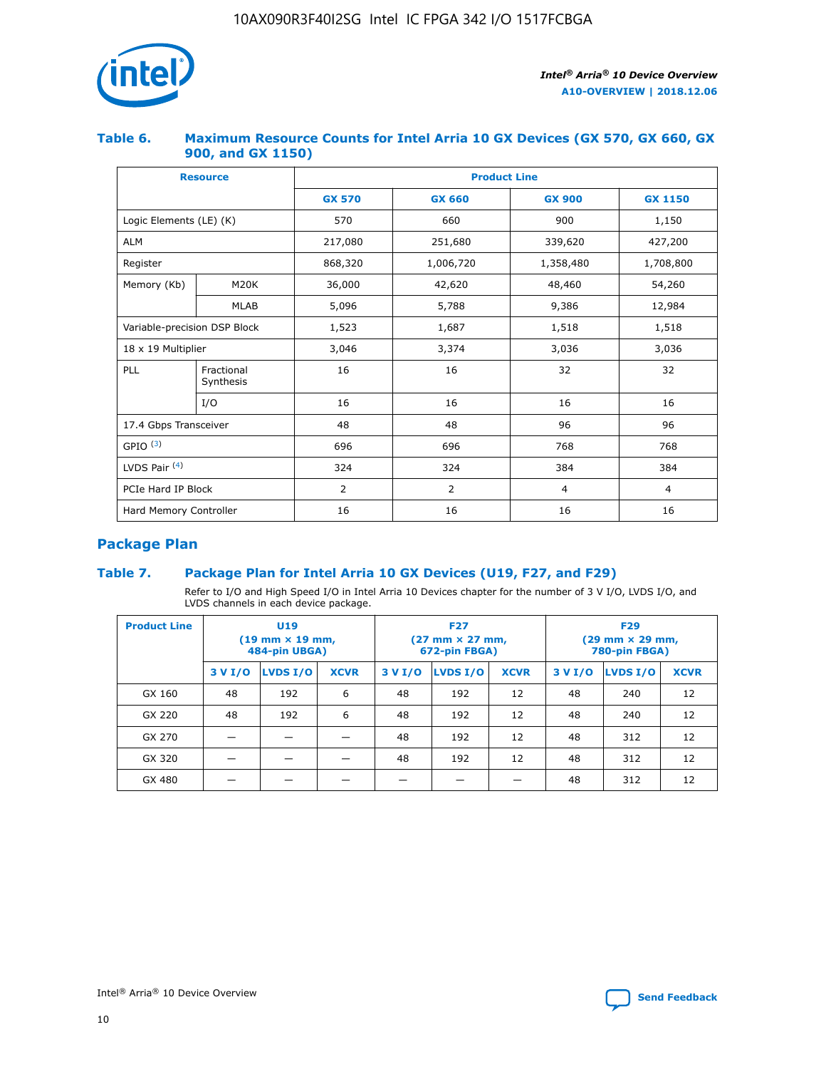### Table 6. Maximum Resource Counts for Intel Arria 10 GX Devices (GX 570, GX 660, GX 900, and GX 1150)

| Resource | | Product Line | | | |
|---|---|---|---|---|---|
| | | GX 570 | GX 660 | GX 900 | GX 1150 |
| Logic Elements (LE) (K) | | 570 | 660 | 900 | 1,150 |
| ALM | | 217,080 | 251,680 | 339,620 | 427,200 |
| Register | | 868,320 | 1,006,720 | 1,358,480 | 1,708,800 |
| Memory (Kb) | M20K | 36,000 | 42,620 | 48,460 | 54,260 |
| | MLAB | 5,096 | 5,788 | 9,386 | 12,984 |
| Variable-precision DSP Block | | 1,523 | 1,687 | 1,518 | 1,518 |
| 18 x 19 Multiplier | | 3,046 | 3,374 | 3,036 | 3,036 |
| PLL | Fractional Synthesis | 16 | 16 | 32 | 32 |
| | I/O | 16 | 16 | 16 | 16 |
| 17.4 Gbps Transceiver | | 48 | 48 | 96 | 96 |
| GPIO [(3)] | | 696 | 696 | 768 | 768 |
| LVDS Pair [(4)] | | 324 | 324 | 384 | 384 |
| PCIe Hard IP Block | | 2 | 2 | 4 | 4 |
| Hard Memory Controller | | 16 | 16 | 16 | 16 |

## Package Plan

### Table 7. Package Plan for Intel Arria 10 GX Devices (U19, F27, and F29)

Refer to I/O and High Speed I/O in Intel Arria 10 Devices chapter for the number of 3 V I/O, LVDS I/O, and LVDS channels in each device package.

| Product Line | U19 (19 mm × 19 mm, 484-pin UBGA) | | | F27 (27 mm × 27 mm, 672-pin FBGA) | | | F29 (29 mm × 29 mm, 780-pin FBGA) | | |
|---|---|---|---|---|---|---|---|---|---|
| | 3 V I/O | LVDS I/O | XCVR | 3 V I/O | LVDS I/O | XCVR | 3 V I/O | LVDS I/O | XCVR |
| GX 160 | 48 | 192 | 6 | 48 | 192 | 12 | 48 | 240 | 12 |
| GX 220 | 48 | 192 | 6 | 48 | 192 | 12 | 48 | 240 | 12 |
| GX 270 | — | — | — | 48 | 192 | 12 | 48 | 312 | 12 |
| GX 320 | — | — | — | 48 | 192 | 12 | 48 | 312 | 12 |
| GX 480 | — | — | — | — | — | — | 48 | 312 | 12 |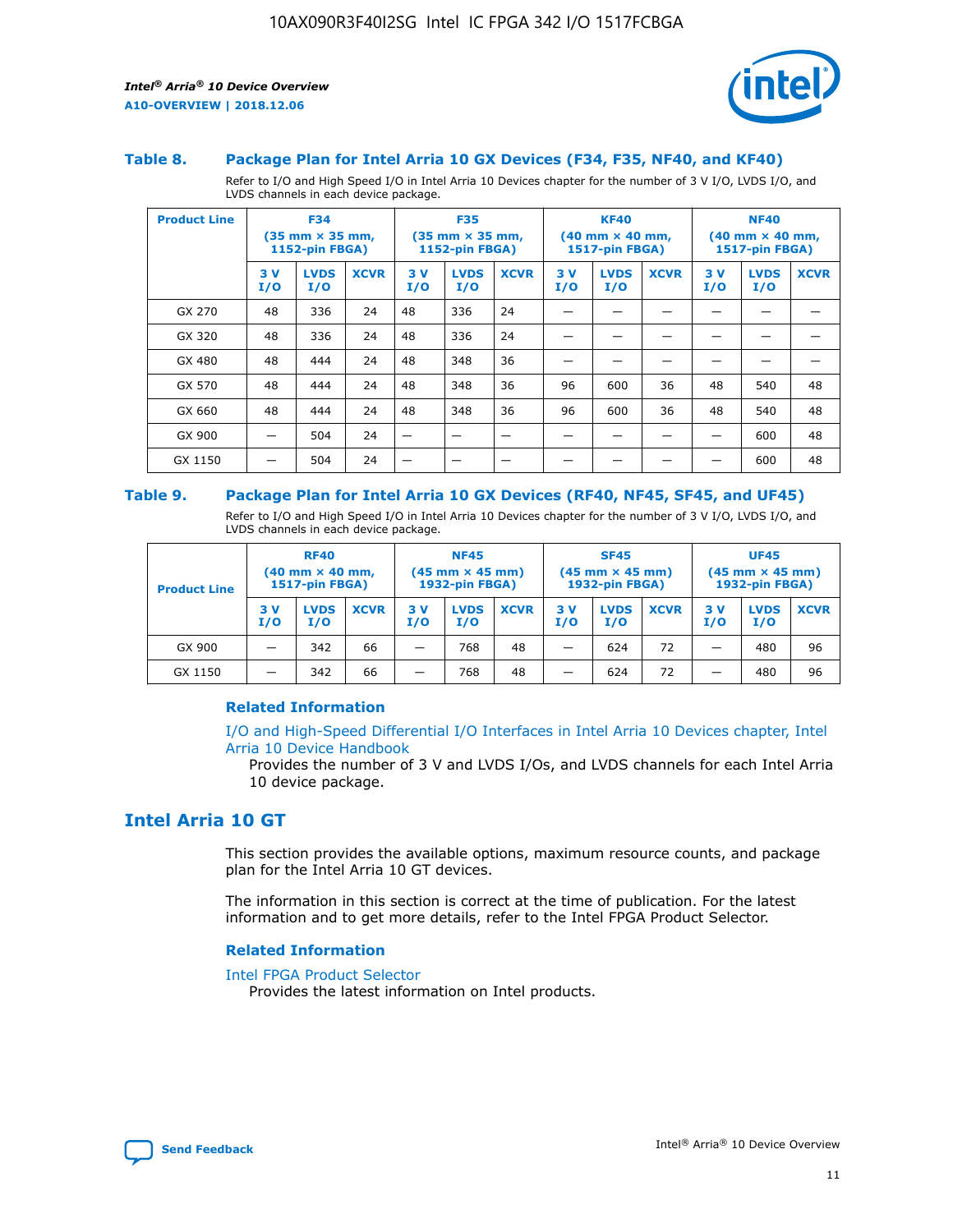### Table 8. Package Plan for Intel Arria 10 GX Devices (F34, F35, NF40, and KF40)

Refer to I/O and High Speed I/O in Intel Arria 10 Devices chapter for the number of 3 V I/O, LVDS I/O, and LVDS channels in each device package.

| Product Line | F34 (35 mm × 35 mm, 1152-pin FBGA) | | | F35 (35 mm × 35 mm, 1152-pin FBGA) | | | KF40 (40 mm × 40 mm, 1517-pin FBGA) | | | NF40 (40 mm × 40 mm, 1517-pin FBGA) | | |
|---|---|---|---|---|---|---|---|---|---|---|---|---|
| | 3 V I/O | LVDS I/O | XCVR | 3 V I/O | LVDS I/O | XCVR | 3 V I/O | LVDS I/O | XCVR | 3 V I/O | LVDS I/O | XCVR |
| GX 270 | 48 | 336 | 24 | 48 | 336 | 24 | — | — | — | — | — | — |
| GX 320 | 48 | 336 | 24 | 48 | 336 | 24 | — | — | — | — | — | — |
| GX 480 | 48 | 444 | 24 | 48 | 348 | 36 | — | — | — | — | — | — |
| GX 570 | 48 | 444 | 24 | 48 | 348 | 36 | 96 | 600 | 36 | 48 | 540 | 48 |
| GX 660 | 48 | 444 | 24 | 48 | 348 | 36 | 96 | 600 | 36 | 48 | 540 | 48 |
| GX 900 | — | 504 | 24 | — | — | — | — | — | — | — | 600 | 48 |
| GX 1150 | — | 504 | 24 | — | — | — | — | — | — | — | 600 | 48 |

### Table 9. Package Plan for Intel Arria 10 GX Devices (RF40, NF45, SF45, and UF45)

Refer to I/O and High Speed I/O in Intel Arria 10 Devices chapter for the number of 3 V I/O, LVDS I/O, and LVDS channels in each device package.

| Product Line | RF40 (40 mm × 40 mm, 1517-pin FBGA) | | | NF45 (45 mm × 45 mm) 1932-pin FBGA) | | | SF45 (45 mm × 45 mm) 1932-pin FBGA) | | | UF45 (45 mm × 45 mm) 1932-pin FBGA) | | |
|---|---|---|---|---|---|---|---|---|---|---|---|---|
| | 3 V I/O | LVDS I/O | XCVR | 3 V I/O | LVDS I/O | XCVR | 3 V I/O | LVDS I/O | XCVR | 3 V I/O | LVDS I/O | XCVR |
| GX 900 | — | 342 | 66 | — | 768 | 48 | — | 624 | 72 | — | 480 | 96 |
| GX 1150 | — | 342 | 66 | — | 768 | 48 | — | 624 | 72 | — | 480 | 96 |

#### Related Information

I/O and High-Speed Differential I/O Interfaces in Intel Arria 10 Devices chapter, Intel Arria 10 Device Handbook
Provides the number of 3 V and LVDS I/Os, and LVDS channels for each Intel Arria 10 device package.

## Intel Arria 10 GT

This section provides the available options, maximum resource counts, and package plan for the Intel Arria 10 GT devices.

The information in this section is correct at the time of publication. For the latest information and to get more details, refer to the Intel FPGA Product Selector.

#### Related Information

Intel FPGA Product Selector
Provides the latest information on Intel products.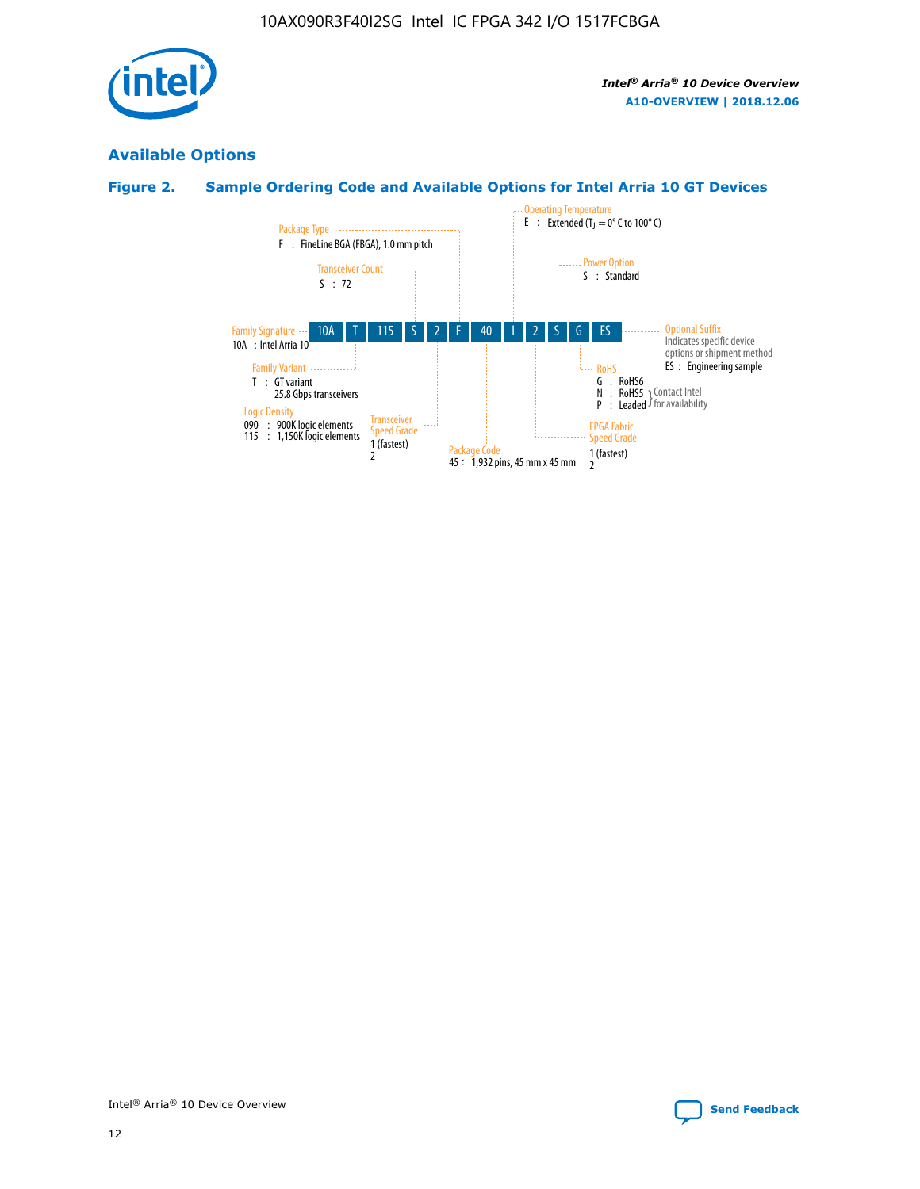## Available Options

### Figure 2. Sample Ordering Code and Available Options for Intel Arria 10 GT Devices

Sample ordering code: 10A T 115 S 2 F 40 I 2 S G ES

- **Family Signature**
  - 10A : Intel Arria 10
- **Family Variant**
  - T : GT variant 25.8 Gbps transceivers
- **Logic Density**
  - 090 : 900K logic elements
  - 115 : 1,150K logic elements
- **Transceiver Count**
  - S : 72
- **Transceiver Speed Grade**
  - 1 (fastest)
  - 2
- **Package Type**
  - F : FineLine BGA (FBGA), 1.0 mm pitch
- **Package Code**
  - 45 : 1,932 pins, 45 mm x 45 mm
- **Operating Temperature**
  - E : Extended ($T_J$ = 0° C to 100° C)
- **FPGA Fabric Speed Grade**
  - 1 (fastest)
  - 2
- **Power Option**
  - S : Standard
- **RoHS**
  - G : RoHS6
  - N : RoHS5 (Contact Intel for availability)
  - P : Leaded (Contact Intel for availability)
- **Optional Suffix**
  - Indicates specific device options or shipment method
  - ES : Engineering sample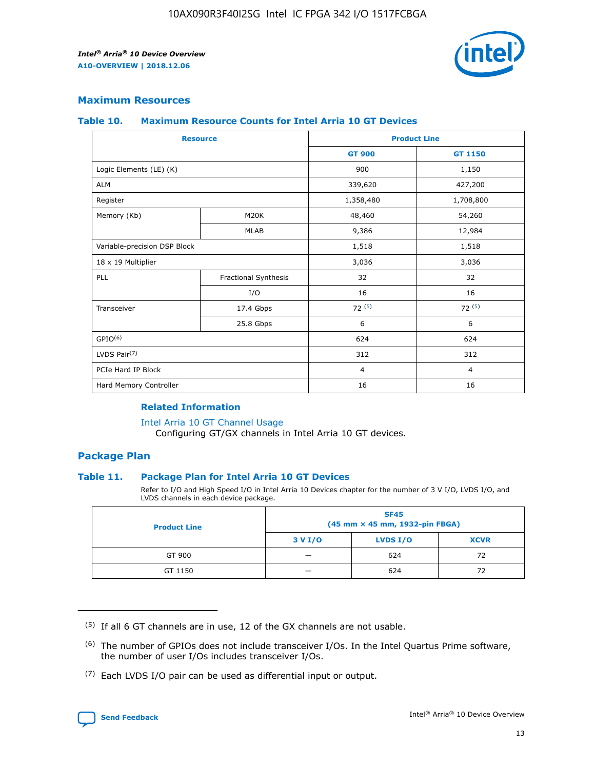## Maximum Resources

### Table 10. Maximum Resource Counts for Intel Arria 10 GT Devices

| Resource | | Product Line | |
|---|---|---|---|
| | | GT 900 | GT 1150 |
| Logic Elements (LE) (K) | | 900 | 1,150 |
| ALM | | 339,620 | 427,200 |
| Register | | 1,358,480 | 1,708,800 |
| Memory (Kb) | M20K | 48,460 | 54,260 |
| | MLAB | 9,386 | 12,984 |
| Variable-precision DSP Block | | 1,518 | 1,518 |
| 18 x 19 Multiplier | | 3,036 | 3,036 |
| PLL | Fractional Synthesis | 32 | 32 |
| | I/O | 16 | 16 |
| Transceiver | 17.4 Gbps | 72 [5] | 72 [5] |
| | 25.8 Gbps | 6 | 6 |
| GPIO[6] | | 624 | 624 |
| LVDS Pair[7] | | 312 | 312 |
| PCIe Hard IP Block | | 4 | 4 |
| Hard Memory Controller | | 16 | 16 |

#### Related Information

Intel Arria 10 GT Channel Usage
Configuring GT/GX channels in Intel Arria 10 GT devices.

## Package Plan

### Table 11. Package Plan for Intel Arria 10 GT Devices

Refer to I/O and High Speed I/O in Intel Arria 10 Devices chapter for the number of 3 V I/O, LVDS I/O, and LVDS channels in each device package.

| Product Line | SF45 (45 mm × 45 mm, 1932-pin FBGA) | | |
|---|---|---|---|
| | 3 V I/O | LVDS I/O | XCVR |
| GT 900 | — | 624 | 72 |
| GT 1150 | — | 624 | 72 |

(5) If all 6 GT channels are in use, 12 of the GX channels are not usable.

(6) The number of GPIOs does not include transceiver I/Os. In the Intel Quartus Prime software, the number of user I/Os includes transceiver I/Os.

(7) Each LVDS I/O pair can be used as differential input or output.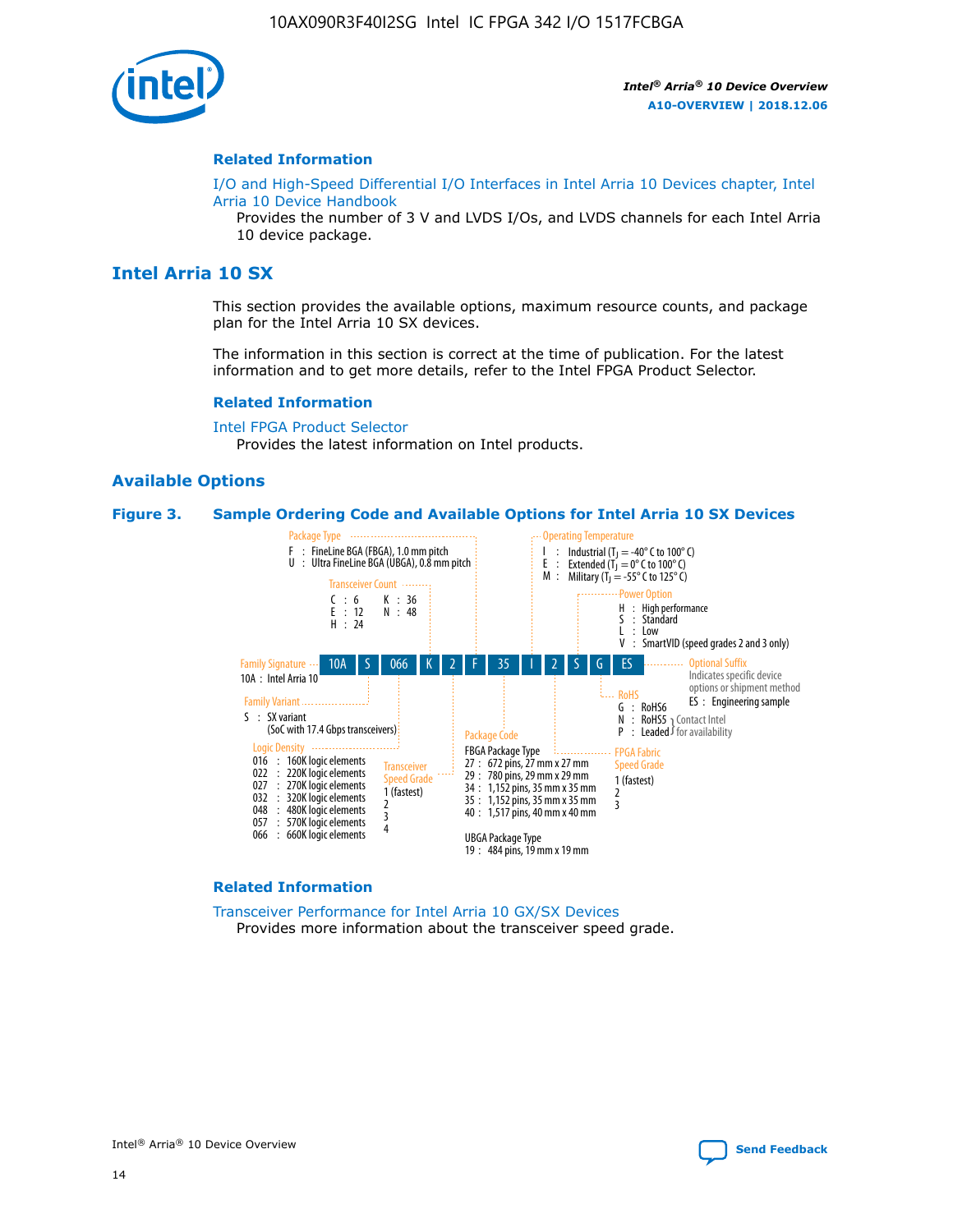### Related Information

I/O and High-Speed Differential I/O Interfaces in Intel Arria 10 Devices chapter, Intel Arria 10 Device Handbook

Provides the number of 3 V and LVDS I/Os, and LVDS channels for each Intel Arria 10 device package.

## Intel Arria 10 SX

This section provides the available options, maximum resource counts, and package plan for the Intel Arria 10 SX devices.

The information in this section is correct at the time of publication. For the latest information and to get more details, refer to the Intel FPGA Product Selector.

### Related Information

Intel FPGA Product Selector

Provides the latest information on Intel products.

### Available Options

**Figure 3. Sample Ordering Code and Available Options for Intel Arria 10 SX Devices**

Sample ordering code: 10A S 066 K 2 F 35 I 2 S G ES

- **Family Signature**
  - 10A : Intel Arria 10
- **Family Variant**
  - S : SX variant (SoC with 17.4 Gbps transceivers)
- **Logic Density**
  - 016 : 160K logic elements
  - 022 : 220K logic elements
  - 027 : 270K logic elements
  - 032 : 320K logic elements
  - 048 : 480K logic elements
  - 057 : 570K logic elements
  - 066 : 660K logic elements
- **Transceiver Count**
  - C : 6
  - E : 12
  - H : 24
  - K : 36
  - N : 48
- **Transceiver Speed Grade**
  - 1 (fastest)
  - 2
  - 3
  - 4
- **Package Type**
  - F : FineLine BGA (FBGA), 1.0 mm pitch
  - U : Ultra FineLine BGA (UBGA), 0.8 mm pitch
- **Package Code**
  - FBGA Package Type
    - 27 : 672 pins, 27 mm x 27 mm
    - 29 : 780 pins, 29 mm x 29 mm
    - 34 : 1,152 pins, 35 mm x 35 mm
    - 35 : 1,152 pins, 35 mm x 35 mm
    - 40 : 1,517 pins, 40 mm x 40 mm
  - UBGA Package Type
    - 19 : 484 pins, 19 mm x 19 mm
- **Operating Temperature**
  - I : Industrial ($T_J$ = -40° C to 100° C)
  - E : Extended ($T_J$ = 0° C to 100° C)
  - M : Military ($T_J$ = -55° C to 125° C)
- **FPGA Fabric Speed Grade**
  - 1 (fastest)
  - 2
  - 3
- **Power Option**
  - H : High performance
  - S : Standard
  - L : Low
  - V : SmartVID (speed grades 2 and 3 only)
- **RoHS**
  - G : RoHS6
  - N : RoHS5 (Contact Intel for availability)
  - P : Leaded (Contact Intel for availability)
- **Optional Suffix**
  - Indicates specific device options or shipment method
  - ES : Engineering sample

### Related Information

Transceiver Performance for Intel Arria 10 GX/SX Devices

Provides more information about the transceiver speed grade.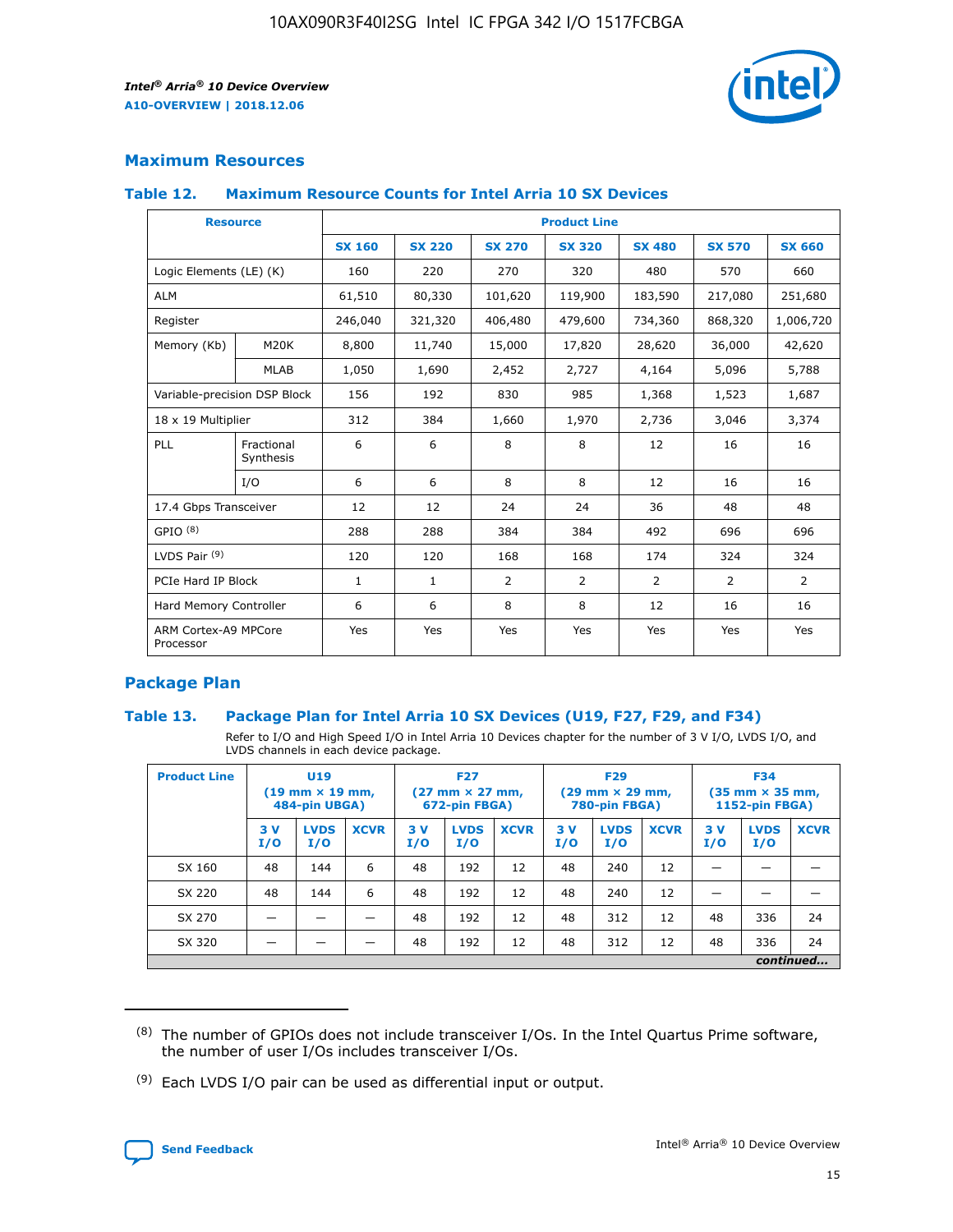## Maximum Resources

### Table 12. Maximum Resource Counts for Intel Arria 10 SX Devices

| Resource | | Product Line | | | | | | |
|---|---|---|---|---|---|---|---|---|
| | | SX 160 | SX 220 | SX 270 | SX 320 | SX 480 | SX 570 | SX 660 |
| Logic Elements (LE) (K) | | 160 | 220 | 270 | 320 | 480 | 570 | 660 |
| ALM | | 61,510 | 80,330 | 101,620 | 119,900 | 183,590 | 217,080 | 251,680 |
| Register | | 246,040 | 321,320 | 406,480 | 479,600 | 734,360 | 868,320 | 1,006,720 |
| Memory (Kb) | M20K | 8,800 | 11,740 | 15,000 | 17,820 | 28,620 | 36,000 | 42,620 |
| | MLAB | 1,050 | 1,690 | 2,452 | 2,727 | 4,164 | 5,096 | 5,788 |
| Variable-precision DSP Block | | 156 | 192 | 830 | 985 | 1,368 | 1,523 | 1,687 |
| 18 x 19 Multiplier | | 312 | 384 | 1,660 | 1,970 | 2,736 | 3,046 | 3,374 |
| PLL | Fractional Synthesis | 6 | 6 | 8 | 8 | 12 | 16 | 16 |
| | I/O | 6 | 6 | 8 | 8 | 12 | 16 | 16 |
| 17.4 Gbps Transceiver | | 12 | 12 | 24 | 24 | 36 | 48 | 48 |
| GPIO [8] | | 288 | 288 | 384 | 384 | 492 | 696 | 696 |
| LVDS Pair [9] | | 120 | 120 | 168 | 168 | 174 | 324 | 324 |
| PCIe Hard IP Block | | 1 | 1 | 2 | 2 | 2 | 2 | 2 |
| Hard Memory Controller | | 6 | 6 | 8 | 8 | 12 | 16 | 16 |
| ARM Cortex-A9 MPCore Processor | | Yes | Yes | Yes | Yes | Yes | Yes | Yes |

## Package Plan

### Table 13. Package Plan for Intel Arria 10 SX Devices (U19, F27, F29, and F34)

Refer to I/O and High Speed I/O in Intel Arria 10 Devices chapter for the number of 3 V I/O, LVDS I/O, and LVDS channels in each device package.

| Product Line | U19 (19 mm × 19 mm, 484-pin UBGA) | | | F27 (27 mm × 27 mm, 672-pin FBGA) | | | F29 (29 mm × 29 mm, 780-pin FBGA) | | | F34 (35 mm × 35 mm, 1152-pin FBGA) | | |
|---|---|---|---|---|---|---|---|---|---|---|---|---|
| | 3 V I/O | LVDS I/O | XCVR | 3 V I/O | LVDS I/O | XCVR | 3 V I/O | LVDS I/O | XCVR | 3 V I/O | LVDS I/O | XCVR |
| SX 160 | 48 | 144 | 6 | 48 | 192 | 12 | 48 | 240 | 12 | — | — | — |
| SX 220 | 48 | 144 | 6 | 48 | 192 | 12 | 48 | 240 | 12 | — | — | — |
| SX 270 | — | — | — | 48 | 192 | 12 | 48 | 312 | 12 | 48 | 336 | 24 |
| SX 320 | — | — | — | 48 | 192 | 12 | 48 | 312 | 12 | 48 | 336 | 24 |

*continued...*

(8) The number of GPIOs does not include transceiver I/Os. In the Intel Quartus Prime software, the number of user I/Os includes transceiver I/Os.

(9) Each LVDS I/O pair can be used as differential input or output.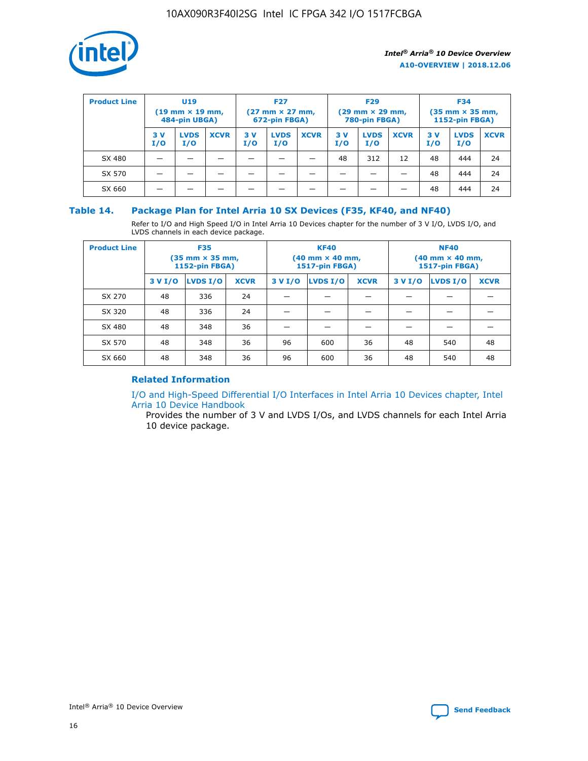| Product Line | U19 (19 mm × 19 mm, 484-pin UBGA) | | | F27 (27 mm × 27 mm, 672-pin FBGA) | | | F29 (29 mm × 29 mm, 780-pin FBGA) | | | F34 (35 mm × 35 mm, 1152-pin FBGA) | | |
|---|---|---|---|---|---|---|---|---|---|---|---|---|
| | 3 V I/O | LVDS I/O | XCVR | 3 V I/O | LVDS I/O | XCVR | 3 V I/O | LVDS I/O | XCVR | 3 V I/O | LVDS I/O | XCVR |
| SX 480 | — | — | — | — | — | — | 48 | 312 | 12 | 48 | 444 | 24 |
| SX 570 | — | — | — | — | — | — | — | — | — | 48 | 444 | 24 |
| SX 660 | — | — | — | — | — | — | — | — | — | 48 | 444 | 24 |

### Table 14. Package Plan for Intel Arria 10 SX Devices (F35, KF40, and NF40)

Refer to I/O and High Speed I/O in Intel Arria 10 Devices chapter for the number of 3 V I/O, LVDS I/O, and LVDS channels in each device package.

| Product Line | F35 (35 mm × 35 mm, 1152-pin FBGA) | | | KF40 (40 mm × 40 mm, 1517-pin FBGA) | | | NF40 (40 mm × 40 mm, 1517-pin FBGA) | | |
|---|---|---|---|---|---|---|---|---|---|
| | 3 V I/O | LVDS I/O | XCVR | 3 V I/O | LVDS I/O | XCVR | 3 V I/O | LVDS I/O | XCVR |
| SX 270 | 48 | 336 | 24 | — | — | — | — | — | — |
| SX 320 | 48 | 336 | 24 | — | — | — | — | — | — |
| SX 480 | 48 | 348 | 36 | — | — | — | — | — | — |
| SX 570 | 48 | 348 | 36 | 96 | 600 | 36 | 48 | 540 | 48 |
| SX 660 | 48 | 348 | 36 | 96 | 600 | 36 | 48 | 540 | 48 |

#### Related Information

I/O and High-Speed Differential I/O Interfaces in Intel Arria 10 Devices chapter, Intel Arria 10 Device Handbook

Provides the number of 3 V and LVDS I/Os, and LVDS channels for each Intel Arria 10 device package.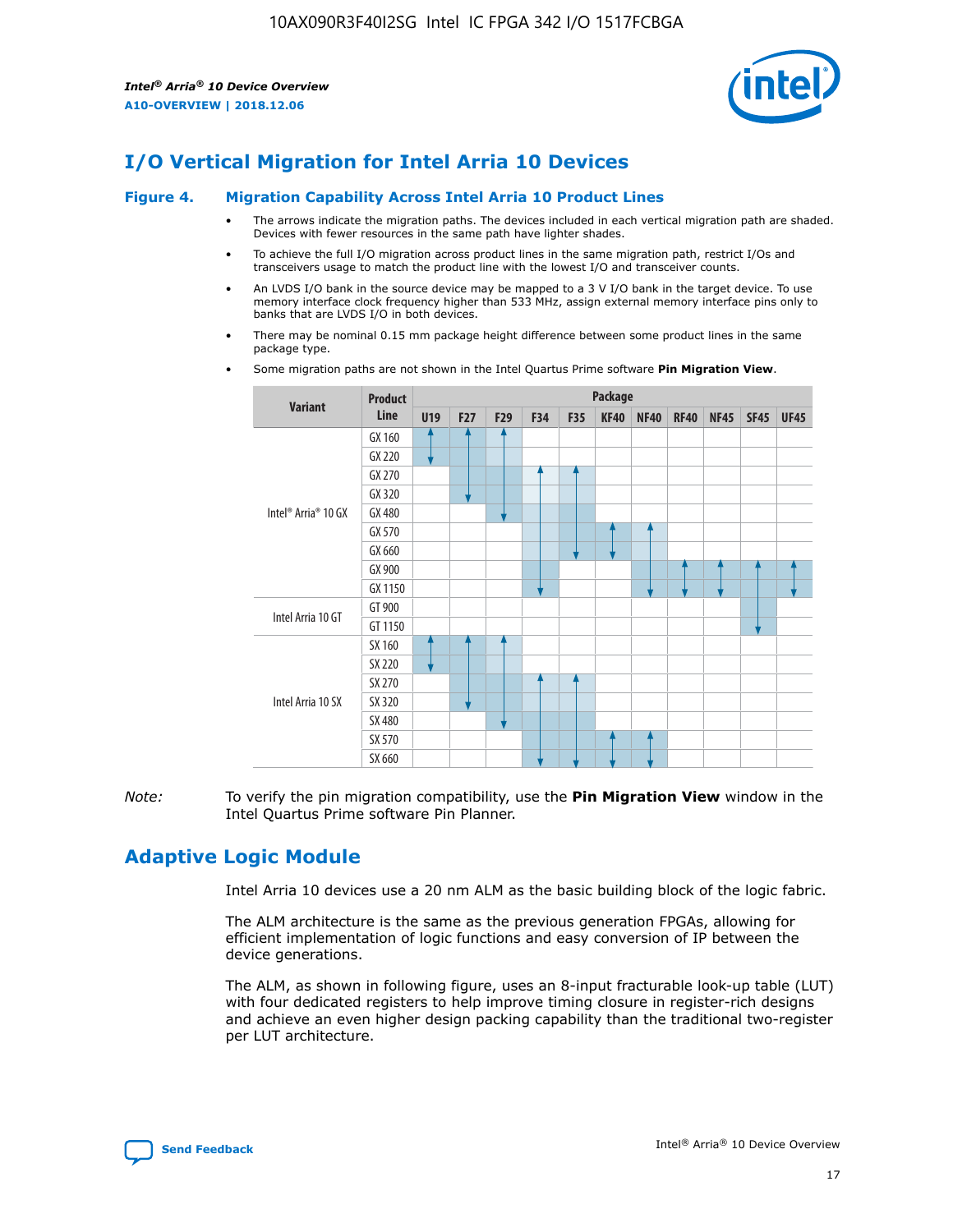# I/O Vertical Migration for Intel Arria 10 Devices

**Figure 4. Migration Capability Across Intel Arria 10 Product Lines**

- The arrows indicate the migration paths. The devices included in each vertical migration path are shaded. Devices with fewer resources in the same path have lighter shades.
- To achieve the full I/O migration across product lines in the same migration path, restrict I/Os and transceivers usage to match the product line with the lowest I/O and transceiver counts.
- An LVDS I/O bank in the source device may be mapped to a 3 V I/O bank in the target device. To use memory interface clock frequency higher than 533 MHz, assign external memory interface pins only to banks that are LVDS I/O in both devices.
- There may be nominal 0.15 mm package height difference between some product lines in the same package type.
- Some migration paths are not shown in the Intel Quartus Prime software **Pin Migration View**.

| Variant | Product Line | Package | | | | | | | | | | |
|---|---|---|---|---|---|---|---|---|---|---|---|---|
| | | U19 | F27 | F29 | F34 | F35 | KF40 | NF40 | RF40 | NF45 | SF45 | UF45 |
| Intel® Arria® 10 GX | GX 160 | | | | | | | | | | | |
| | GX 220 | | | | | | | | | | | |
| | GX 270 | | | | | | | | | | | |
| | GX 320 | | | | | | | | | | | |
| | GX 480 | | | | | | | | | | | |
| | GX 570 | | | | | | | | | | | |
| | GX 660 | | | | | | | | | | | |
| | GX 900 | | | | | | | | | | | |
| | GX 1150 | | | | | | | | | | | |
| Intel Arria 10 GT | GT 900 | | | | | | | | | | | |
| | GT 1150 | | | | | | | | | | | |
| Intel Arria 10 SX | SX 160 | | | | | | | | | | | |
| | SX 220 | | | | | | | | | | | |
| | SX 270 | | | | | | | | | | | |
| | SX 320 | | | | | | | | | | | |
| | SX 480 | | | | | | | | | | | |
| | SX 570 | | | | | | | | | | | |
| | SX 660 | | | | | | | | | | | |

*Note:* To verify the pin migration compatibility, use the **Pin Migration View** window in the Intel Quartus Prime software Pin Planner.

# Adaptive Logic Module

Intel Arria 10 devices use a 20 nm ALM as the basic building block of the logic fabric.

The ALM architecture is the same as the previous generation FPGAs, allowing for efficient implementation of logic functions and easy conversion of IP between the device generations.

The ALM, as shown in following figure, uses an 8-input fracturable look-up table (LUT) with four dedicated registers to help improve timing closure in register-rich designs and achieve an even higher design packing capability than the traditional two-register per LUT architecture.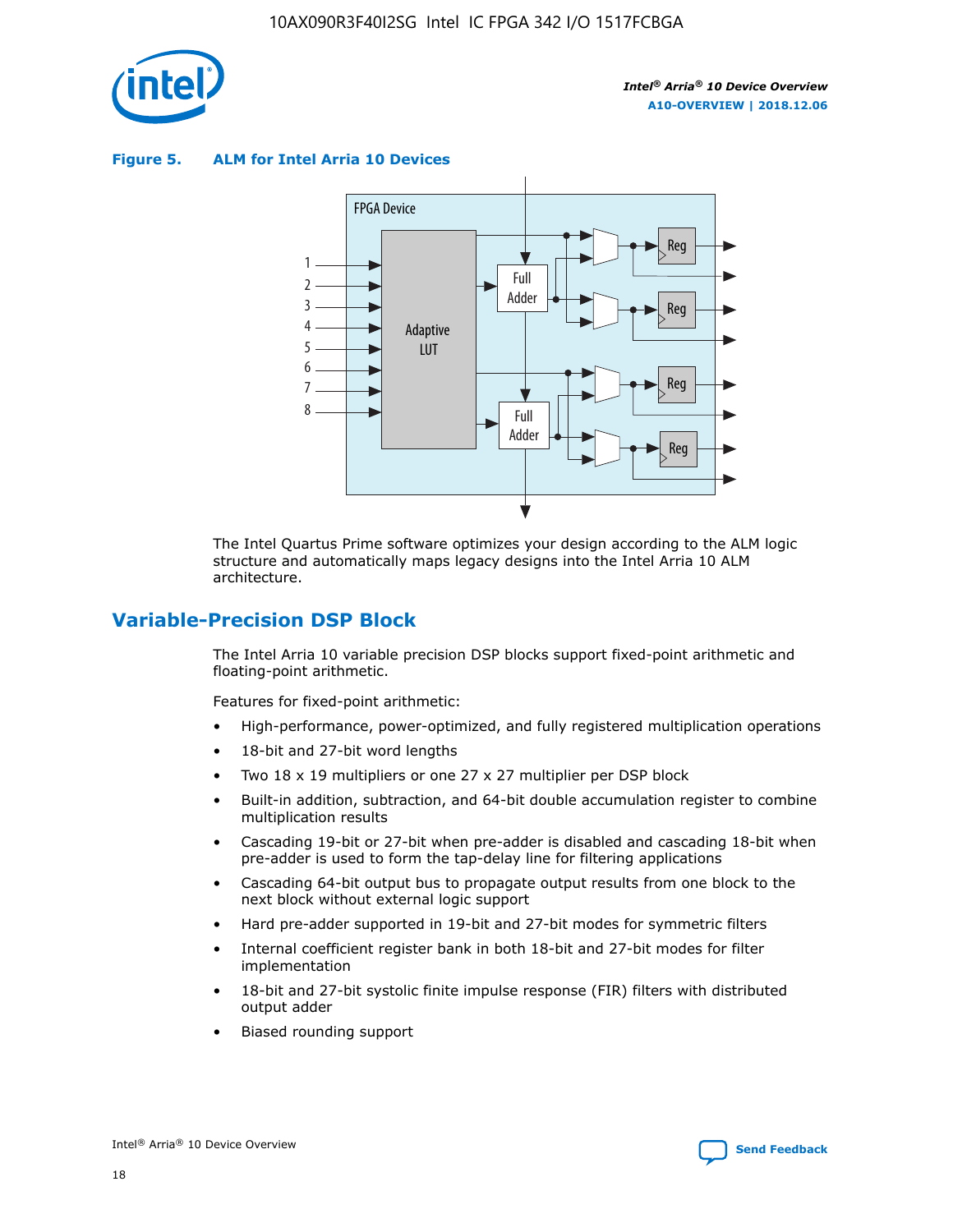**Figure 5. ALM for Intel Arria 10 Devices**

The Intel Quartus Prime software optimizes your design according to the ALM logic structure and automatically maps legacy designs into the Intel Arria 10 ALM architecture.

## Variable-Precision DSP Block

The Intel Arria 10 variable precision DSP blocks support fixed-point arithmetic and floating-point arithmetic.

Features for fixed-point arithmetic:

- High-performance, power-optimized, and fully registered multiplication operations
- 18-bit and 27-bit word lengths
- Two 18 x 19 multipliers or one 27 x 27 multiplier per DSP block
- Built-in addition, subtraction, and 64-bit double accumulation register to combine multiplication results
- Cascading 19-bit or 27-bit when pre-adder is disabled and cascading 18-bit when pre-adder is used to form the tap-delay line for filtering applications
- Cascading 64-bit output bus to propagate output results from one block to the next block without external logic support
- Hard pre-adder supported in 19-bit and 27-bit modes for symmetric filters
- Internal coefficient register bank in both 18-bit and 27-bit modes for filter implementation
- 18-bit and 27-bit systolic finite impulse response (FIR) filters with distributed output adder
- Biased rounding support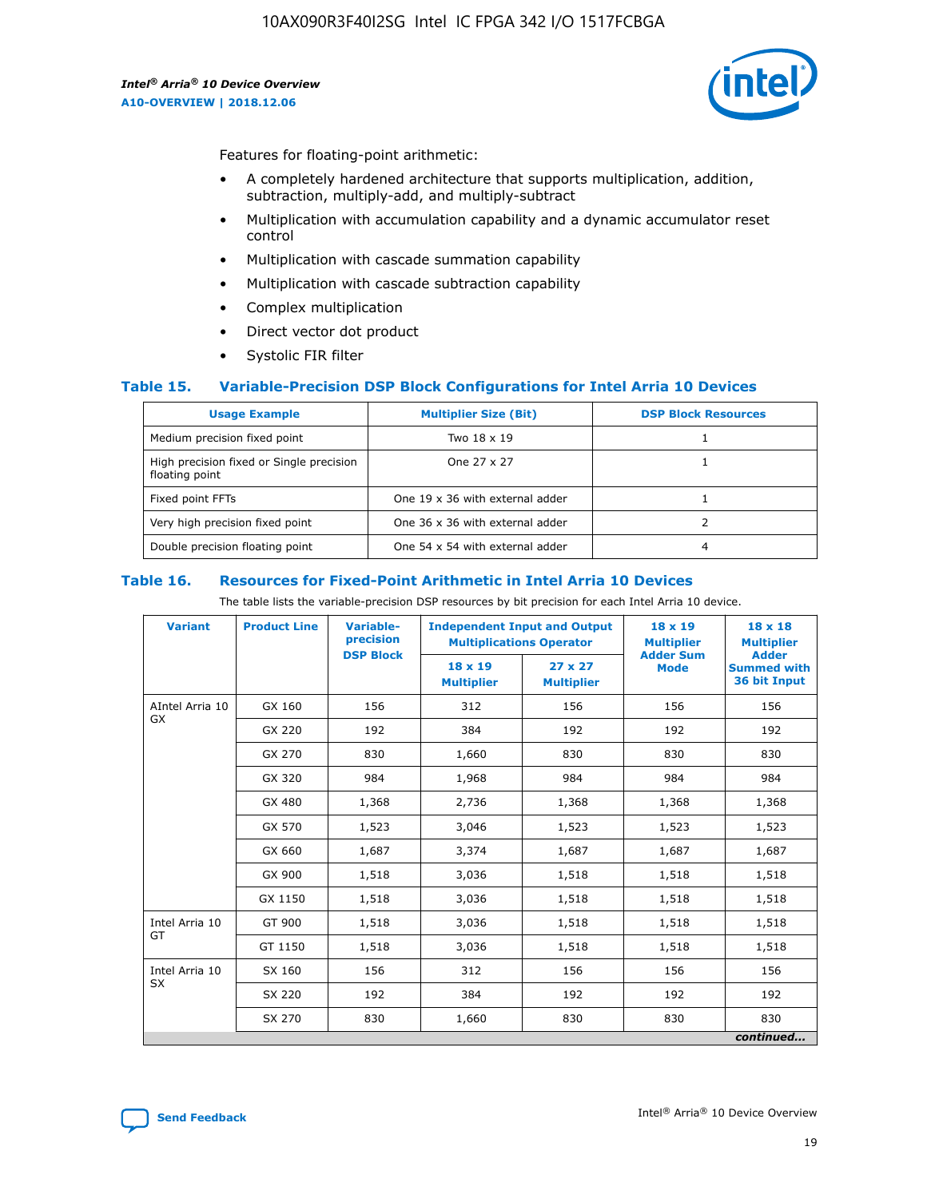Features for floating-point arithmetic:

- A completely hardened architecture that supports multiplication, addition, subtraction, multiply-add, and multiply-subtract
- Multiplication with accumulation capability and a dynamic accumulator reset control
- Multiplication with cascade summation capability
- Multiplication with cascade subtraction capability
- Complex multiplication
- Direct vector dot product
- Systolic FIR filter

### Table 15. Variable-Precision DSP Block Configurations for Intel Arria 10 Devices

| Usage Example | Multiplier Size (Bit) | DSP Block Resources |
|---|---|---|
| Medium precision fixed point | Two 18 x 19 | 1 |
| High precision fixed or Single precision floating point | One 27 x 27 | 1 |
| Fixed point FFTs | One 19 x 36 with external adder | 1 |
| Very high precision fixed point | One 36 x 36 with external adder | 2 |
| Double precision floating point | One 54 x 54 with external adder | 4 |

### Table 16. Resources for Fixed-Point Arithmetic in Intel Arria 10 Devices

The table lists the variable-precision DSP resources by bit precision for each Intel Arria 10 device.

| Variant | Product Line | Variable-precision DSP Block | Independent Input and Output Multiplications Operator | | 18 x 19 Multiplier Adder Sum Mode | 18 x 18 Multiplier Adder Summed with 36 bit Input |
|---|---|---|---|---|---|---|
| | | | 18 x 19 Multiplier | 27 x 27 Multiplier | | |
| AIntel Arria 10 GX | GX 160 | 156 | 312 | 156 | 156 | 156 |
| | GX 220 | 192 | 384 | 192 | 192 | 192 |
| | GX 270 | 830 | 1,660 | 830 | 830 | 830 |
| | GX 320 | 984 | 1,968 | 984 | 984 | 984 |
| | GX 480 | 1,368 | 2,736 | 1,368 | 1,368 | 1,368 |
| | GX 570 | 1,523 | 3,046 | 1,523 | 1,523 | 1,523 |
| | GX 660 | 1,687 | 3,374 | 1,687 | 1,687 | 1,687 |
| | GX 900 | 1,518 | 3,036 | 1,518 | 1,518 | 1,518 |
| | GX 1150 | 1,518 | 3,036 | 1,518 | 1,518 | 1,518 |
| Intel Arria 10 GT | GT 900 | 1,518 | 3,036 | 1,518 | 1,518 | 1,518 |
| | GT 1150 | 1,518 | 3,036 | 1,518 | 1,518 | 1,518 |
| Intel Arria 10 SX | SX 160 | 156 | 312 | 156 | 156 | 156 |
| | SX 220 | 192 | 384 | 192 | 192 | 192 |
| | SX 270 | 830 | 1,660 | 830 | 830 | 830 |

*continued...*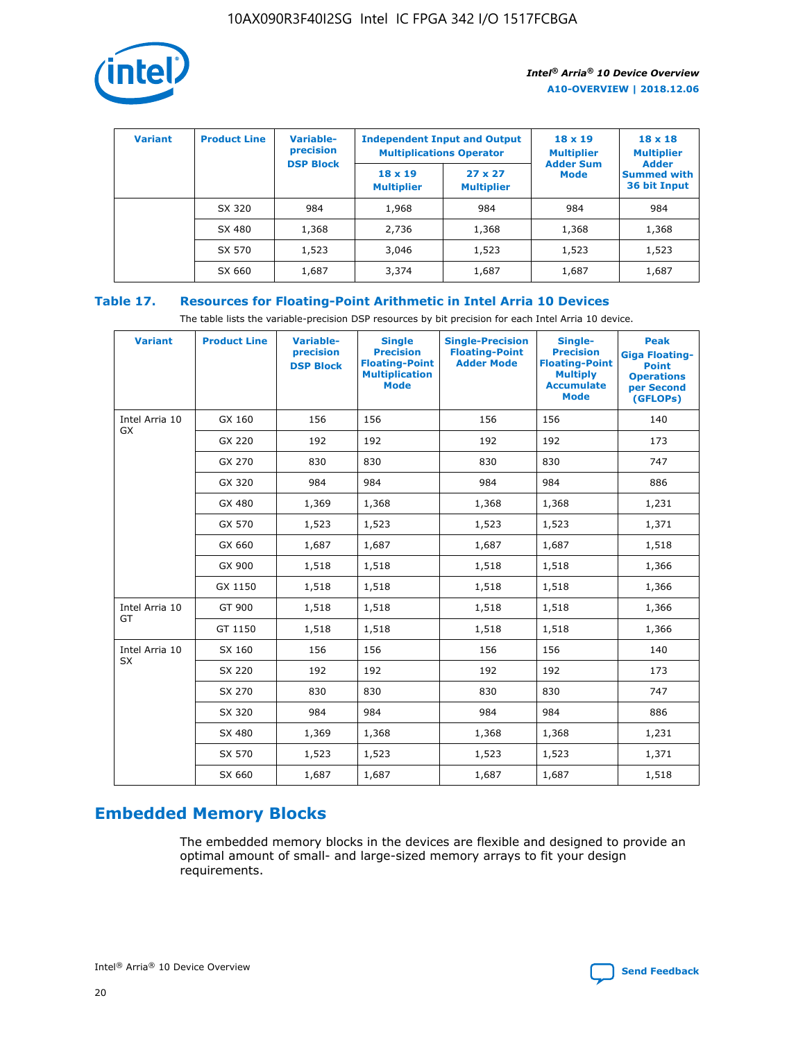| Variant | Product Line | Variable-precision DSP Block | Independent Input and Output Multiplications Operator | | 18 x 19 Multiplier Adder Sum Mode | 18 x 18 Multiplier Adder Summed with 36 bit Input |
|---|---|---|---|---|---|---|
| | | | 18 x 19 Multiplier | 27 x 27 Multiplier | | |
| | SX 320 | 984 | 1,968 | 984 | 984 | 984 |
| | SX 480 | 1,368 | 2,736 | 1,368 | 1,368 | 1,368 |
| | SX 570 | 1,523 | 3,046 | 1,523 | 1,523 | 1,523 |
| | SX 660 | 1,687 | 3,374 | 1,687 | 1,687 | 1,687 |

**Table 17. Resources for Floating-Point Arithmetic in Intel Arria 10 Devices**

The table lists the variable-precision DSP resources by bit precision for each Intel Arria 10 device.

| Variant | Product Line | Variable-precision DSP Block | Single Precision Floating-Point Multiplication Mode | Single-Precision Floating-Point Adder Mode | Single-Precision Floating-Point Multiply Accumulate Mode | Peak Giga Floating-Point Operations per Second (GFLOPs) |
|---|---|---|---|---|---|---|
| Intel Arria 10 GX | GX 160 | 156 | 156 | 156 | 156 | 140 |
| | GX 220 | 192 | 192 | 192 | 192 | 173 |
| | GX 270 | 830 | 830 | 830 | 830 | 747 |
| | GX 320 | 984 | 984 | 984 | 984 | 886 |
| | GX 480 | 1,369 | 1,368 | 1,368 | 1,368 | 1,231 |
| | GX 570 | 1,523 | 1,523 | 1,523 | 1,523 | 1,371 |
| | GX 660 | 1,687 | 1,687 | 1,687 | 1,687 | 1,518 |
| | GX 900 | 1,518 | 1,518 | 1,518 | 1,518 | 1,366 |
| | GX 1150 | 1,518 | 1,518 | 1,518 | 1,518 | 1,366 |
| Intel Arria 10 GT | GT 900 | 1,518 | 1,518 | 1,518 | 1,518 | 1,366 |
| | GT 1150 | 1,518 | 1,518 | 1,518 | 1,518 | 1,366 |
| Intel Arria 10 SX | SX 160 | 156 | 156 | 156 | 156 | 140 |
| | SX 220 | 192 | 192 | 192 | 192 | 173 |
| | SX 270 | 830 | 830 | 830 | 830 | 747 |
| | SX 320 | 984 | 984 | 984 | 984 | 886 |
| | SX 480 | 1,369 | 1,368 | 1,368 | 1,368 | 1,231 |
| | SX 570 | 1,523 | 1,523 | 1,523 | 1,523 | 1,371 |
| | SX 660 | 1,687 | 1,687 | 1,687 | 1,687 | 1,518 |

## Embedded Memory Blocks

The embedded memory blocks in the devices are flexible and designed to provide an optimal amount of small- and large-sized memory arrays to fit your design requirements.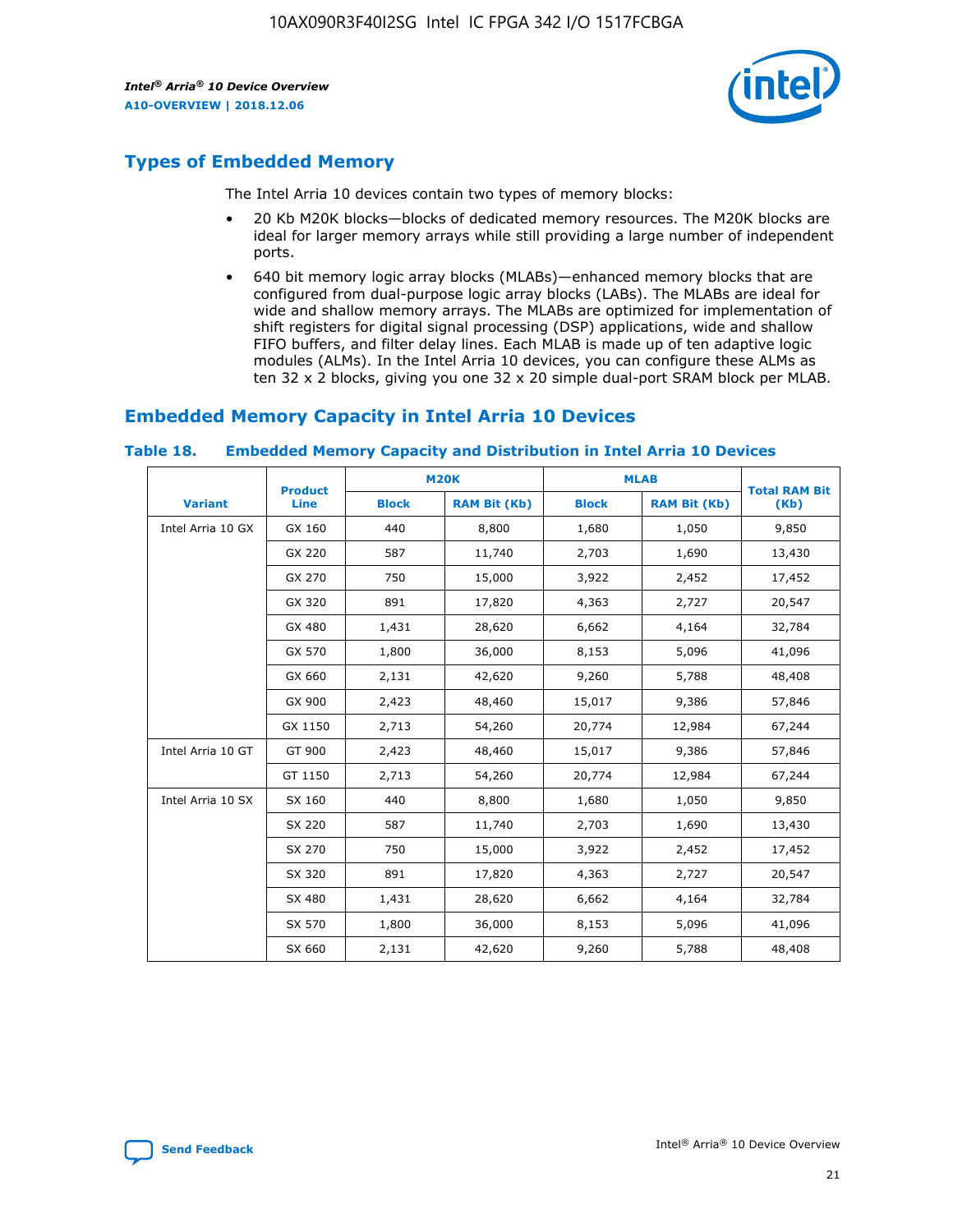## Types of Embedded Memory

The Intel Arria 10 devices contain two types of memory blocks:

- 20 Kb M20K blocks—blocks of dedicated memory resources. The M20K blocks are ideal for larger memory arrays while still providing a large number of independent ports.
- 640 bit memory logic array blocks (MLABs)—enhanced memory blocks that are configured from dual-purpose logic array blocks (LABs). The MLABs are ideal for wide and shallow memory arrays. The MLABs are optimized for implementation of shift registers for digital signal processing (DSP) applications, wide and shallow FIFO buffers, and filter delay lines. Each MLAB is made up of ten adaptive logic modules (ALMs). In the Intel Arria 10 devices, you can configure these ALMs as ten 32 x 2 blocks, giving you one 32 x 20 simple dual-port SRAM block per MLAB.

## Embedded Memory Capacity in Intel Arria 10 Devices

### Table 18. Embedded Memory Capacity and Distribution in Intel Arria 10 Devices

| Variant | Product Line | M20K | | MLAB | | Total RAM Bit (Kb) |
|---|---|---|---|---|---|---|
| | | Block | RAM Bit (Kb) | Block | RAM Bit (Kb) | |
| Intel Arria 10 GX | GX 160 | 440 | 8,800 | 1,680 | 1,050 | 9,850 |
| | GX 220 | 587 | 11,740 | 2,703 | 1,690 | 13,430 |
| | GX 270 | 750 | 15,000 | 3,922 | 2,452 | 17,452 |
| | GX 320 | 891 | 17,820 | 4,363 | 2,727 | 20,547 |
| | GX 480 | 1,431 | 28,620 | 6,662 | 4,164 | 32,784 |
| | GX 570 | 1,800 | 36,000 | 8,153 | 5,096 | 41,096 |
| | GX 660 | 2,131 | 42,620 | 9,260 | 5,788 | 48,408 |
| | GX 900 | 2,423 | 48,460 | 15,017 | 9,386 | 57,846 |
| | GX 1150 | 2,713 | 54,260 | 20,774 | 12,984 | 67,244 |
| Intel Arria 10 GT | GT 900 | 2,423 | 48,460 | 15,017 | 9,386 | 57,846 |
| | GT 1150 | 2,713 | 54,260 | 20,774 | 12,984 | 67,244 |
| Intel Arria 10 SX | SX 160 | 440 | 8,800 | 1,680 | 1,050 | 9,850 |
| | SX 220 | 587 | 11,740 | 2,703 | 1,690 | 13,430 |
| | SX 270 | 750 | 15,000 | 3,922 | 2,452 | 17,452 |
| | SX 320 | 891 | 17,820 | 4,363 | 2,727 | 20,547 |
| | SX 480 | 1,431 | 28,620 | 6,662 | 4,164 | 32,784 |
| | SX 570 | 1,800 | 36,000 | 8,153 | 5,096 | 41,096 |
| | SX 660 | 2,131 | 42,620 | 9,260 | 5,788 | 48,408 |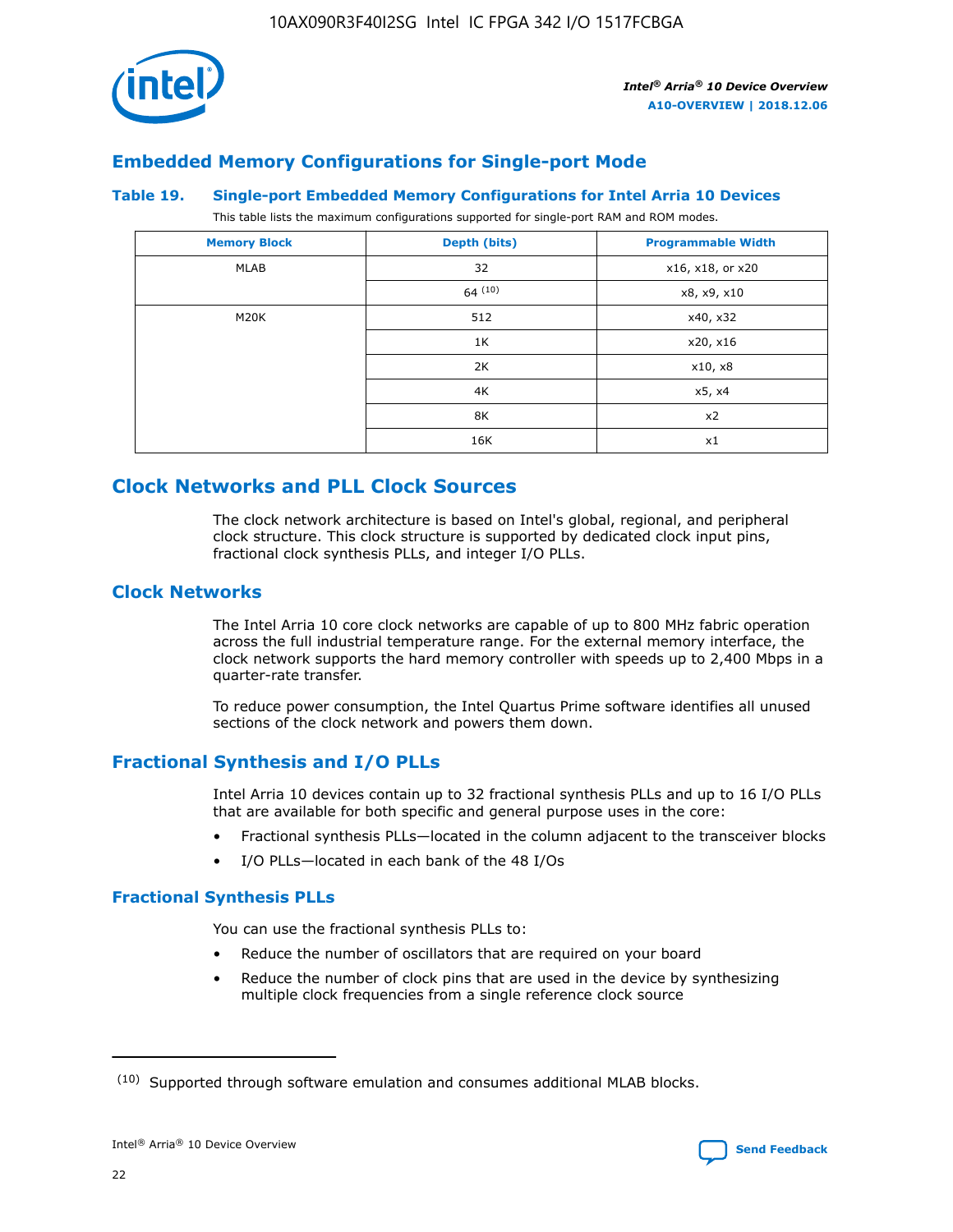## Embedded Memory Configurations for Single-port Mode

**Table 19. Single-port Embedded Memory Configurations for Intel Arria 10 Devices**

This table lists the maximum configurations supported for single-port RAM and ROM modes.

| Memory Block | Depth (bits) | Programmable Width |
|---|---|---|
| MLAB | 32 | x16, x18, or x20 |
| | 64 [10] | x8, x9, x10 |
| M20K | 512 | x40, x32 |
| | 1K | x20, x16 |
| | 2K | x10, x8 |
| | 4K | x5, x4 |
| | 8K | x2 |
| | 16K | x1 |

# Clock Networks and PLL Clock Sources

The clock network architecture is based on Intel's global, regional, and peripheral clock structure. This clock structure is supported by dedicated clock input pins, fractional clock synthesis PLLs, and integer I/O PLLs.

## Clock Networks

The Intel Arria 10 core clock networks are capable of up to 800 MHz fabric operation across the full industrial temperature range. For the external memory interface, the clock network supports the hard memory controller with speeds up to 2,400 Mbps in a quarter-rate transfer.

To reduce power consumption, the Intel Quartus Prime software identifies all unused sections of the clock network and powers them down.

## Fractional Synthesis and I/O PLLs

Intel Arria 10 devices contain up to 32 fractional synthesis PLLs and up to 16 I/O PLLs that are available for both specific and general purpose uses in the core:

- Fractional synthesis PLLs—located in the column adjacent to the transceiver blocks
- I/O PLLs—located in each bank of the 48 I/Os

### Fractional Synthesis PLLs

You can use the fractional synthesis PLLs to:

- Reduce the number of oscillators that are required on your board
- Reduce the number of clock pins that are used in the device by synthesizing multiple clock frequencies from a single reference clock source

(10) Supported through software emulation and consumes additional MLAB blocks.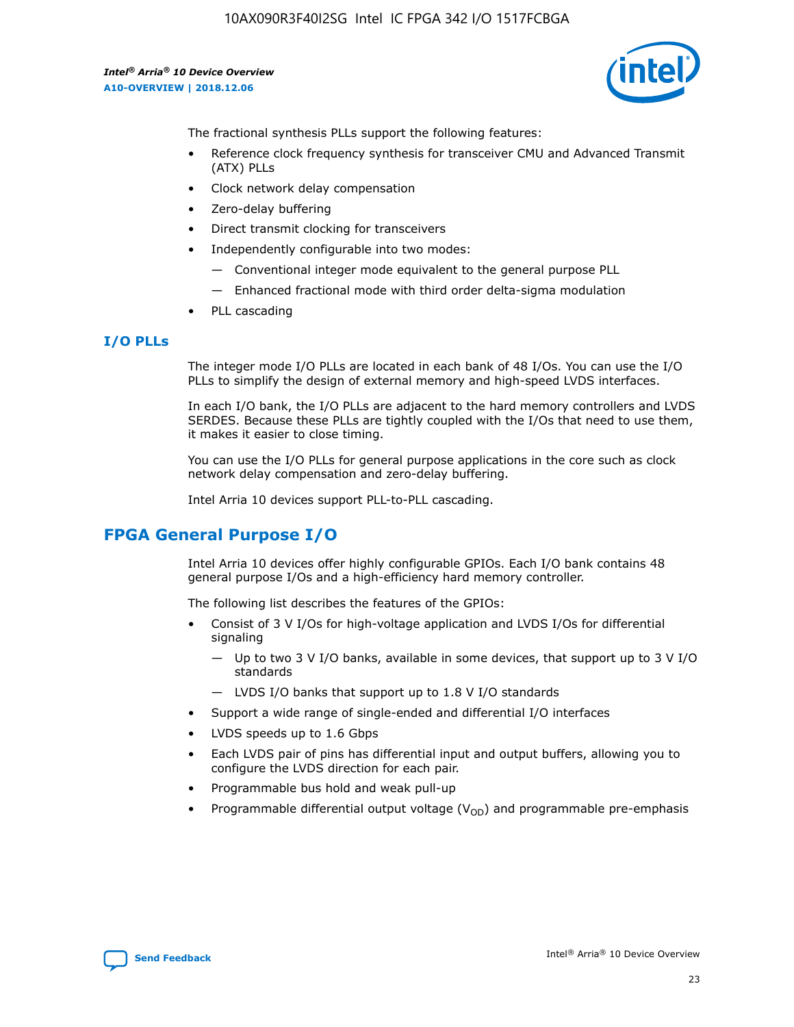The fractional synthesis PLLs support the following features:

- Reference clock frequency synthesis for transceiver CMU and Advanced Transmit (ATX) PLLs
- Clock network delay compensation
- Zero-delay buffering
- Direct transmit clocking for transceivers
- Independently configurable into two modes:
  - — Conventional integer mode equivalent to the general purpose PLL
  - — Enhanced fractional mode with third order delta-sigma modulation
- PLL cascading

### I/O PLLs

The integer mode I/O PLLs are located in each bank of 48 I/Os. You can use the I/O PLLs to simplify the design of external memory and high-speed LVDS interfaces.

In each I/O bank, the I/O PLLs are adjacent to the hard memory controllers and LVDS SERDES. Because these PLLs are tightly coupled with the I/Os that need to use them, it makes it easier to close timing.

You can use the I/O PLLs for general purpose applications in the core such as clock network delay compensation and zero-delay buffering.

Intel Arria 10 devices support PLL-to-PLL cascading.

## FPGA General Purpose I/O

Intel Arria 10 devices offer highly configurable GPIOs. Each I/O bank contains 48 general purpose I/Os and a high-efficiency hard memory controller.

The following list describes the features of the GPIOs:

- Consist of 3 V I/Os for high-voltage application and LVDS I/Os for differential signaling
  - — Up to two 3 V I/O banks, available in some devices, that support up to 3 V I/O standards
  - — LVDS I/O banks that support up to 1.8 V I/O standards
- Support a wide range of single-ended and differential I/O interfaces
- LVDS speeds up to 1.6 Gbps
- Each LVDS pair of pins has differential input and output buffers, allowing you to configure the LVDS direction for each pair.
- Programmable bus hold and weak pull-up
- Programmable differential output voltage ($V_{OD}$) and programmable pre-emphasis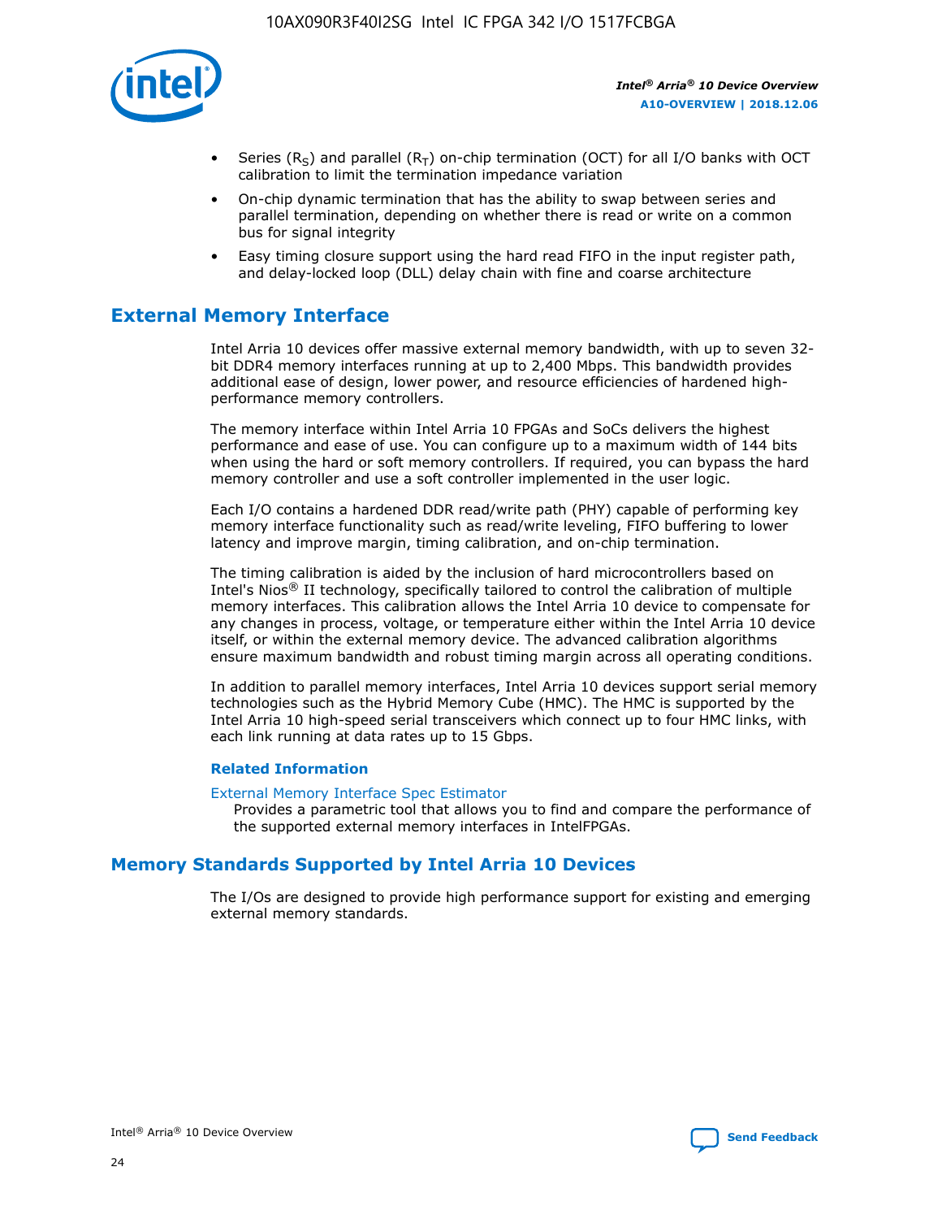- Series ($R_S$) and parallel ($R_T$) on-chip termination (OCT) for all I/O banks with OCT calibration to limit the termination impedance variation
- On-chip dynamic termination that has the ability to swap between series and parallel termination, depending on whether there is read or write on a common bus for signal integrity
- Easy timing closure support using the hard read FIFO in the input register path, and delay-locked loop (DLL) delay chain with fine and coarse architecture

## External Memory Interface

Intel Arria 10 devices offer massive external memory bandwidth, with up to seven 32-bit DDR4 memory interfaces running at up to 2,400 Mbps. This bandwidth provides additional ease of design, lower power, and resource efficiencies of hardened high-performance memory controllers.

The memory interface within Intel Arria 10 FPGAs and SoCs delivers the highest performance and ease of use. You can configure up to a maximum width of 144 bits when using the hard or soft memory controllers. If required, you can bypass the hard memory controller and use a soft controller implemented in the user logic.

Each I/O contains a hardened DDR read/write path (PHY) capable of performing key memory interface functionality such as read/write leveling, FIFO buffering to lower latency and improve margin, timing calibration, and on-chip termination.

The timing calibration is aided by the inclusion of hard microcontrollers based on Intel's Nios® II technology, specifically tailored to control the calibration of multiple memory interfaces. This calibration allows the Intel Arria 10 device to compensate for any changes in process, voltage, or temperature either within the Intel Arria 10 device itself, or within the external memory device. The advanced calibration algorithms ensure maximum bandwidth and robust timing margin across all operating conditions.

In addition to parallel memory interfaces, Intel Arria 10 devices support serial memory technologies such as the Hybrid Memory Cube (HMC). The HMC is supported by the Intel Arria 10 high-speed serial transceivers which connect up to four HMC links, with each link running at data rates up to 15 Gbps.

### Related Information

External Memory Interface Spec Estimator
Provides a parametric tool that allows you to find and compare the performance of the supported external memory interfaces in IntelFPGAs.

## Memory Standards Supported by Intel Arria 10 Devices

The I/Os are designed to provide high performance support for existing and emerging external memory standards.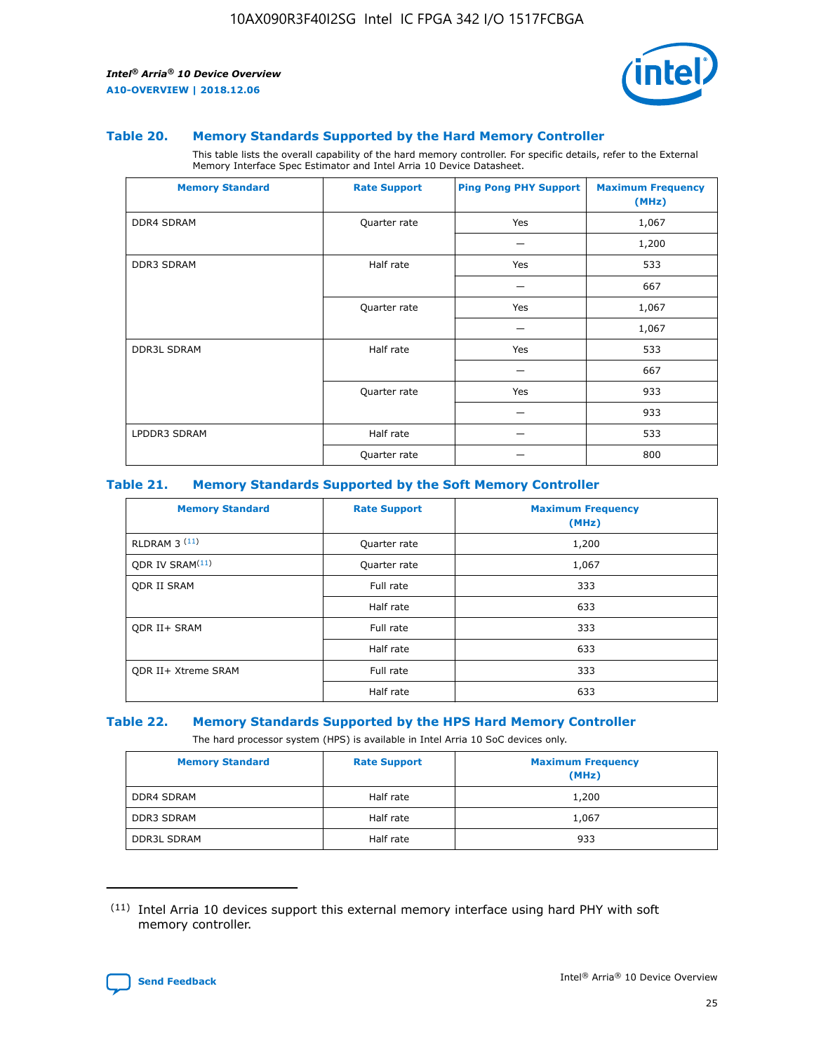### Table 20. Memory Standards Supported by the Hard Memory Controller

This table lists the overall capability of the hard memory controller. For specific details, refer to the External Memory Interface Spec Estimator and Intel Arria 10 Device Datasheet.

| Memory Standard | Rate Support | Ping Pong PHY Support | Maximum Frequency (MHz) |
|---|---|---|---|
| DDR4 SDRAM | Quarter rate | Yes | 1,067 |
| | | — | 1,200 |
| DDR3 SDRAM | Half rate | Yes | 533 |
| | | — | 667 |
| | Quarter rate | Yes | 1,067 |
| | | — | 1,067 |
| DDR3L SDRAM | Half rate | Yes | 533 |
| | | — | 667 |
| | Quarter rate | Yes | 933 |
| | | — | 933 |
| LPDDR3 SDRAM | Half rate | — | 533 |
| | Quarter rate | — | 800 |

### Table 21. Memory Standards Supported by the Soft Memory Controller

| Memory Standard | Rate Support | Maximum Frequency (MHz) |
|---|---|---|
| RLDRAM 3 [(11)] | Quarter rate | 1,200 |
| QDR IV SRAM[(11)] | Quarter rate | 1,067 |
| QDR II SRAM | Full rate | 333 |
| | Half rate | 633 |
| QDR II+ SRAM | Full rate | 333 |
| | Half rate | 633 |
| QDR II+ Xtreme SRAM | Full rate | 333 |
| | Half rate | 633 |

### Table 22. Memory Standards Supported by the HPS Hard Memory Controller

The hard processor system (HPS) is available in Intel Arria 10 SoC devices only.

| Memory Standard | Rate Support | Maximum Frequency (MHz) |
|---|---|---|
| DDR4 SDRAM | Half rate | 1,200 |
| DDR3 SDRAM | Half rate | 1,067 |
| DDR3L SDRAM | Half rate | 933 |

(11) Intel Arria 10 devices support this external memory interface using hard PHY with soft memory controller.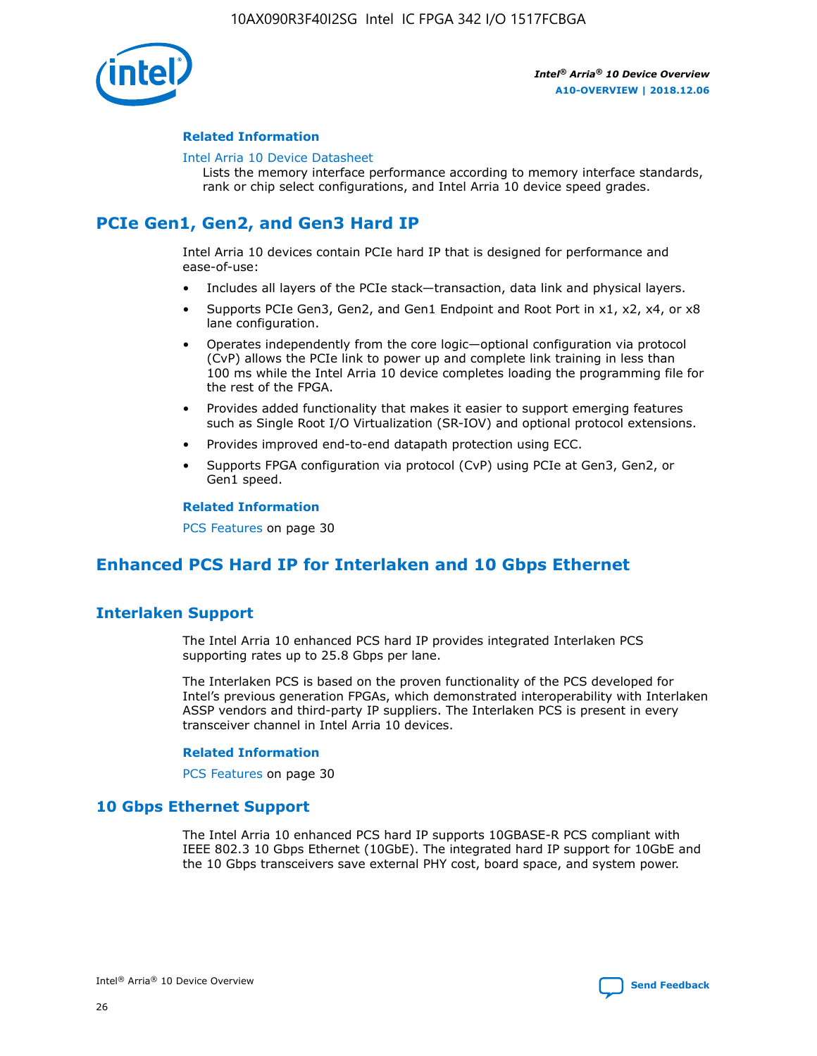### Related Information

Intel Arria 10 Device Datasheet
Lists the memory interface performance according to memory interface standards, rank or chip select configurations, and Intel Arria 10 device speed grades.

## PCIe Gen1, Gen2, and Gen3 Hard IP

Intel Arria 10 devices contain PCIe hard IP that is designed for performance and ease-of-use:

- Includes all layers of the PCIe stack—transaction, data link and physical layers.
- Supports PCIe Gen3, Gen2, and Gen1 Endpoint and Root Port in x1, x2, x4, or x8 lane configuration.
- Operates independently from the core logic—optional configuration via protocol (CvP) allows the PCIe link to power up and complete link training in less than 100 ms while the Intel Arria 10 device completes loading the programming file for the rest of the FPGA.
- Provides added functionality that makes it easier to support emerging features such as Single Root I/O Virtualization (SR-IOV) and optional protocol extensions.
- Provides improved end-to-end datapath protection using ECC.
- Supports FPGA configuration via protocol (CvP) using PCIe at Gen3, Gen2, or Gen1 speed.

### Related Information

PCS Features on page 30

## Enhanced PCS Hard IP for Interlaken and 10 Gbps Ethernet

## Interlaken Support

The Intel Arria 10 enhanced PCS hard IP provides integrated Interlaken PCS supporting rates up to 25.8 Gbps per lane.

The Interlaken PCS is based on the proven functionality of the PCS developed for Intel's previous generation FPGAs, which demonstrated interoperability with Interlaken ASSP vendors and third-party IP suppliers. The Interlaken PCS is present in every transceiver channel in Intel Arria 10 devices.

### Related Information

PCS Features on page 30

## 10 Gbps Ethernet Support

The Intel Arria 10 enhanced PCS hard IP supports 10GBASE-R PCS compliant with IEEE 802.3 10 Gbps Ethernet (10GbE). The integrated hard IP support for 10GbE and the 10 Gbps transceivers save external PHY cost, board space, and system power.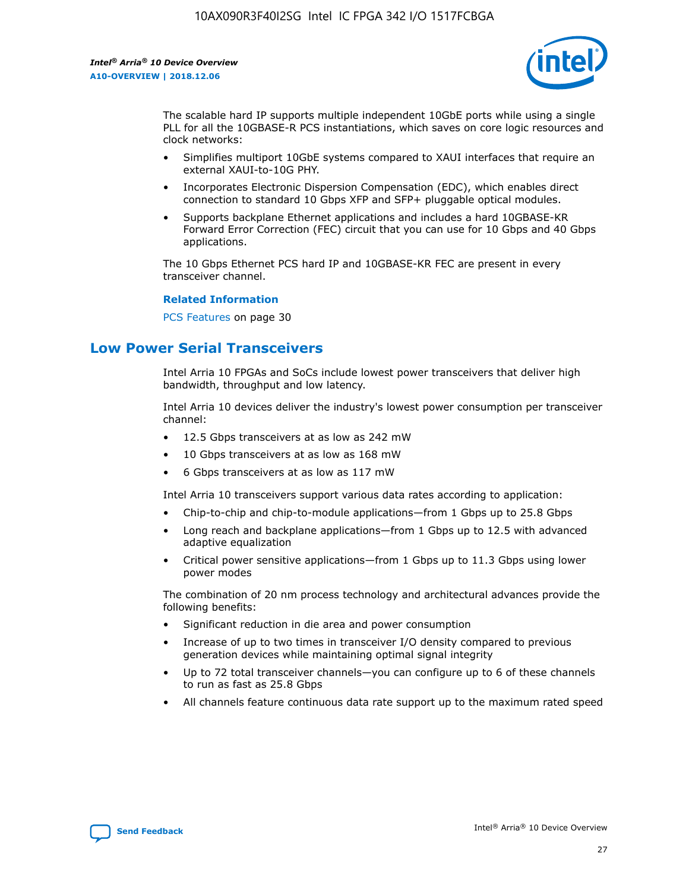The scalable hard IP supports multiple independent 10GbE ports while using a single PLL for all the 10GBASE-R PCS instantiations, which saves on core logic resources and clock networks:

- Simplifies multiport 10GbE systems compared to XAUI interfaces that require an external XAUI-to-10G PHY.
- Incorporates Electronic Dispersion Compensation (EDC), which enables direct connection to standard 10 Gbps XFP and SFP+ pluggable optical modules.
- Supports backplane Ethernet applications and includes a hard 10GBASE-KR Forward Error Correction (FEC) circuit that you can use for 10 Gbps and 40 Gbps applications.

The 10 Gbps Ethernet PCS hard IP and 10GBASE-KR FEC are present in every transceiver channel.

**Related Information**

PCS Features on page 30

## Low Power Serial Transceivers

Intel Arria 10 FPGAs and SoCs include lowest power transceivers that deliver high bandwidth, throughput and low latency.

Intel Arria 10 devices deliver the industry's lowest power consumption per transceiver channel:

- 12.5 Gbps transceivers at as low as 242 mW
- 10 Gbps transceivers at as low as 168 mW
- 6 Gbps transceivers at as low as 117 mW

Intel Arria 10 transceivers support various data rates according to application:

- Chip-to-chip and chip-to-module applications—from 1 Gbps up to 25.8 Gbps
- Long reach and backplane applications—from 1 Gbps up to 12.5 with advanced adaptive equalization
- Critical power sensitive applications—from 1 Gbps up to 11.3 Gbps using lower power modes

The combination of 20 nm process technology and architectural advances provide the following benefits:

- Significant reduction in die area and power consumption
- Increase of up to two times in transceiver I/O density compared to previous generation devices while maintaining optimal signal integrity
- Up to 72 total transceiver channels—you can configure up to 6 of these channels to run as fast as 25.8 Gbps
- All channels feature continuous data rate support up to the maximum rated speed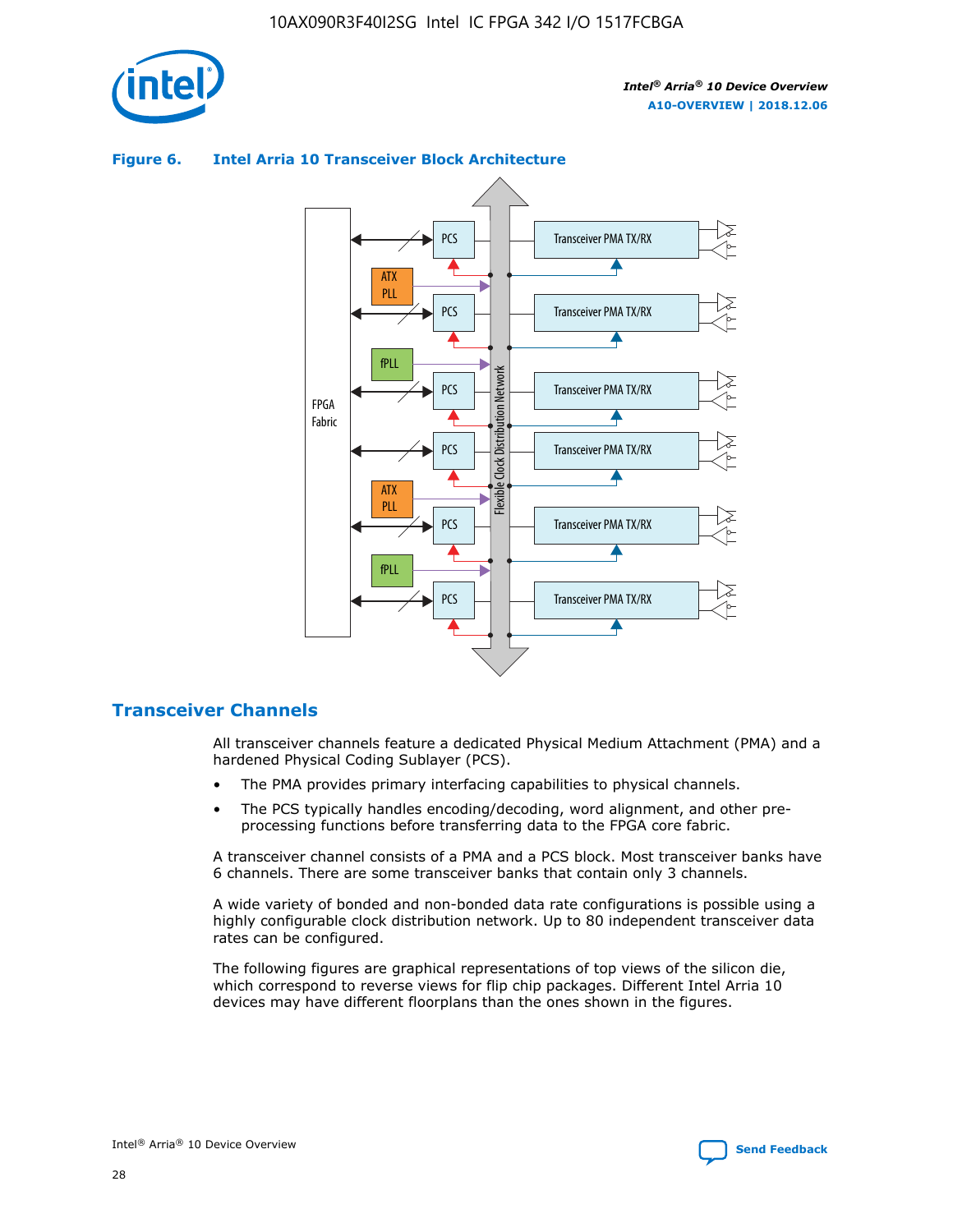**Figure 6. Intel Arria 10 Transceiver Block Architecture**

## Transceiver Channels

All transceiver channels feature a dedicated Physical Medium Attachment (PMA) and a hardened Physical Coding Sublayer (PCS).

- The PMA provides primary interfacing capabilities to physical channels.
- The PCS typically handles encoding/decoding, word alignment, and other pre-processing functions before transferring data to the FPGA core fabric.

A transceiver channel consists of a PMA and a PCS block. Most transceiver banks have 6 channels. There are some transceiver banks that contain only 3 channels.

A wide variety of bonded and non-bonded data rate configurations is possible using a highly configurable clock distribution network. Up to 80 independent transceiver data rates can be configured.

The following figures are graphical representations of top views of the silicon die, which correspond to reverse views for flip chip packages. Different Intel Arria 10 devices may have different floorplans than the ones shown in the figures.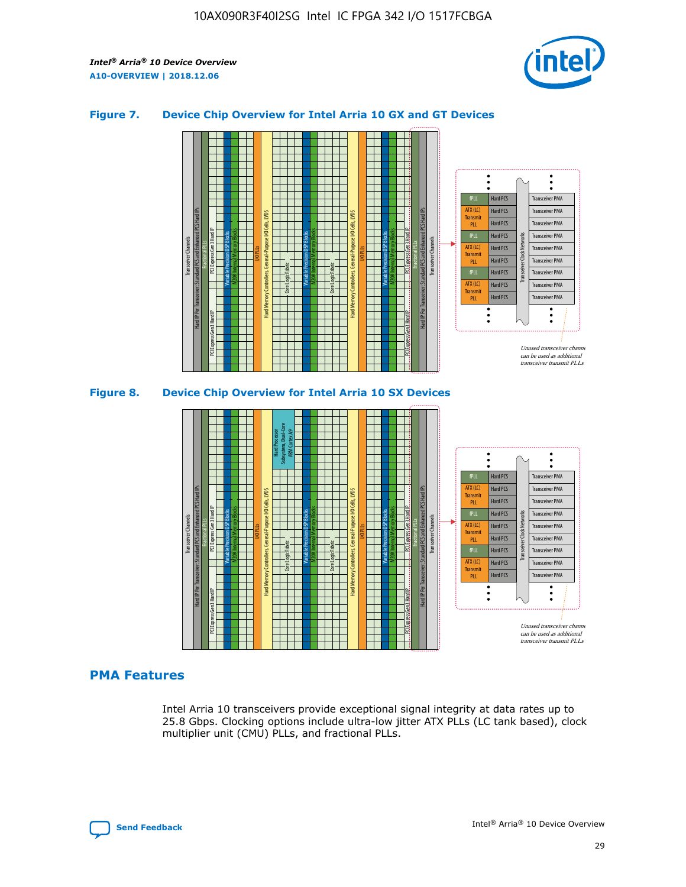**Figure 7. Device Chip Overview for Intel Arria 10 GX and GT Devices**

**Figure 8. Device Chip Overview for Intel Arria 10 SX Devices**

## PMA Features

Intel Arria 10 transceivers provide exceptional signal integrity at data rates up to 25.8 Gbps. Clocking options include ultra-low jitter ATX PLLs (LC tank based), clock multiplier unit (CMU) PLLs, and fractional PLLs.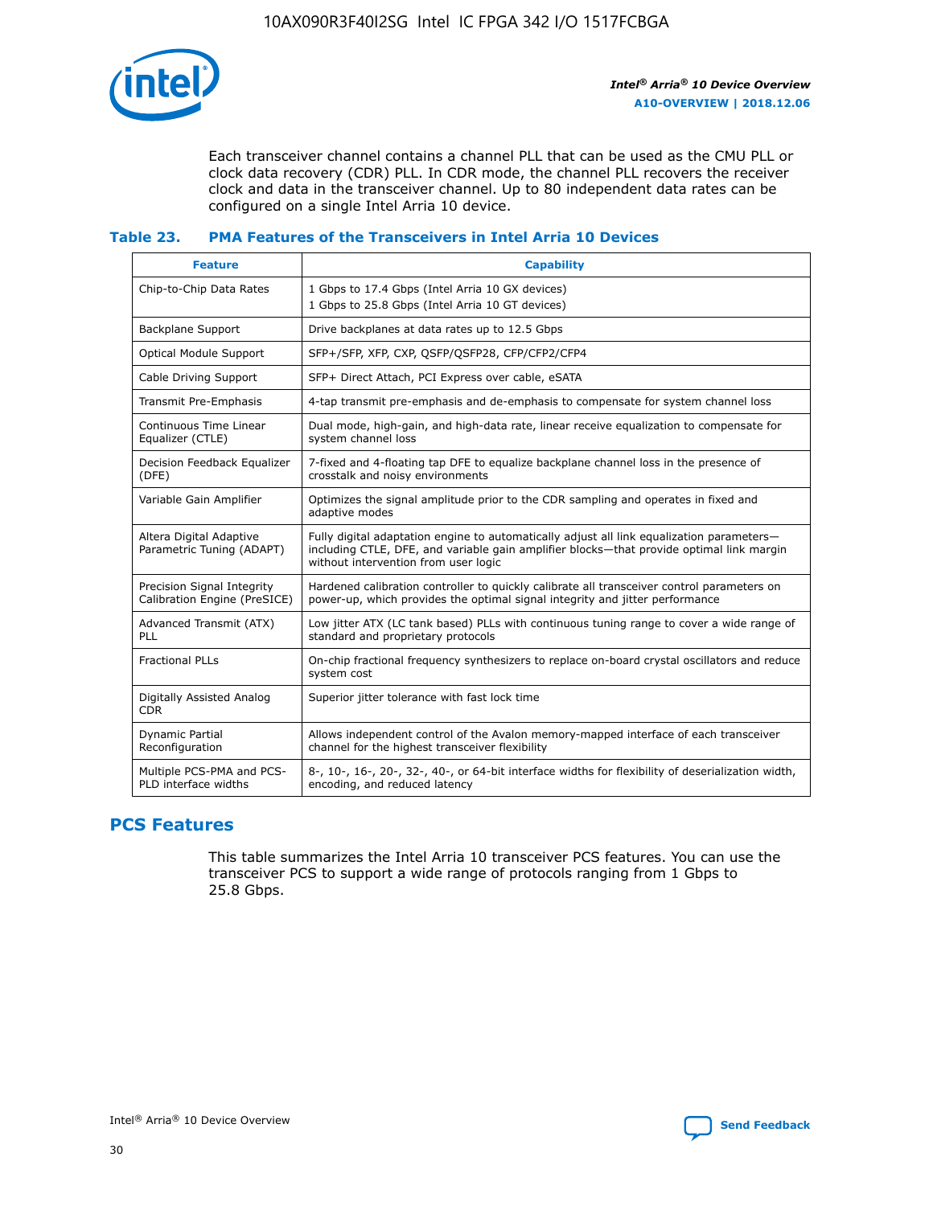Each transceiver channel contains a channel PLL that can be used as the CMU PLL or clock data recovery (CDR) PLL. In CDR mode, the channel PLL recovers the receiver clock and data in the transceiver channel. Up to 80 independent data rates can be configured on a single Intel Arria 10 device.

### Table 23. PMA Features of the Transceivers in Intel Arria 10 Devices

| Feature | Capability |
|---|---|
| Chip-to-Chip Data Rates | 1 Gbps to 17.4 Gbps (Intel Arria 10 GX devices)<br>1 Gbps to 25.8 Gbps (Intel Arria 10 GT devices) |
| Backplane Support | Drive backplanes at data rates up to 12.5 Gbps |
| Optical Module Support | SFP+/SFP, XFP, CXP, QSFP/QSFP28, CFP/CFP2/CFP4 |
| Cable Driving Support | SFP+ Direct Attach, PCI Express over cable, eSATA |
| Transmit Pre-Emphasis | 4-tap transmit pre-emphasis and de-emphasis to compensate for system channel loss |
| Continuous Time Linear Equalizer (CTLE) | Dual mode, high-gain, and high-data rate, linear receive equalization to compensate for system channel loss |
| Decision Feedback Equalizer (DFE) | 7-fixed and 4-floating tap DFE to equalize backplane channel loss in the presence of crosstalk and noisy environments |
| Variable Gain Amplifier | Optimizes the signal amplitude prior to the CDR sampling and operates in fixed and adaptive modes |
| Altera Digital Adaptive Parametric Tuning (ADAPT) | Fully digital adaptation engine to automatically adjust all link equalization parameters—including CTLE, DFE, and variable gain amplifier blocks—that provide optimal link margin without intervention from user logic |
| Precision Signal Integrity Calibration Engine (PreSICE) | Hardened calibration controller to quickly calibrate all transceiver control parameters on power-up, which provides the optimal signal integrity and jitter performance |
| Advanced Transmit (ATX) PLL | Low jitter ATX (LC tank based) PLLs with continuous tuning range to cover a wide range of standard and proprietary protocols |
| Fractional PLLs | On-chip fractional frequency synthesizers to replace on-board crystal oscillators and reduce system cost |
| Digitally Assisted Analog CDR | Superior jitter tolerance with fast lock time |
| Dynamic Partial Reconfiguration | Allows independent control of the Avalon memory-mapped interface of each transceiver channel for the highest transceiver flexibility |
| Multiple PCS-PMA and PCS-PLD interface widths | 8-, 10-, 16-, 20-, 32-, 40-, or 64-bit interface widths for flexibility of deserialization width, encoding, and reduced latency |

## PCS Features

This table summarizes the Intel Arria 10 transceiver PCS features. You can use the transceiver PCS to support a wide range of protocols ranging from 1 Gbps to 25.8 Gbps.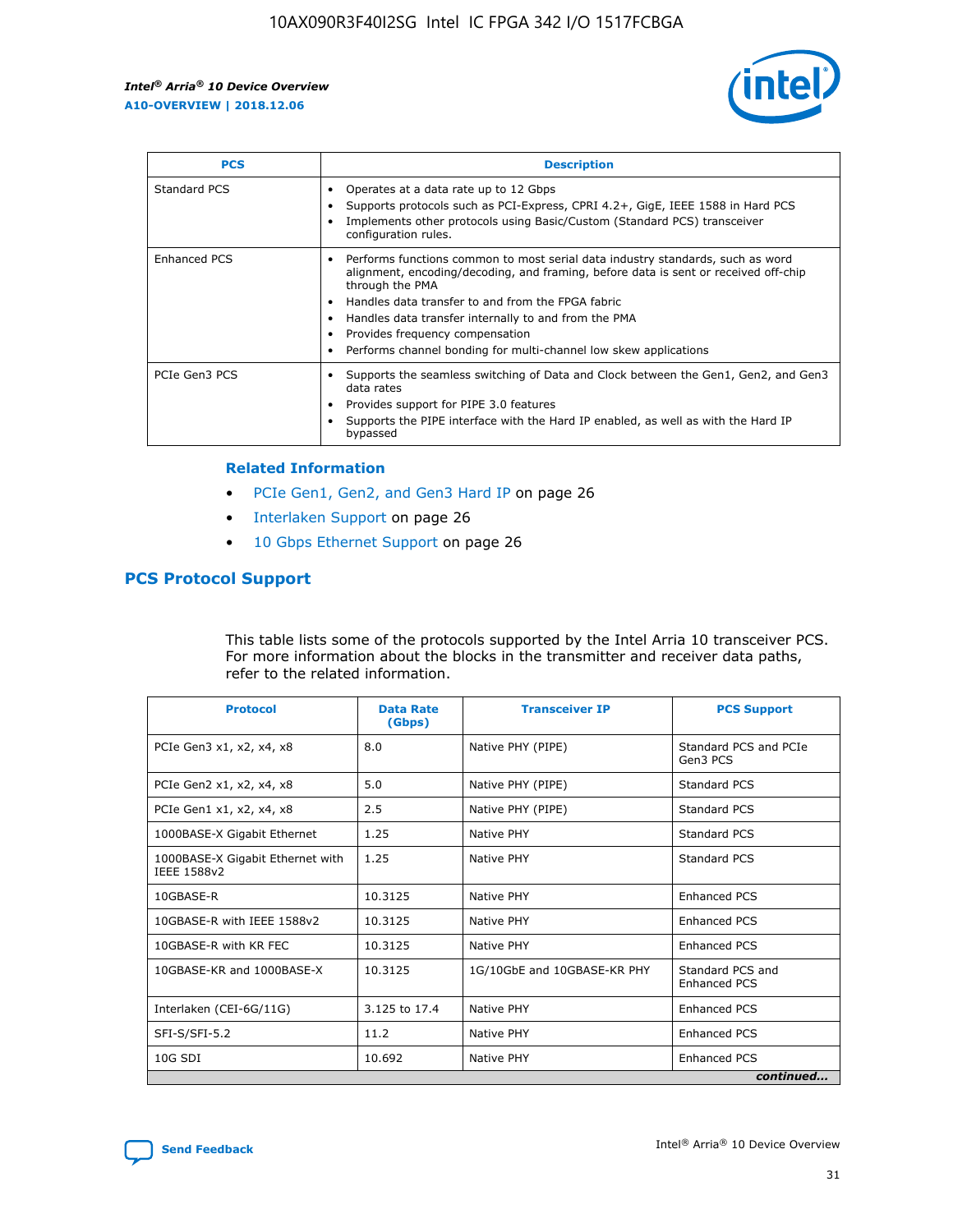| PCS | Description |
|---|---|
| Standard PCS | • Operates at a data rate up to 12 Gbps<br>• Supports protocols such as PCI-Express, CPRI 4.2+, GigE, IEEE 1588 in Hard PCS<br>• Implements other protocols using Basic/Custom (Standard PCS) transceiver configuration rules. |
| Enhanced PCS | • Performs functions common to most serial data industry standards, such as word alignment, encoding/decoding, and framing, before data is sent or received off-chip through the PMA<br>• Handles data transfer to and from the FPGA fabric<br>• Handles data transfer internally to and from the PMA<br>• Provides frequency compensation<br>• Performs channel bonding for multi-channel low skew applications |
| PCIe Gen3 PCS | • Supports the seamless switching of Data and Clock between the Gen1, Gen2, and Gen3 data rates<br>• Provides support for PIPE 3.0 features<br>• Supports the PIPE interface with the Hard IP enabled, as well as with the Hard IP bypassed |

### Related Information

- PCIe Gen1, Gen2, and Gen3 Hard IP on page 26
- Interlaken Support on page 26
- 10 Gbps Ethernet Support on page 26

## PCS Protocol Support

This table lists some of the protocols supported by the Intel Arria 10 transceiver PCS. For more information about the blocks in the transmitter and receiver data paths, refer to the related information.

| Protocol | Data Rate (Gbps) | Transceiver IP | PCS Support |
|---|---|---|---|
| PCIe Gen3 x1, x2, x4, x8 | 8.0 | Native PHY (PIPE) | Standard PCS and PCIe Gen3 PCS |
| PCIe Gen2 x1, x2, x4, x8 | 5.0 | Native PHY (PIPE) | Standard PCS |
| PCIe Gen1 x1, x2, x4, x8 | 2.5 | Native PHY (PIPE) | Standard PCS |
| 1000BASE-X Gigabit Ethernet | 1.25 | Native PHY | Standard PCS |
| 1000BASE-X Gigabit Ethernet with IEEE 1588v2 | 1.25 | Native PHY | Standard PCS |
| 10GBASE-R | 10.3125 | Native PHY | Enhanced PCS |
| 10GBASE-R with IEEE 1588v2 | 10.3125 | Native PHY | Enhanced PCS |
| 10GBASE-R with KR FEC | 10.3125 | Native PHY | Enhanced PCS |
| 10GBASE-KR and 1000BASE-X | 10.3125 | 1G/10GbE and 10GBASE-KR PHY | Standard PCS and Enhanced PCS |
| Interlaken (CEI-6G/11G) | 3.125 to 17.4 | Native PHY | Enhanced PCS |
| SFI-S/SFI-5.2 | 11.2 | Native PHY | Enhanced PCS |
| 10G SDI | 10.692 | Native PHY | Enhanced PCS |

*continued...*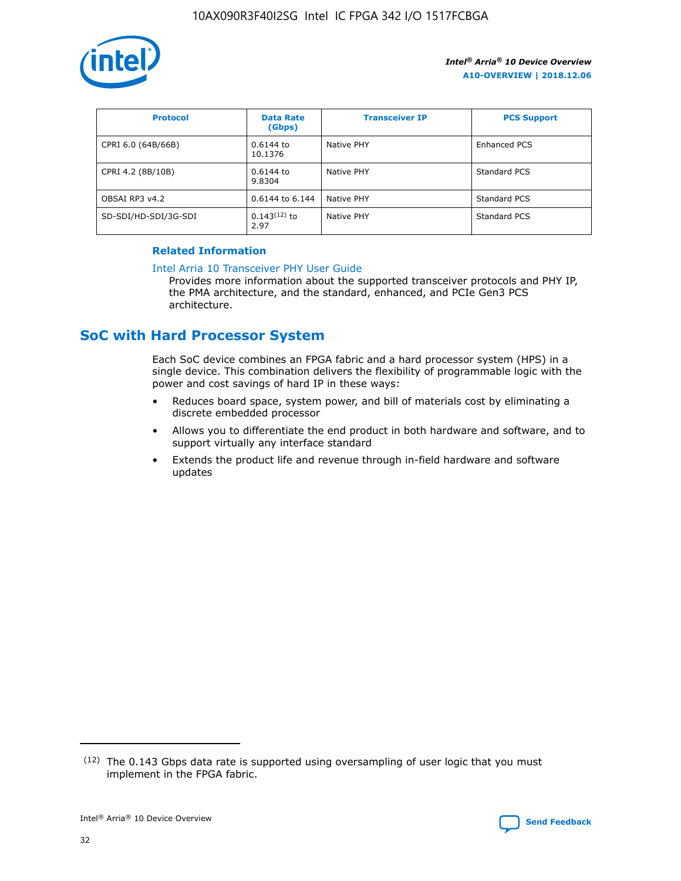| Protocol | Data Rate (Gbps) | Transceiver IP | PCS Support |
| --- | --- | --- | --- |
| CPRI 6.0 (64B/66B) | 0.6144 to 10.1376 | Native PHY | Enhanced PCS |
| CPRI 4.2 (8B/10B) | 0.6144 to 9.8304 | Native PHY | Standard PCS |
| OBSAI RP3 v4.2 | 0.6144 to 6.144 | Native PHY | Standard PCS |
| SD-SDI/HD-SDI/3G-SDI | 0.143[12] to 2.97 | Native PHY | Standard PCS |

**Related Information**

Intel Arria 10 Transceiver PHY User Guide

Provides more information about the supported transceiver protocols and PHY IP, the PMA architecture, and the standard, enhanced, and PCIe Gen3 PCS architecture.

## SoC with Hard Processor System

Each SoC device combines an FPGA fabric and a hard processor system (HPS) in a single device. This combination delivers the flexibility of programmable logic with the power and cost savings of hard IP in these ways:

- Reduces board space, system power, and bill of materials cost by eliminating a discrete embedded processor
- Allows you to differentiate the end product in both hardware and software, and to support virtually any interface standard
- Extends the product life and revenue through in-field hardware and software updates

---

[12] The 0.143 Gbps data rate is supported using oversampling of user logic that you must implement in the FPGA fabric.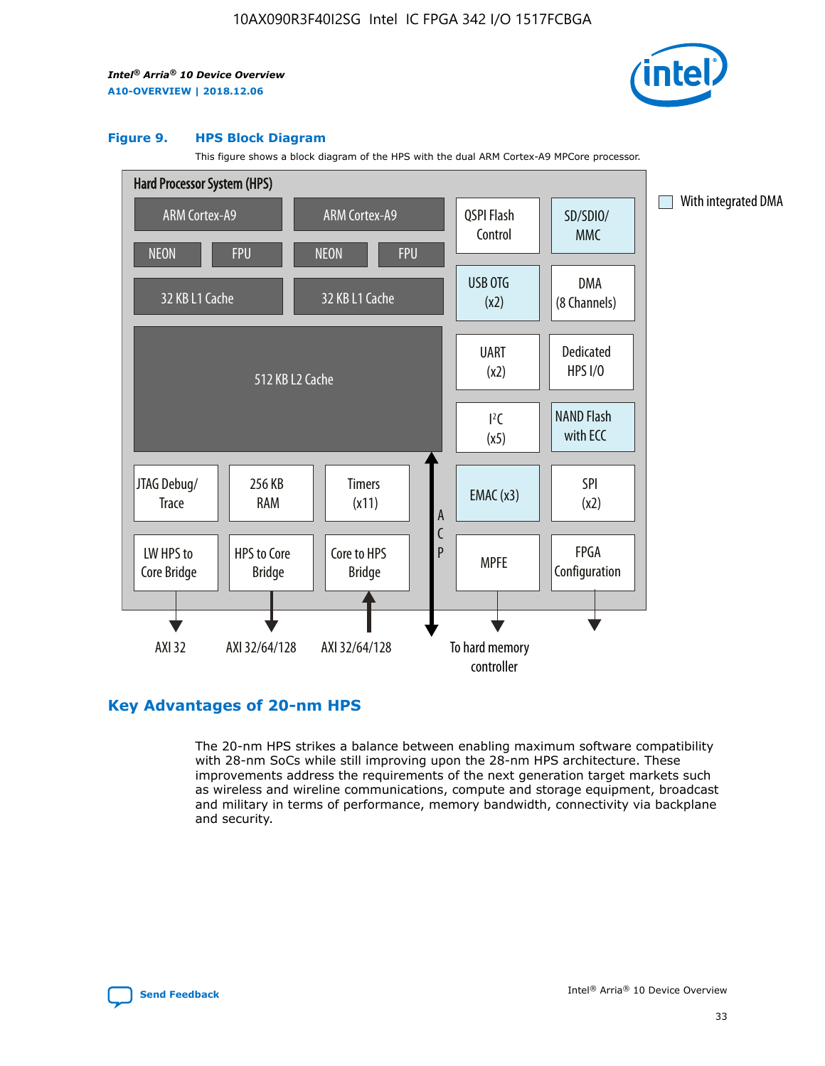**Figure 9. HPS Block Diagram**

This figure shows a block diagram of the HPS with the dual ARM Cortex-A9 MPCore processor.

Hard Processor System (HPS)

- ARM Cortex-A9 (NEON, FPU, 32 KB L1 Cache)
- ARM Cortex-A9 (NEON, FPU, 32 KB L1 Cache)
- 512 KB L2 Cache
- QSPI Flash Control
- SD/SDIO/MMC
- USB OTG (x2)
- DMA (8 Channels)
- UART (x2)
- Dedicated HPS I/O
- I²C (x5)
- NAND Flash with ECC
- JTAG Debug/Trace
- 256 KB RAM
- Timers (x11)
- EMAC (x3)
- SPI (x2)
- LW HPS to Core Bridge
- HPS to Core Bridge
- Core to HPS Bridge
- ACP
- MPFE
- FPGA Configuration

AXI 32 | AXI 32/64/128 | AXI 32/64/128 | To hard memory controller

With integrated DMA

## Key Advantages of 20-nm HPS

The 20-nm HPS strikes a balance between enabling maximum software compatibility with 28-nm SoCs while still improving upon the 28-nm HPS architecture. These improvements address the requirements of the next generation target markets such as wireless and wireline communications, compute and storage equipment, broadcast and military in terms of performance, memory bandwidth, connectivity via backplane and security.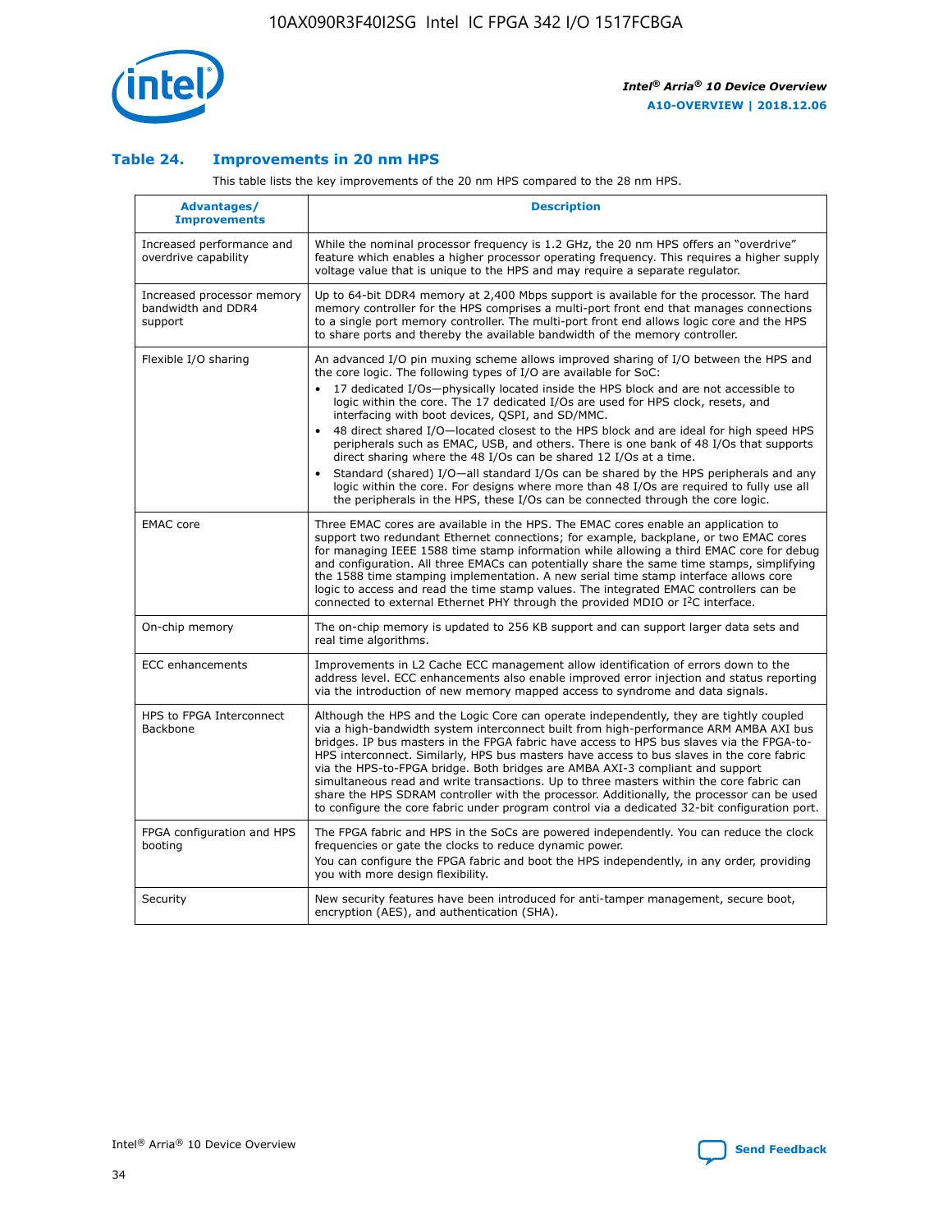### Table 24. Improvements in 20 nm HPS

This table lists the key improvements of the 20 nm HPS compared to the 28 nm HPS.

| Advantages/ Improvements | Description |
|---|---|
| Increased performance and overdrive capability | While the nominal processor frequency is 1.2 GHz, the 20 nm HPS offers an "overdrive" feature which enables a higher processor operating frequency. This requires a higher supply voltage value that is unique to the HPS and may require a separate regulator. |
| Increased processor memory bandwidth and DDR4 support | Up to 64-bit DDR4 memory at 2,400 Mbps support is available for the processor. The hard memory controller for the HPS comprises a multi-port front end that manages connections to a single port memory controller. The multi-port front end allows logic core and the HPS to share ports and thereby the available bandwidth of the memory controller. |
| Flexible I/O sharing | An advanced I/O pin muxing scheme allows improved sharing of I/O between the HPS and the core logic. The following types of I/O are available for SoC:<br>• 17 dedicated I/Os—physically located inside the HPS block and are not accessible to logic within the core. The 17 dedicated I/Os are used for HPS clock, resets, and interfacing with boot devices, QSPI, and SD/MMC.<br>• 48 direct shared I/O—located closest to the HPS block and are ideal for high speed HPS peripherals such as EMAC, USB, and others. There is one bank of 48 I/Os that supports direct sharing where the 48 I/Os can be shared 12 I/Os at a time.<br>• Standard (shared) I/O—all standard I/Os can be shared by the HPS peripherals and any logic within the core. For designs where more than 48 I/Os are required to fully use all the peripherals in the HPS, these I/Os can be connected through the core logic. |
| EMAC core | Three EMAC cores are available in the HPS. The EMAC cores enable an application to support two redundant Ethernet connections; for example, backplane, or two EMAC cores for managing IEEE 1588 time stamp information while allowing a third EMAC core for debug and configuration. All three EMACs can potentially share the same time stamps, simplifying the 1588 time stamping implementation. A new serial time stamp interface allows core logic to access and read the time stamp values. The integrated EMAC controllers can be connected to external Ethernet PHY through the provided MDIO or I²C interface. |
| On-chip memory | The on-chip memory is updated to 256 KB support and can support larger data sets and real time algorithms. |
| ECC enhancements | Improvements in L2 Cache ECC management allow identification of errors down to the address level. ECC enhancements also enable improved error injection and status reporting via the introduction of new memory mapped access to syndrome and data signals. |
| HPS to FPGA Interconnect Backbone | Although the HPS and the Logic Core can operate independently, they are tightly coupled via a high-bandwidth system interconnect built from high-performance ARM AMBA AXI bus bridges. IP bus masters in the FPGA fabric have access to HPS bus slaves via the FPGA-to-HPS interconnect. Similarly, HPS bus masters have access to bus slaves in the core fabric via the HPS-to-FPGA bridge. Both bridges are AMBA AXI-3 compliant and support simultaneous read and write transactions. Up to three masters within the core fabric can share the HPS SDRAM controller with the processor. Additionally, the processor can be used to configure the core fabric under program control via a dedicated 32-bit configuration port. |
| FPGA configuration and HPS booting | The FPGA fabric and HPS in the SoCs are powered independently. You can reduce the clock frequencies or gate the clocks to reduce dynamic power.<br>You can configure the FPGA fabric and boot the HPS independently, in any order, providing you with more design flexibility. |
| Security | New security features have been introduced for anti-tamper management, secure boot, encryption (AES), and authentication (SHA). |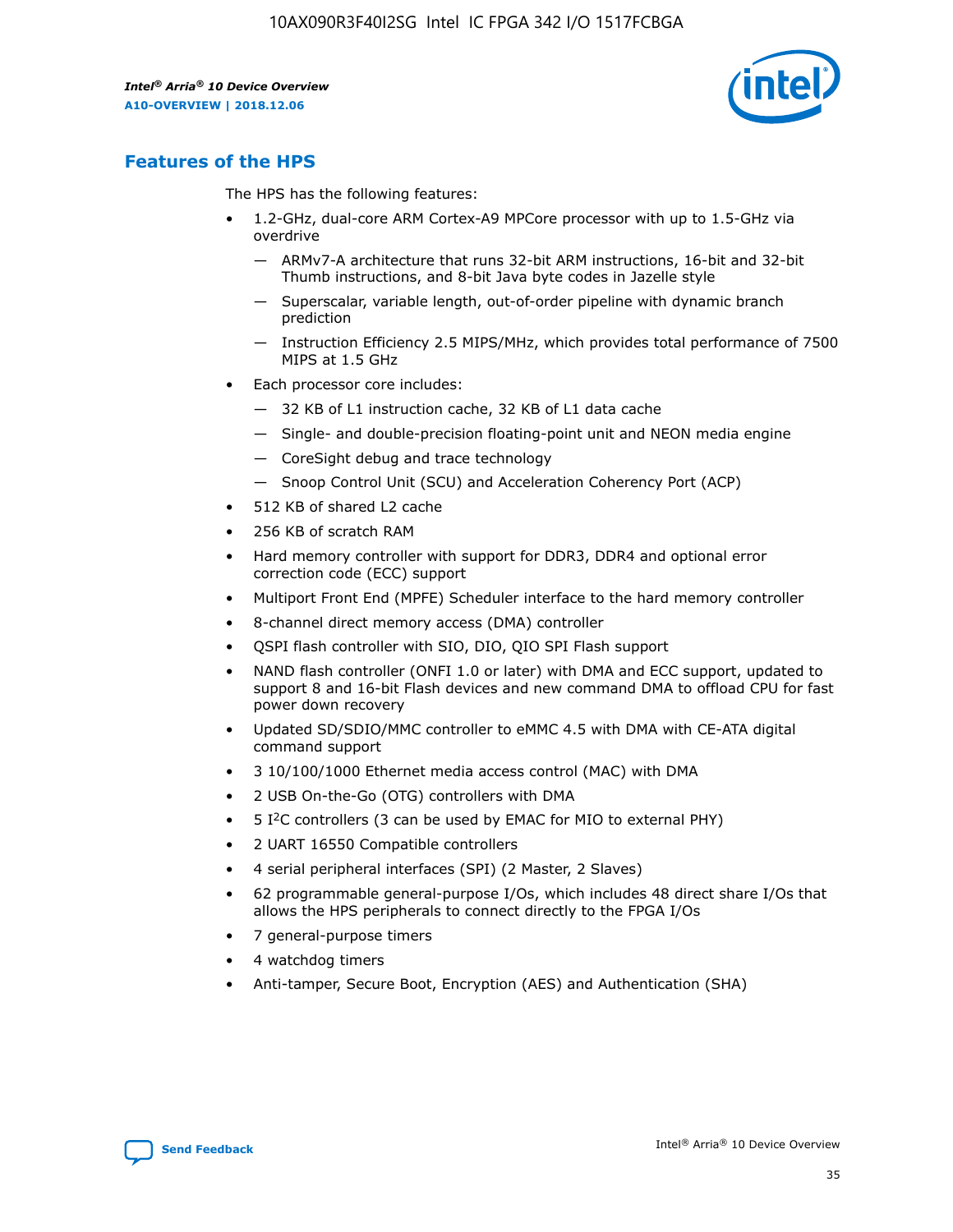## Features of the HPS

The HPS has the following features:

- 1.2-GHz, dual-core ARM Cortex-A9 MPCore processor with up to 1.5-GHz via overdrive
  - — ARMv7-A architecture that runs 32-bit ARM instructions, 16-bit and 32-bit Thumb instructions, and 8-bit Java byte codes in Jazelle style
  - — Superscalar, variable length, out-of-order pipeline with dynamic branch prediction
  - — Instruction Efficiency 2.5 MIPS/MHz, which provides total performance of 7500 MIPS at 1.5 GHz
- Each processor core includes:
  - — 32 KB of L1 instruction cache, 32 KB of L1 data cache
  - — Single- and double-precision floating-point unit and NEON media engine
  - — CoreSight debug and trace technology
  - — Snoop Control Unit (SCU) and Acceleration Coherency Port (ACP)
- 512 KB of shared L2 cache
- 256 KB of scratch RAM
- Hard memory controller with support for DDR3, DDR4 and optional error correction code (ECC) support
- Multiport Front End (MPFE) Scheduler interface to the hard memory controller
- 8-channel direct memory access (DMA) controller
- QSPI flash controller with SIO, DIO, QIO SPI Flash support
- NAND flash controller (ONFI 1.0 or later) with DMA and ECC support, updated to support 8 and 16-bit Flash devices and new command DMA to offload CPU for fast power down recovery
- Updated SD/SDIO/MMC controller to eMMC 4.5 with DMA with CE-ATA digital command support
- 3 10/100/1000 Ethernet media access control (MAC) with DMA
- 2 USB On-the-Go (OTG) controllers with DMA
- 5 I²C controllers (3 can be used by EMAC for MIO to external PHY)
- 2 UART 16550 Compatible controllers
- 4 serial peripheral interfaces (SPI) (2 Master, 2 Slaves)
- 62 programmable general-purpose I/Os, which includes 48 direct share I/Os that allows the HPS peripherals to connect directly to the FPGA I/Os
- 7 general-purpose timers
- 4 watchdog timers
- Anti-tamper, Secure Boot, Encryption (AES) and Authentication (SHA)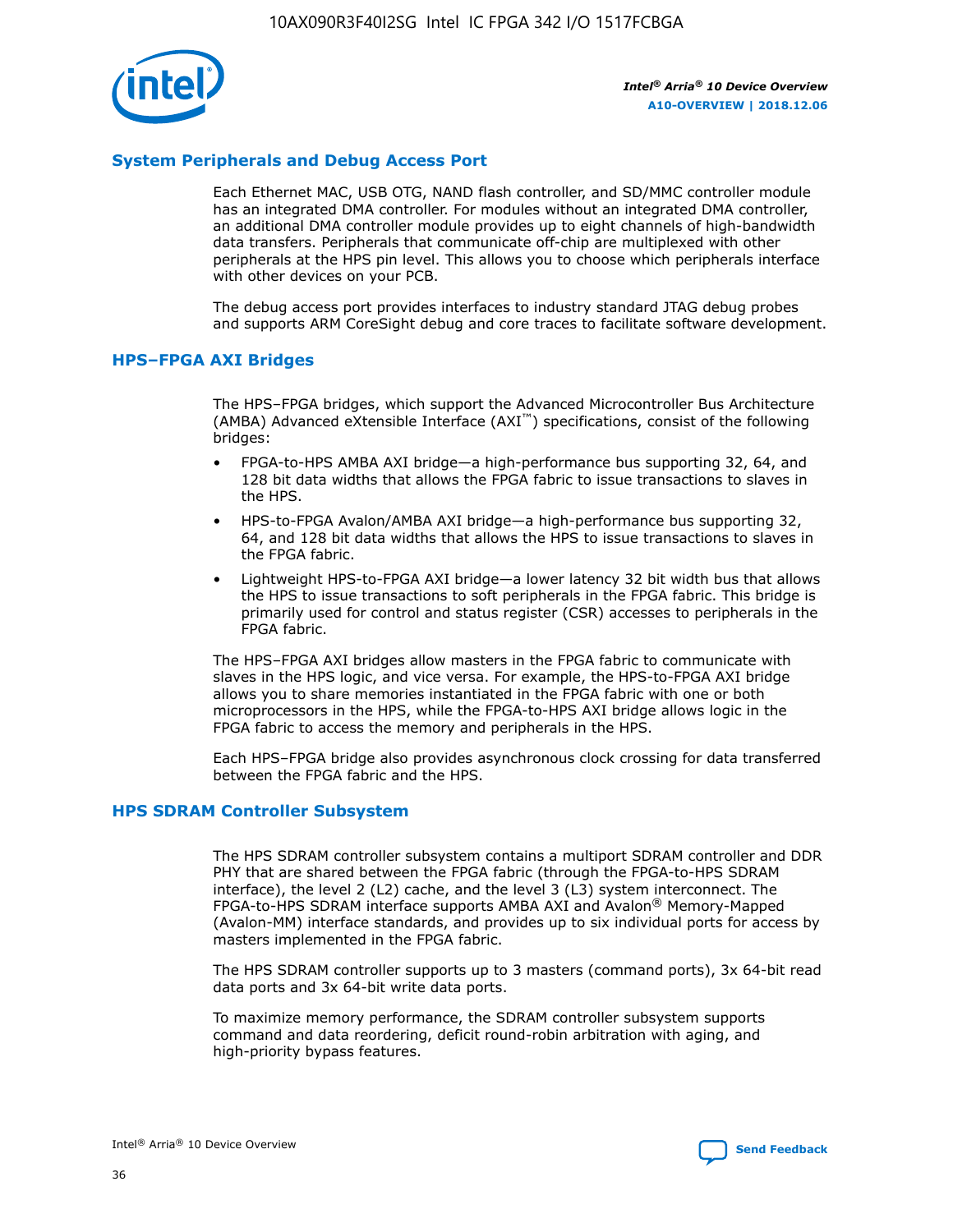## System Peripherals and Debug Access Port

Each Ethernet MAC, USB OTG, NAND flash controller, and SD/MMC controller module has an integrated DMA controller. For modules without an integrated DMA controller, an additional DMA controller module provides up to eight channels of high-bandwidth data transfers. Peripherals that communicate off-chip are multiplexed with other peripherals at the HPS pin level. This allows you to choose which peripherals interface with other devices on your PCB.

The debug access port provides interfaces to industry standard JTAG debug probes and supports ARM CoreSight debug and core traces to facilitate software development.

## HPS–FPGA AXI Bridges

The HPS–FPGA bridges, which support the Advanced Microcontroller Bus Architecture (AMBA) Advanced eXtensible Interface (AXI™) specifications, consist of the following bridges:

- FPGA-to-HPS AMBA AXI bridge—a high-performance bus supporting 32, 64, and 128 bit data widths that allows the FPGA fabric to issue transactions to slaves in the HPS.
- HPS-to-FPGA Avalon/AMBA AXI bridge—a high-performance bus supporting 32, 64, and 128 bit data widths that allows the HPS to issue transactions to slaves in the FPGA fabric.
- Lightweight HPS-to-FPGA AXI bridge—a lower latency 32 bit width bus that allows the HPS to issue transactions to soft peripherals in the FPGA fabric. This bridge is primarily used for control and status register (CSR) accesses to peripherals in the FPGA fabric.

The HPS–FPGA AXI bridges allow masters in the FPGA fabric to communicate with slaves in the HPS logic, and vice versa. For example, the HPS-to-FPGA AXI bridge allows you to share memories instantiated in the FPGA fabric with one or both microprocessors in the HPS, while the FPGA-to-HPS AXI bridge allows logic in the FPGA fabric to access the memory and peripherals in the HPS.

Each HPS–FPGA bridge also provides asynchronous clock crossing for data transferred between the FPGA fabric and the HPS.

## HPS SDRAM Controller Subsystem

The HPS SDRAM controller subsystem contains a multiport SDRAM controller and DDR PHY that are shared between the FPGA fabric (through the FPGA-to-HPS SDRAM interface), the level 2 (L2) cache, and the level 3 (L3) system interconnect. The FPGA-to-HPS SDRAM interface supports AMBA AXI and Avalon® Memory-Mapped (Avalon-MM) interface standards, and provides up to six individual ports for access by masters implemented in the FPGA fabric.

The HPS SDRAM controller supports up to 3 masters (command ports), 3x 64-bit read data ports and 3x 64-bit write data ports.

To maximize memory performance, the SDRAM controller subsystem supports command and data reordering, deficit round-robin arbitration with aging, and high-priority bypass features.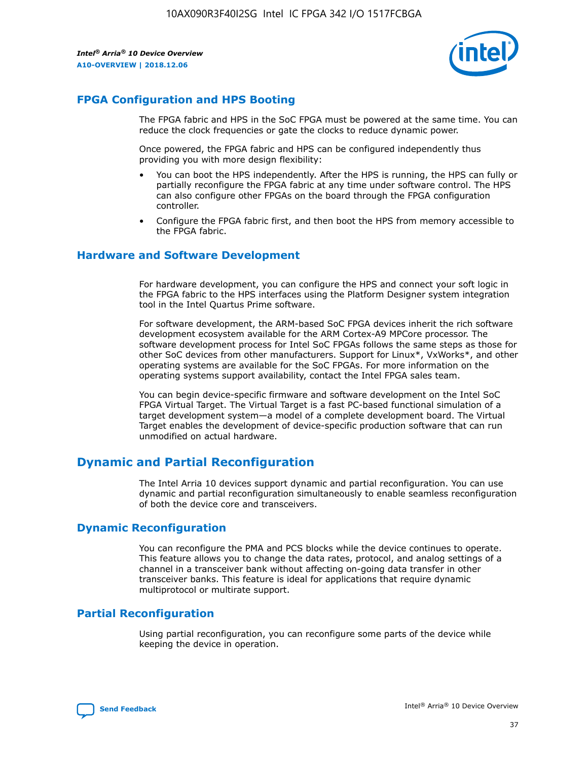## FPGA Configuration and HPS Booting

The FPGA fabric and HPS in the SoC FPGA must be powered at the same time. You can reduce the clock frequencies or gate the clocks to reduce dynamic power.

Once powered, the FPGA fabric and HPS can be configured independently thus providing you with more design flexibility:

- You can boot the HPS independently. After the HPS is running, the HPS can fully or partially reconfigure the FPGA fabric at any time under software control. The HPS can also configure other FPGAs on the board through the FPGA configuration controller.
- Configure the FPGA fabric first, and then boot the HPS from memory accessible to the FPGA fabric.

## Hardware and Software Development

For hardware development, you can configure the HPS and connect your soft logic in the FPGA fabric to the HPS interfaces using the Platform Designer system integration tool in the Intel Quartus Prime software.

For software development, the ARM-based SoC FPGA devices inherit the rich software development ecosystem available for the ARM Cortex-A9 MPCore processor. The software development process for Intel SoC FPGAs follows the same steps as those for other SoC devices from other manufacturers. Support for Linux*, VxWorks*, and other operating systems are available for the SoC FPGAs. For more information on the operating systems support availability, contact the Intel FPGA sales team.

You can begin device-specific firmware and software development on the Intel SoC FPGA Virtual Target. The Virtual Target is a fast PC-based functional simulation of a target development system—a model of a complete development board. The Virtual Target enables the development of device-specific production software that can run unmodified on actual hardware.

## Dynamic and Partial Reconfiguration

The Intel Arria 10 devices support dynamic and partial reconfiguration. You can use dynamic and partial reconfiguration simultaneously to enable seamless reconfiguration of both the device core and transceivers.

## Dynamic Reconfiguration

You can reconfigure the PMA and PCS blocks while the device continues to operate. This feature allows you to change the data rates, protocol, and analog settings of a channel in a transceiver bank without affecting on-going data transfer in other transceiver banks. This feature is ideal for applications that require dynamic multiprotocol or multirate support.

## Partial Reconfiguration

Using partial reconfiguration, you can reconfigure some parts of the device while keeping the device in operation.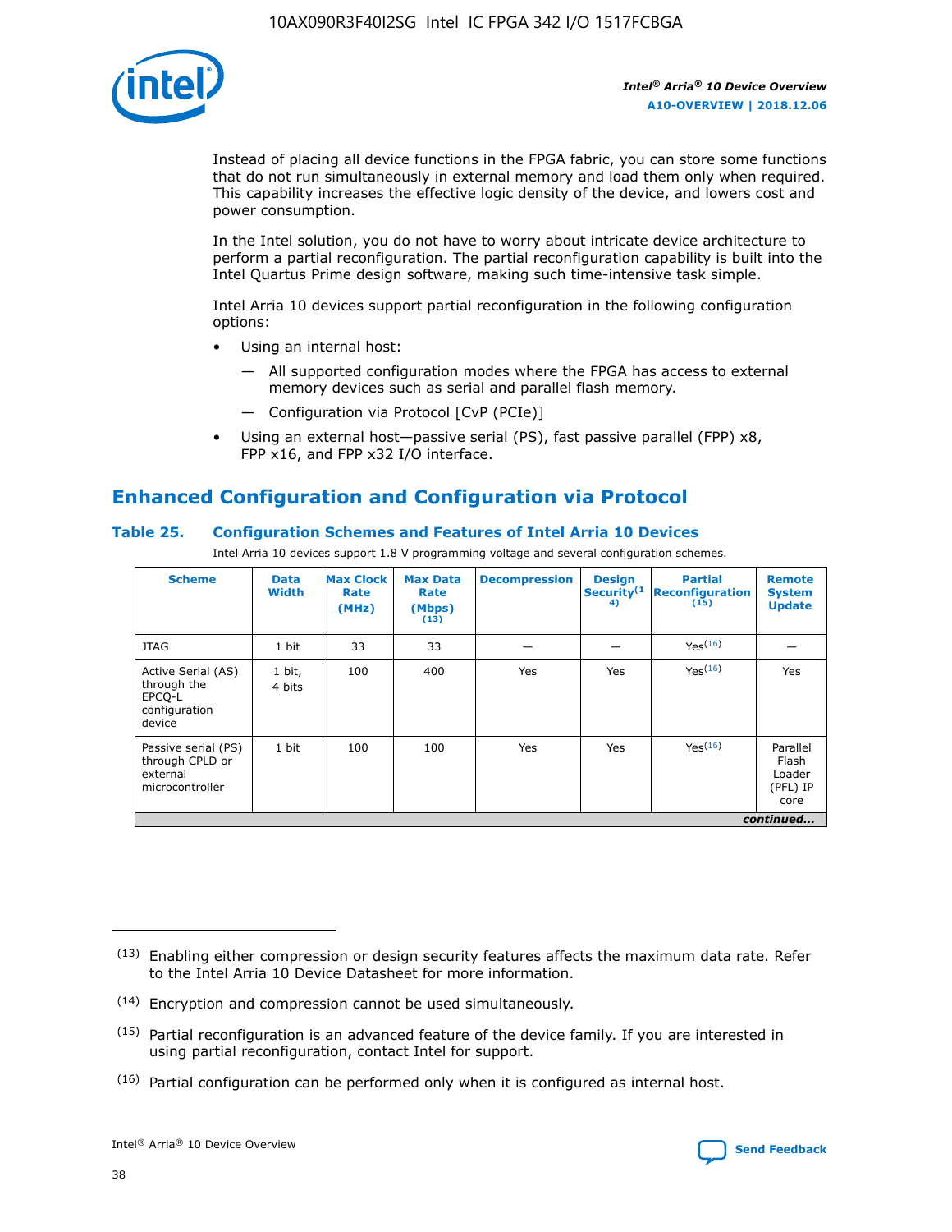Instead of placing all device functions in the FPGA fabric, you can store some functions that do not run simultaneously in external memory and load them only when required. This capability increases the effective logic density of the device, and lowers cost and power consumption.

In the Intel solution, you do not have to worry about intricate device architecture to perform a partial reconfiguration. The partial reconfiguration capability is built into the Intel Quartus Prime design software, making such time-intensive task simple.

Intel Arria 10 devices support partial reconfiguration in the following configuration options:

- Using an internal host:
  - — All supported configuration modes where the FPGA has access to external memory devices such as serial and parallel flash memory.
  - — Configuration via Protocol [CvP (PCIe)]
- Using an external host—passive serial (PS), fast passive parallel (FPP) x8, FPP x16, and FPP x32 I/O interface.

## Enhanced Configuration and Configuration via Protocol

### Table 25. Configuration Schemes and Features of Intel Arria 10 Devices

Intel Arria 10 devices support 1.8 V programming voltage and several configuration schemes.

| Scheme | Data Width | Max Clock Rate (MHz) | Max Data Rate (Mbps) (13) | Decompression | Design Security (14) | Partial Reconfiguration (15) | Remote System Update |
|---|---|---|---|---|---|---|---|
| JTAG | 1 bit | 33 | 33 | — | — | Yes (16) | — |
| Active Serial (AS) through the EPCQ-L configuration device | 1 bit, 4 bits | 100 | 400 | Yes | Yes | Yes (16) | Yes |
| Passive serial (PS) through CPLD or external microcontroller | 1 bit | 100 | 100 | Yes | Yes | Yes (16) | Parallel Flash Loader (PFL) IP core |

*continued...*

(13) Enabling either compression or design security features affects the maximum data rate. Refer to the Intel Arria 10 Device Datasheet for more information.

(14) Encryption and compression cannot be used simultaneously.

(15) Partial reconfiguration is an advanced feature of the device family. If you are interested in using partial reconfiguration, contact Intel for support.

(16) Partial configuration can be performed only when it is configured as internal host.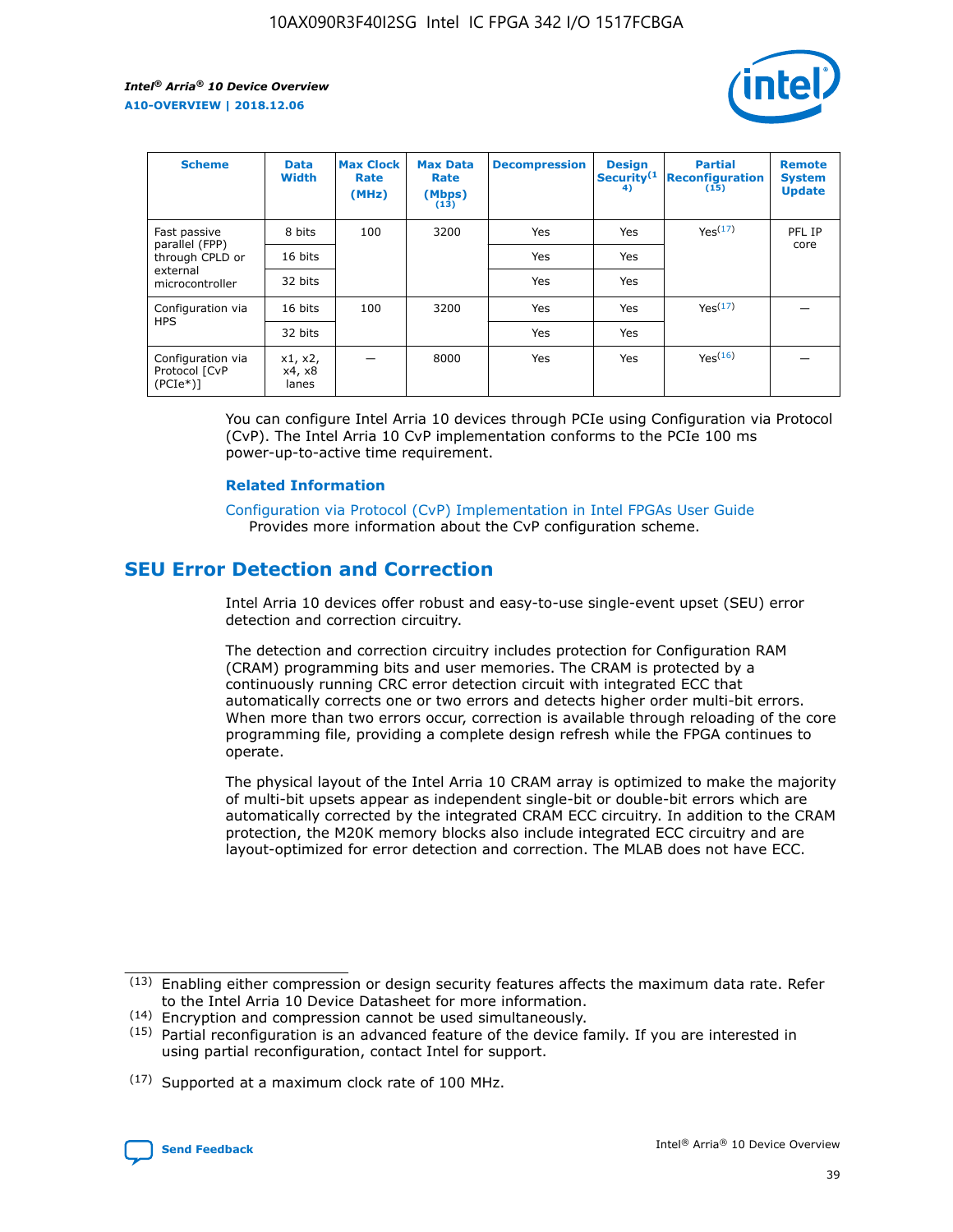| Scheme | Data Width | Max Clock Rate (MHz) | Max Data Rate (Mbps) (13) | Decompression | Design Security(14) | Partial Reconfiguration (15) | Remote System Update |
|---|---|---|---|---|---|---|---|
| Fast passive parallel (FPP) through CPLD or external microcontroller | 8 bits | 100 | 3200 | Yes | Yes | Yes(17) | PFL IP core |
| | 16 bits | | | Yes | Yes | | |
| | 32 bits | | | Yes | Yes | | |
| Configuration via HPS | 16 bits | 100 | 3200 | Yes | Yes | Yes(17) | — |
| | 32 bits | | | Yes | Yes | | |
| Configuration via Protocol [CvP (PCIe*)] | x1, x2, x4, x8 lanes | — | 8000 | Yes | Yes | Yes(16) | — |

You can configure Intel Arria 10 devices through PCIe using Configuration via Protocol (CvP). The Intel Arria 10 CvP implementation conforms to the PCIe 100 ms power-up-to-active time requirement.

### Related Information

Configuration via Protocol (CvP) Implementation in Intel FPGAs User Guide
Provides more information about the CvP configuration scheme.

## SEU Error Detection and Correction

Intel Arria 10 devices offer robust and easy-to-use single-event upset (SEU) error detection and correction circuitry.

The detection and correction circuitry includes protection for Configuration RAM (CRAM) programming bits and user memories. The CRAM is protected by a continuously running CRC error detection circuit with integrated ECC that automatically corrects one or two errors and detects higher order multi-bit errors. When more than two errors occur, correction is available through reloading of the core programming file, providing a complete design refresh while the FPGA continues to operate.

The physical layout of the Intel Arria 10 CRAM array is optimized to make the majority of multi-bit upsets appear as independent single-bit or double-bit errors which are automatically corrected by the integrated CRAM ECC circuitry. In addition to the CRAM protection, the M20K memory blocks also include integrated ECC circuitry and are layout-optimized for error detection and correction. The MLAB does not have ECC.

(13) Enabling either compression or design security features affects the maximum data rate. Refer to the Intel Arria 10 Device Datasheet for more information.

(14) Encryption and compression cannot be used simultaneously.

(15) Partial reconfiguration is an advanced feature of the device family. If you are interested in using partial reconfiguration, contact Intel for support.

(17) Supported at a maximum clock rate of 100 MHz.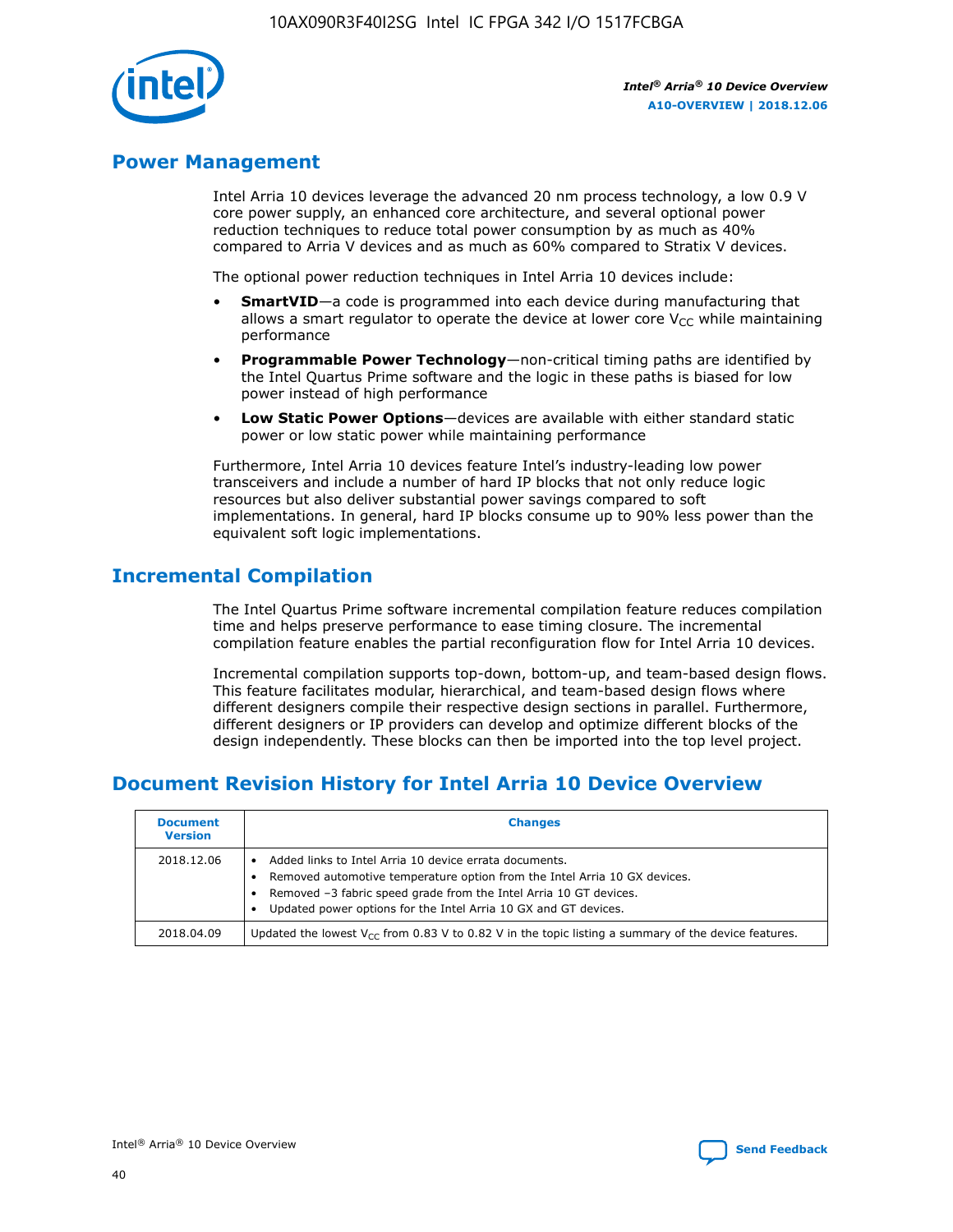## Power Management

Intel Arria 10 devices leverage the advanced 20 nm process technology, a low 0.9 V core power supply, an enhanced core architecture, and several optional power reduction techniques to reduce total power consumption by as much as 40% compared to Arria V devices and as much as 60% compared to Stratix V devices.

The optional power reduction techniques in Intel Arria 10 devices include:

- **SmartVID**—a code is programmed into each device during manufacturing that allows a smart regulator to operate the device at lower core $V_{CC}$ while maintaining performance
- **Programmable Power Technology**—non-critical timing paths are identified by the Intel Quartus Prime software and the logic in these paths is biased for low power instead of high performance
- **Low Static Power Options**—devices are available with either standard static power or low static power while maintaining performance

Furthermore, Intel Arria 10 devices feature Intel's industry-leading low power transceivers and include a number of hard IP blocks that not only reduce logic resources but also deliver substantial power savings compared to soft implementations. In general, hard IP blocks consume up to 90% less power than the equivalent soft logic implementations.

## Incremental Compilation

The Intel Quartus Prime software incremental compilation feature reduces compilation time and helps preserve performance to ease timing closure. The incremental compilation feature enables the partial reconfiguration flow for Intel Arria 10 devices.

Incremental compilation supports top-down, bottom-up, and team-based design flows. This feature facilitates modular, hierarchical, and team-based design flows where different designers compile their respective design sections in parallel. Furthermore, different designers or IP providers can develop and optimize different blocks of the design independently. These blocks can then be imported into the top level project.

## Document Revision History for Intel Arria 10 Device Overview

| Document Version | Changes |
| --- | --- |
| 2018.12.06 | • Added links to Intel Arria 10 device errata documents.<br>• Removed automotive temperature option from the Intel Arria 10 GX devices.<br>• Removed –3 fabric speed grade from the Intel Arria 10 GT devices.<br>• Updated power options for the Intel Arria 10 GX and GT devices. |
| 2018.04.09 | Updated the lowest $V_{CC}$ from 0.83 V to 0.82 V in the topic listing a summary of the device features. |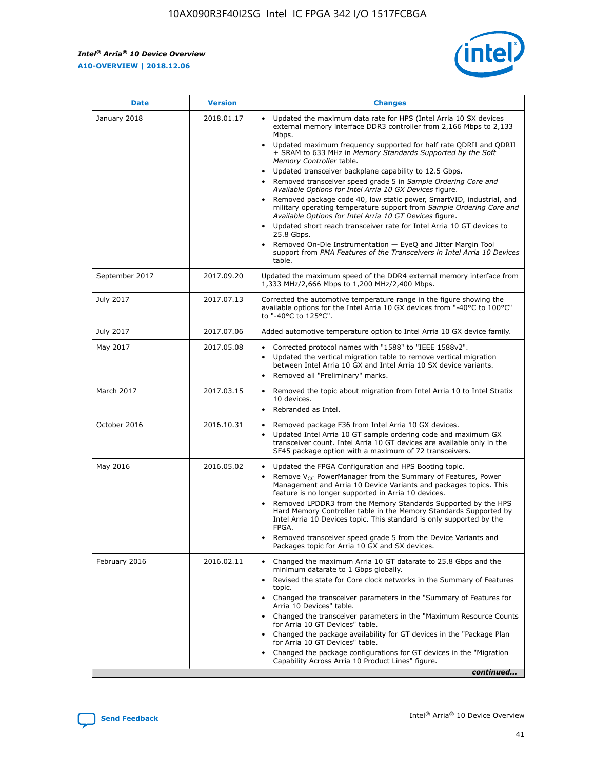| Date | Version | Changes |
| --- | --- | --- |
| January 2018 | 2018.01.17 | • Updated the maximum data rate for HPS (Intel Arria 10 SX devices external memory interface DDR3 controller from 2,166 Mbps to 2,133 Mbps.<br>• Updated maximum frequency supported for half rate QDRII and QDRII + SRAM to 633 MHz in *Memory Standards Supported by the Soft Memory Controller* table.<br>• Updated transceiver backplane capability to 12.5 Gbps.<br>• Removed transceiver speed grade 5 in *Sample Ordering Core and Available Options for Intel Arria 10 GX Devices* figure.<br>• Removed package code 40, low static power, SmartVID, industrial, and military operating temperature support from *Sample Ordering Core and Available Options for Intel Arria 10 GT Devices* figure.<br>• Updated short reach transceiver rate for Intel Arria 10 GT devices to 25.8 Gbps.<br>• Removed On-Die Instrumentation — EyeQ and Jitter Margin Tool support from *PMA Features of the Transceivers in Intel Arria 10 Devices* table. |
| September 2017 | 2017.09.20 | Updated the maximum speed of the DDR4 external memory interface from 1,333 MHz/2,666 Mbps to 1,200 MHz/2,400 Mbps. |
| July 2017 | 2017.07.13 | Corrected the automotive temperature range in the figure showing the available options for the Intel Arria 10 GX devices from "-40°C to 100°C" to "-40°C to 125°C". |
| July 2017 | 2017.07.06 | Added automotive temperature option to Intel Arria 10 GX device family. |
| May 2017 | 2017.05.08 | • Corrected protocol names with "1588" to "IEEE 1588v2".<br>• Updated the vertical migration table to remove vertical migration between Intel Arria 10 GX and Intel Arria 10 SX device variants.<br>• Removed all "Preliminary" marks. |
| March 2017 | 2017.03.15 | • Removed the topic about migration from Intel Arria 10 to Intel Stratix 10 devices.<br>• Rebranded as Intel. |
| October 2016 | 2016.10.31 | • Removed package F36 from Intel Arria 10 GX devices.<br>• Updated Intel Arria 10 GT sample ordering code and maximum GX transceiver count. Intel Arria 10 GT devices are available only in the SF45 package option with a maximum of 72 transceivers. |
| May 2016 | 2016.05.02 | • Updated the FPGA Configuration and HPS Booting topic.<br>• Remove $V_{CC}$ PowerManager from the Summary of Features, Power Management and Arria 10 Device Variants and packages topics. This feature is no longer supported in Arria 10 devices.<br>• Removed LPDDR3 from the Memory Standards Supported by the HPS Hard Memory Controller table in the Memory Standards Supported by Intel Arria 10 Devices topic. This standard is only supported by the FPGA.<br>• Removed transceiver speed grade 5 from the Device Variants and Packages topic for Arria 10 GX and SX devices. |
| February 2016 | 2016.02.11 | • Changed the maximum Arria 10 GT datarate to 25.8 Gbps and the minimum datarate to 1 Gbps globally.<br>• Revised the state for Core clock networks in the Summary of Features topic.<br>• Changed the transceiver parameters in the "Summary of Features for Arria 10 Devices" table.<br>• Changed the transceiver parameters in the "Maximum Resource Counts for Arria 10 GT Devices" table.<br>• Changed the package availability for GT devices in the "Package Plan for Arria 10 GT Devices" table.<br>• Changed the package configurations for GT devices in the "Migration Capability Across Arria 10 Product Lines" figure. |

*continued...*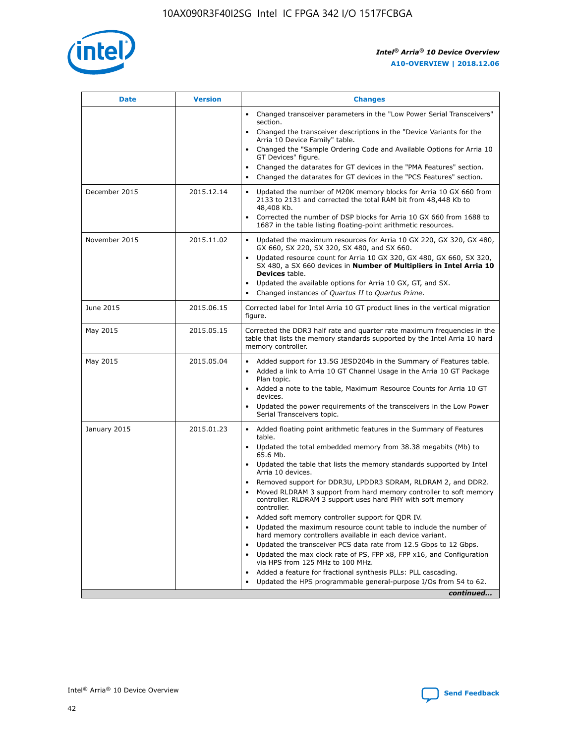| Date | Version | Changes |
| --- | --- | --- |
| | | • Changed transceiver parameters in the "Low Power Serial Transceivers" section.<br>• Changed the transceiver descriptions in the "Device Variants for the Arria 10 Device Family" table.<br>• Changed the "Sample Ordering Code and Available Options for Arria 10 GT Devices" figure.<br>• Changed the datarates for GT devices in the "PMA Features" section.<br>• Changed the datarates for GT devices in the "PCS Features" section. |
| December 2015 | 2015.12.14 | • Updated the number of M20K memory blocks for Arria 10 GX 660 from 2133 to 2131 and corrected the total RAM bit from 48,448 Kb to 48,408 Kb.<br>• Corrected the number of DSP blocks for Arria 10 GX 660 from 1688 to 1687 in the table listing floating-point arithmetic resources. |
| November 2015 | 2015.11.02 | • Updated the maximum resources for Arria 10 GX 220, GX 320, GX 480, GX 660, SX 220, SX 320, SX 480, and SX 660.<br>• Updated resource count for Arria 10 GX 320, GX 480, GX 660, SX 320, SX 480, a SX 660 devices in **Number of Multipliers in Intel Arria 10 Devices** table.<br>• Updated the available options for Arria 10 GX, GT, and SX.<br>• Changed instances of *Quartus II* to *Quartus Prime*. |
| June 2015 | 2015.06.15 | Corrected label for Intel Arria 10 GT product lines in the vertical migration figure. |
| May 2015 | 2015.05.15 | Corrected the DDR3 half rate and quarter rate maximum frequencies in the table that lists the memory standards supported by the Intel Arria 10 hard memory controller. |
| May 2015 | 2015.05.04 | • Added support for 13.5G JESD204b in the Summary of Features table.<br>• Added a link to Arria 10 GT Channel Usage in the Arria 10 GT Package Plan topic.<br>• Added a note to the table, Maximum Resource Counts for Arria 10 GT devices.<br>• Updated the power requirements of the transceivers in the Low Power Serial Transceivers topic. |
| January 2015 | 2015.01.23 | • Added floating point arithmetic features in the Summary of Features table.<br>• Updated the total embedded memory from 38.38 megabits (Mb) to 65.6 Mb.<br>• Updated the table that lists the memory standards supported by Intel Arria 10 devices.<br>• Removed support for DDR3U, LPDDR3 SDRAM, RLDRAM 2, and DDR2.<br>• Moved RLDRAM 3 support from hard memory controller to soft memory controller. RLDRAM 3 support uses hard PHY with soft memory controller.<br>• Added soft memory controller support for QDR IV.<br>• Updated the maximum resource count table to include the number of hard memory controllers available in each device variant.<br>• Updated the transceiver PCS data rate from 12.5 Gbps to 12 Gbps.<br>• Updated the max clock rate of PS, FPP x8, FPP x16, and Configuration via HPS from 125 MHz to 100 MHz.<br>• Added a feature for fractional synthesis PLLs: PLL cascading.<br>• Updated the HPS programmable general-purpose I/Os from 54 to 62. |

*continued...*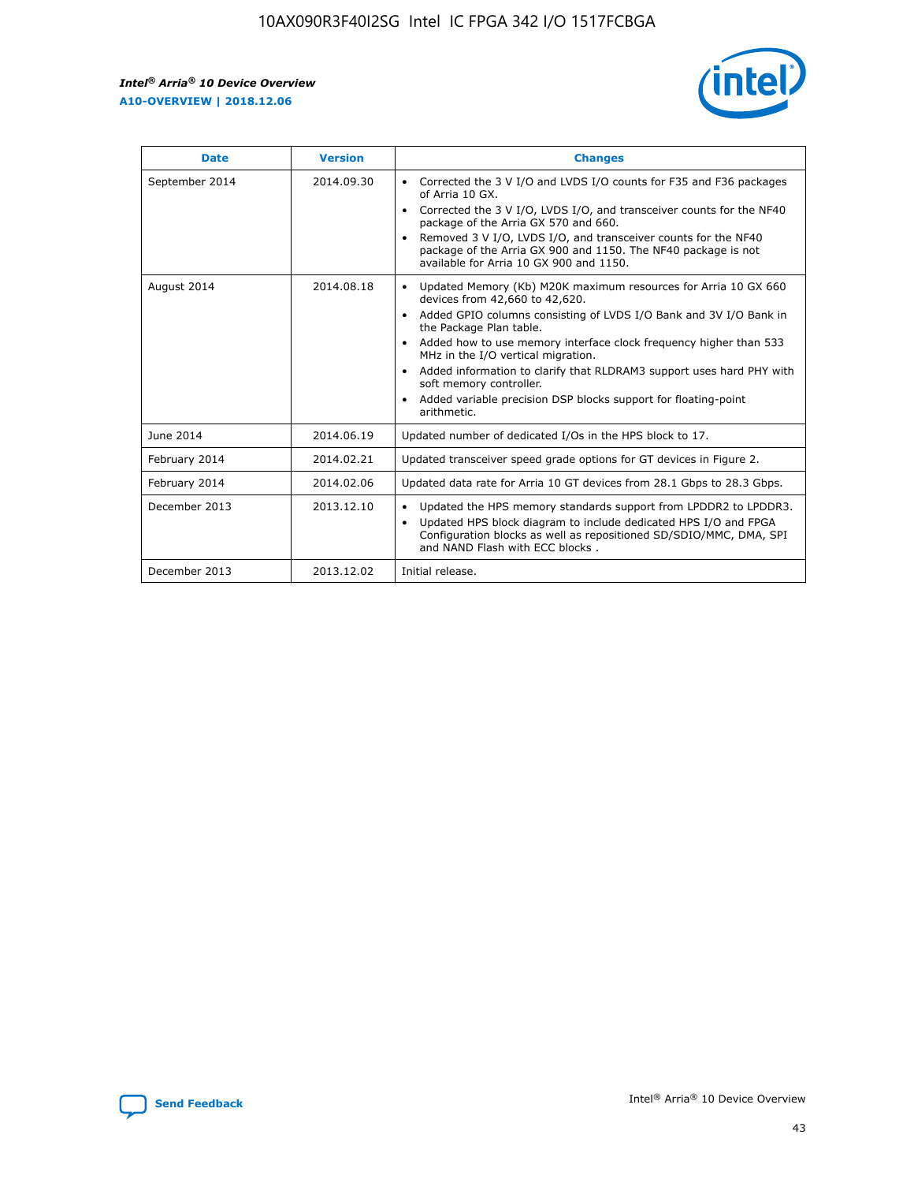| Date | Version | Changes |
| --- | --- | --- |
| September 2014 | 2014.09.30 | • Corrected the 3 V I/O and LVDS I/O counts for F35 and F36 packages of Arria 10 GX.<br>• Corrected the 3 V I/O, LVDS I/O, and transceiver counts for the NF40 package of the Arria GX 570 and 660.<br>• Removed 3 V I/O, LVDS I/O, and transceiver counts for the NF40 package of the Arria GX 900 and 1150. The NF40 package is not available for Arria 10 GX 900 and 1150. |
| August 2014 | 2014.08.18 | • Updated Memory (Kb) M20K maximum resources for Arria 10 GX 660 devices from 42,660 to 42,620.<br>• Added GPIO columns consisting of LVDS I/O Bank and 3V I/O Bank in the Package Plan table.<br>• Added how to use memory interface clock frequency higher than 533 MHz in the I/O vertical migration.<br>• Added information to clarify that RLDRAM3 support uses hard PHY with soft memory controller.<br>• Added variable precision DSP blocks support for floating-point arithmetic. |
| June 2014 | 2014.06.19 | Updated number of dedicated I/Os in the HPS block to 17. |
| February 2014 | 2014.02.21 | Updated transceiver speed grade options for GT devices in Figure 2. |
| February 2014 | 2014.02.06 | Updated data rate for Arria 10 GT devices from 28.1 Gbps to 28.3 Gbps. |
| December 2013 | 2013.12.10 | • Updated the HPS memory standards support from LPDDR2 to LPDDR3.<br>• Updated HPS block diagram to include dedicated HPS I/O and FPGA Configuration blocks as well as repositioned SD/SDIO/MMC, DMA, SPI and NAND Flash with ECC blocks . |
| December 2013 | 2013.12.02 | Initial release. |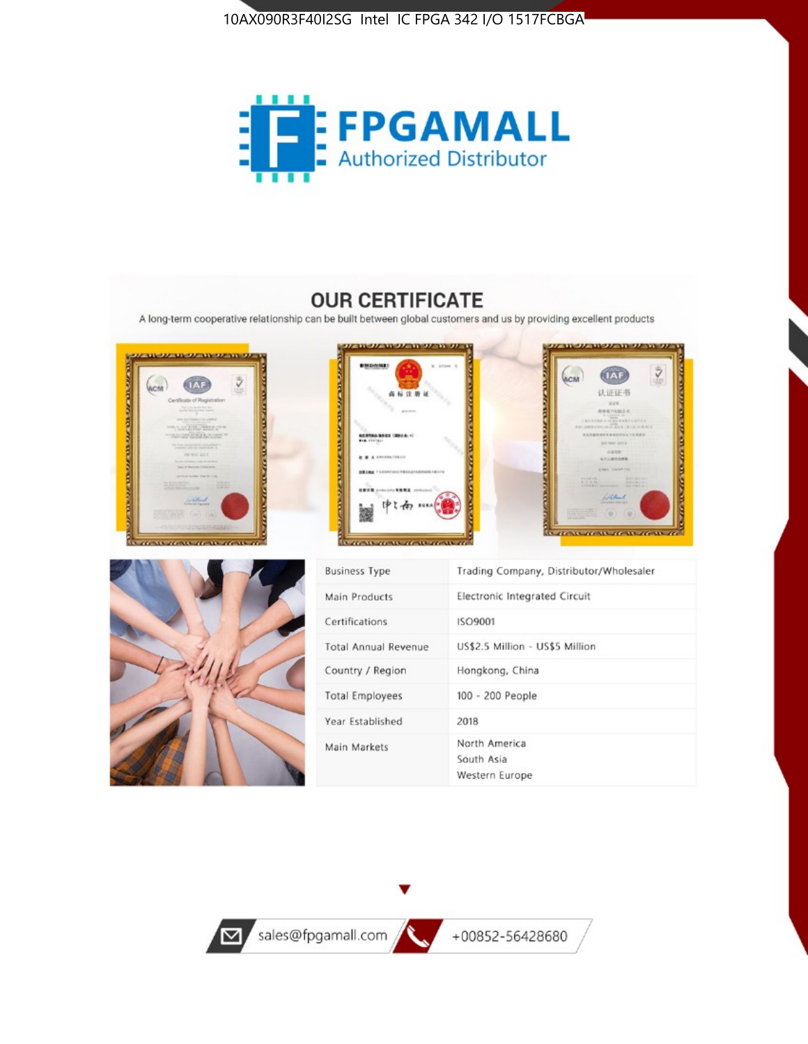# FPGAMALL

Authorized Distributor

## OUR CERTIFICATE

A long-term cooperative relationship can be built between global customers and us by providing excellent products

| | |
|---|---|
| Business Type | Trading Company, Distributor/Wholesaler |
| Main Products | Electronic Integrated Circuit |
| Certifications | ISO9001 |
| Total Annual Revenue | US$2.5 Million - US$5 Million |
| Country / Region | Hongkong, China |
| Total Employees | 100 - 200 People |
| Year Established | 2018 |
| Main Markets | North America<br>South Asia<br>Western Europe |

sales@fpgamall.com

+00852-56428680